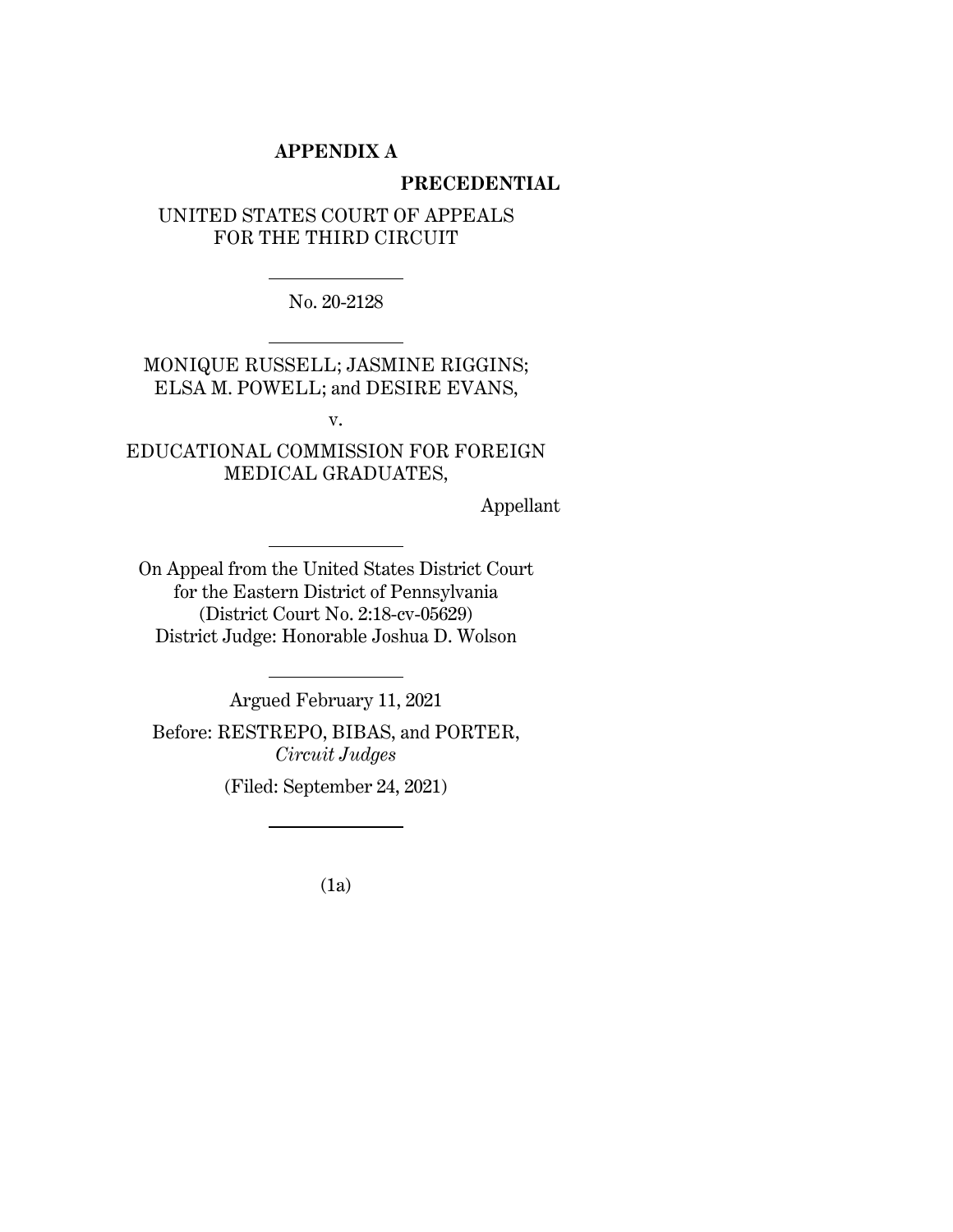**APPENDIX A**

**PRECEDENTIAL**

UNITED STATES COURT OF APPEALS
FOR THE THIRD CIRCUIT

---

No. 20-2128

---

MONIQUE RUSSELL; JASMINE RIGGINS;
ELSA M. POWELL; and DESIRE EVANS,

v.

EDUCATIONAL COMMISSION FOR FOREIGN
MEDICAL GRADUATES,

Appellant

---

On Appeal from the United States District Court
for the Eastern District of Pennsylvania
(District Court No. 2:18-cv-05629)
District Judge: Honorable Joshua D. Wolson

---

Argued February 11, 2021

Before: RESTREPO, BIBAS, and PORTER,
*Circuit Judges*

(Filed: September 24, 2021)

---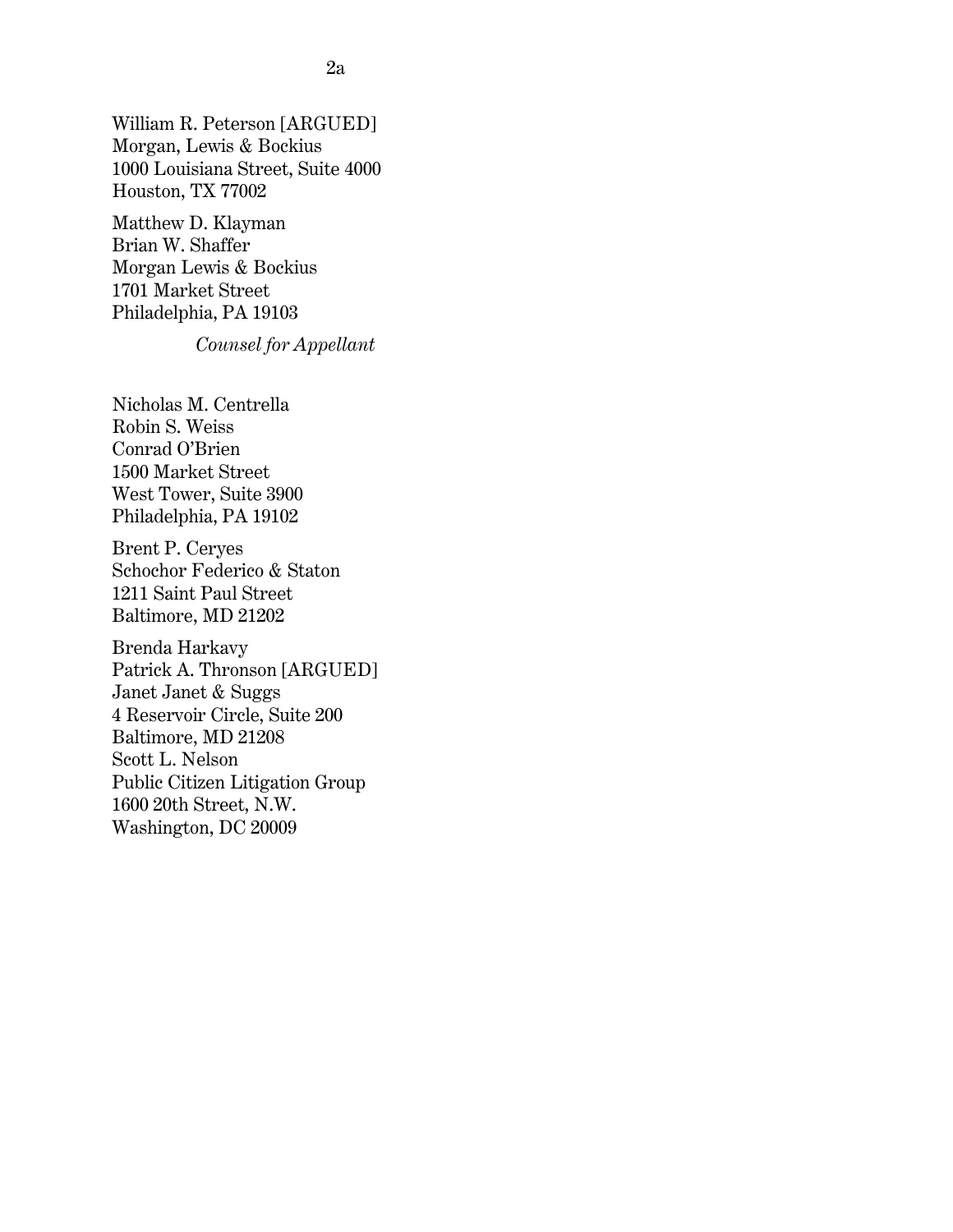William R. Peterson [ARGUED]
Morgan, Lewis & Bockius
1000 Louisiana Street, Suite 4000
Houston, TX 77002

Matthew D. Klayman
Brian W. Shaffer
Morgan Lewis & Bockius
1701 Market Street
Philadelphia, PA 19103

*Counsel for Appellant*

Nicholas M. Centrella
Robin S. Weiss
Conrad O'Brien
1500 Market Street
West Tower, Suite 3900
Philadelphia, PA 19102

Brent P. Ceryes
Schochor Federico & Staton
1211 Saint Paul Street
Baltimore, MD 21202

Brenda Harkavy
Patrick A. Thronson [ARGUED]
Janet Janet & Suggs
4 Reservoir Circle, Suite 200
Baltimore, MD 21208
Scott L. Nelson
Public Citizen Litigation Group
1600 20th Street, N.W.
Washington, DC 20009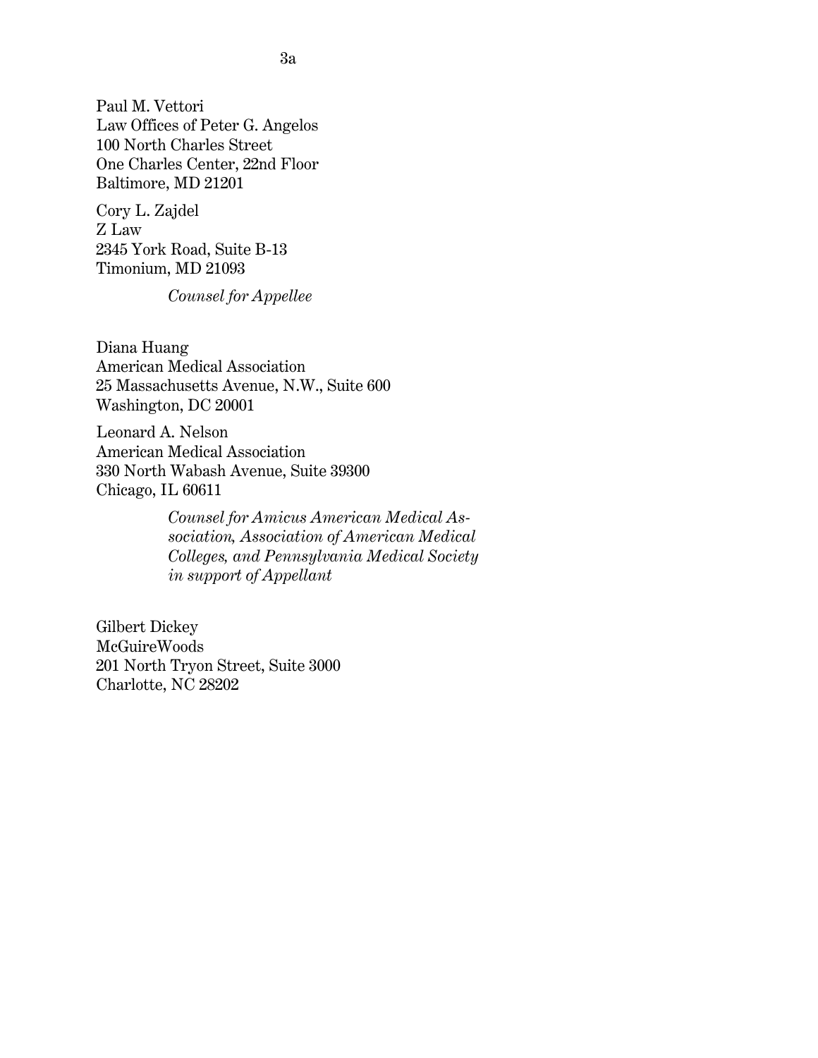Paul M. Vettori
Law Offices of Peter G. Angelos
100 North Charles Street
One Charles Center, 22nd Floor
Baltimore, MD 21201

Cory L. Zajdel
Z Law
2345 York Road, Suite B-13
Timonium, MD 21093

*Counsel for Appellee*

Diana Huang
American Medical Association
25 Massachusetts Avenue, N.W., Suite 600
Washington, DC 20001

Leonard A. Nelson
American Medical Association
330 North Wabash Avenue, Suite 39300
Chicago, IL 60611

*Counsel for Amicus American Medical Association, Association of American Medical Colleges, and Pennsylvania Medical Society in support of Appellant*

Gilbert Dickey
McGuireWoods
201 North Tryon Street, Suite 3000
Charlotte, NC 28202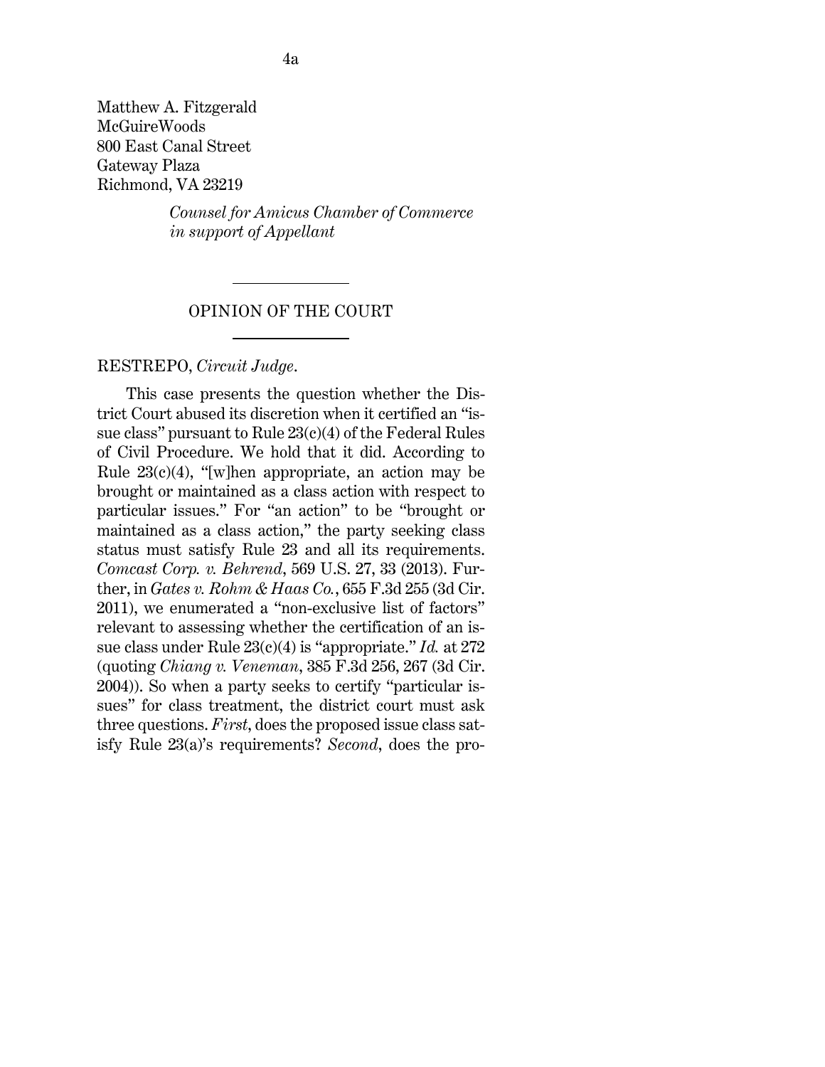Matthew A. Fitzgerald
McGuireWoods
800 East Canal Street
Gateway Plaza
Richmond, VA 23219

*Counsel for Amicus Chamber of Commerce in support of Appellant*

---

OPINION OF THE COURT

---

RESTREPO, *Circuit Judge*.

This case presents the question whether the District Court abused its discretion when it certified an "issue class" pursuant to Rule 23(c)(4) of the Federal Rules of Civil Procedure. We hold that it did. According to Rule 23(c)(4), "[w]hen appropriate, an action may be brought or maintained as a class action with respect to particular issues." For "an action" to be "brought or maintained as a class action," the party seeking class status must satisfy Rule 23 and all its requirements. *Comcast Corp. v. Behrend*, 569 U.S. 27, 33 (2013). Further, in *Gates v. Rohm & Haas Co.*, 655 F.3d 255 (3d Cir. 2011), we enumerated a "non-exclusive list of factors" relevant to assessing whether the certification of an issue class under Rule 23(c)(4) is "appropriate." *Id.* at 272 (quoting *Chiang v. Veneman*, 385 F.3d 256, 267 (3d Cir. 2004)). So when a party seeks to certify "particular issues" for class treatment, the district court must ask three questions. *First*, does the proposed issue class satisfy Rule 23(a)'s requirements? *Second*, does the pro-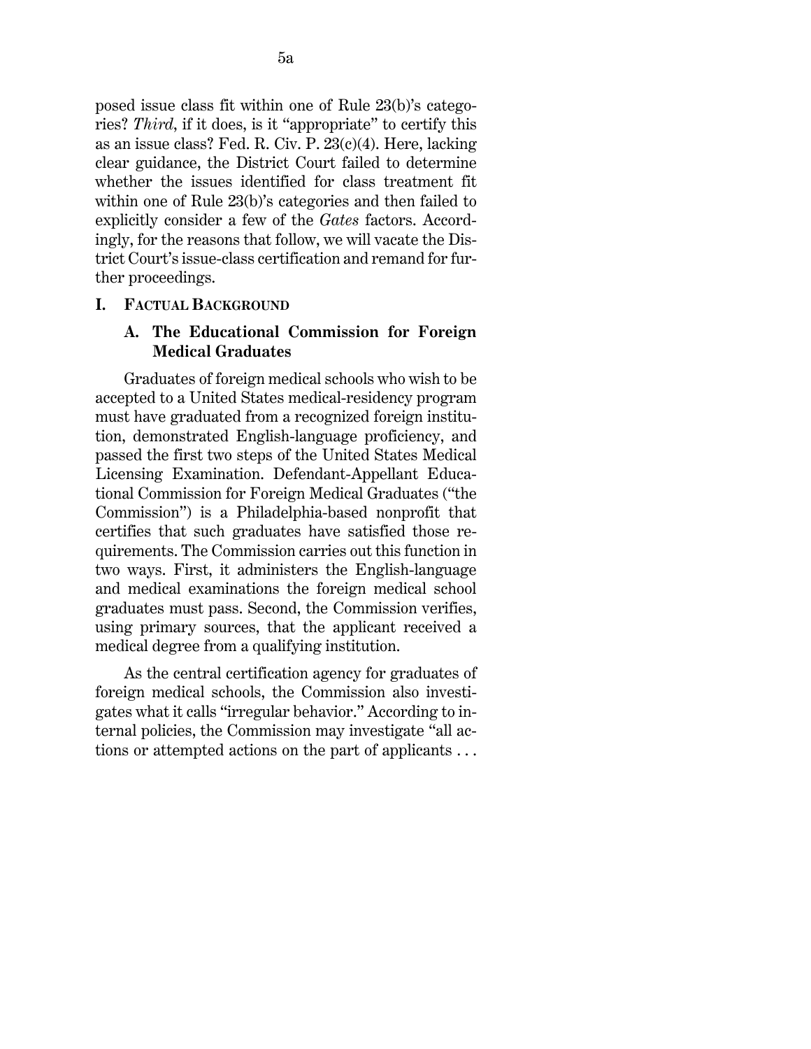posed issue class fit within one of Rule 23(b)'s categories? *Third*, if it does, is it "appropriate" to certify this as an issue class? Fed. R. Civ. P. 23(c)(4). Here, lacking clear guidance, the District Court failed to determine whether the issues identified for class treatment fit within one of Rule 23(b)'s categories and then failed to explicitly consider a few of the *Gates* factors. Accordingly, for the reasons that follow, we will vacate the District Court's issue-class certification and remand for further proceedings.

## I. FACTUAL BACKGROUND

### A. The Educational Commission for Foreign Medical Graduates

Graduates of foreign medical schools who wish to be accepted to a United States medical-residency program must have graduated from a recognized foreign institution, demonstrated English-language proficiency, and passed the first two steps of the United States Medical Licensing Examination. Defendant-Appellant Educational Commission for Foreign Medical Graduates ("the Commission") is a Philadelphia-based nonprofit that certifies that such graduates have satisfied those requirements. The Commission carries out this function in two ways. First, it administers the English-language and medical examinations the foreign medical school graduates must pass. Second, the Commission verifies, using primary sources, that the applicant received a medical degree from a qualifying institution.

As the central certification agency for graduates of foreign medical schools, the Commission also investigates what it calls "irregular behavior." According to internal policies, the Commission may investigate "all actions or attempted actions on the part of applicants . . .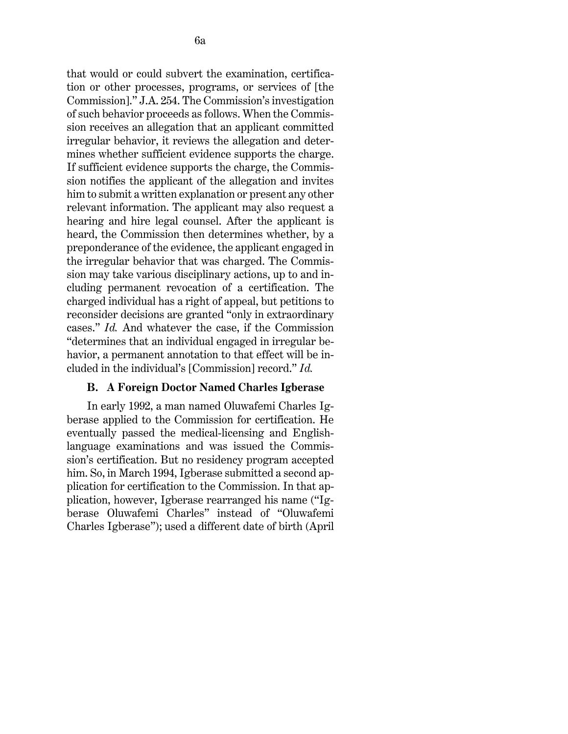that would or could subvert the examination, certification or other processes, programs, or services of [the Commission]." J.A. 254. The Commission's investigation of such behavior proceeds as follows. When the Commission receives an allegation that an applicant committed irregular behavior, it reviews the allegation and determines whether sufficient evidence supports the charge. If sufficient evidence supports the charge, the Commission notifies the applicant of the allegation and invites him to submit a written explanation or present any other relevant information. The applicant may also request a hearing and hire legal counsel. After the applicant is heard, the Commission then determines whether, by a preponderance of the evidence, the applicant engaged in the irregular behavior that was charged. The Commission may take various disciplinary actions, up to and including permanent revocation of a certification. The charged individual has a right of appeal, but petitions to reconsider decisions are granted "only in extraordinary cases." *Id.* And whatever the case, if the Commission "determines that an individual engaged in irregular behavior, a permanent annotation to that effect will be included in the individual's [Commission] record." *Id.*

### B. A Foreign Doctor Named Charles Igberase

In early 1992, a man named Oluwafemi Charles Igberase applied to the Commission for certification. He eventually passed the medical-licensing and English-language examinations and was issued the Commission's certification. But no residency program accepted him. So, in March 1994, Igberase submitted a second application for certification to the Commission. In that application, however, Igberase rearranged his name ("Igberase Oluwafemi Charles" instead of "Oluwafemi Charles Igberase"); used a different date of birth (April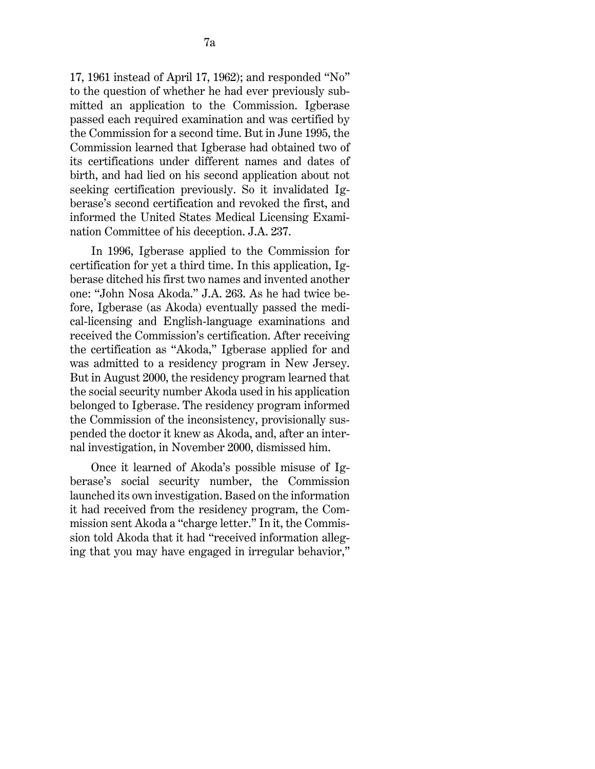17, 1961 instead of April 17, 1962); and responded "No" to the question of whether he had ever previously submitted an application to the Commission. Igberase passed each required examination and was certified by the Commission for a second time. But in June 1995, the Commission learned that Igberase had obtained two of its certifications under different names and dates of birth, and had lied on his second application about not seeking certification previously. So it invalidated Igberase's second certification and revoked the first, and informed the United States Medical Licensing Examination Committee of his deception. J.A. 237.

In 1996, Igberase applied to the Commission for certification for yet a third time. In this application, Igberase ditched his first two names and invented another one: "John Nosa Akoda." J.A. 263. As he had twice before, Igberase (as Akoda) eventually passed the medical-licensing and English-language examinations and received the Commission's certification. After receiving the certification as "Akoda," Igberase applied for and was admitted to a residency program in New Jersey. But in August 2000, the residency program learned that the social security number Akoda used in his application belonged to Igberase. The residency program informed the Commission of the inconsistency, provisionally suspended the doctor it knew as Akoda, and, after an internal investigation, in November 2000, dismissed him.

Once it learned of Akoda's possible misuse of Igberase's social security number, the Commission launched its own investigation. Based on the information it had received from the residency program, the Commission sent Akoda a "charge letter." In it, the Commission told Akoda that it had "received information alleging that you may have engaged in irregular behavior,"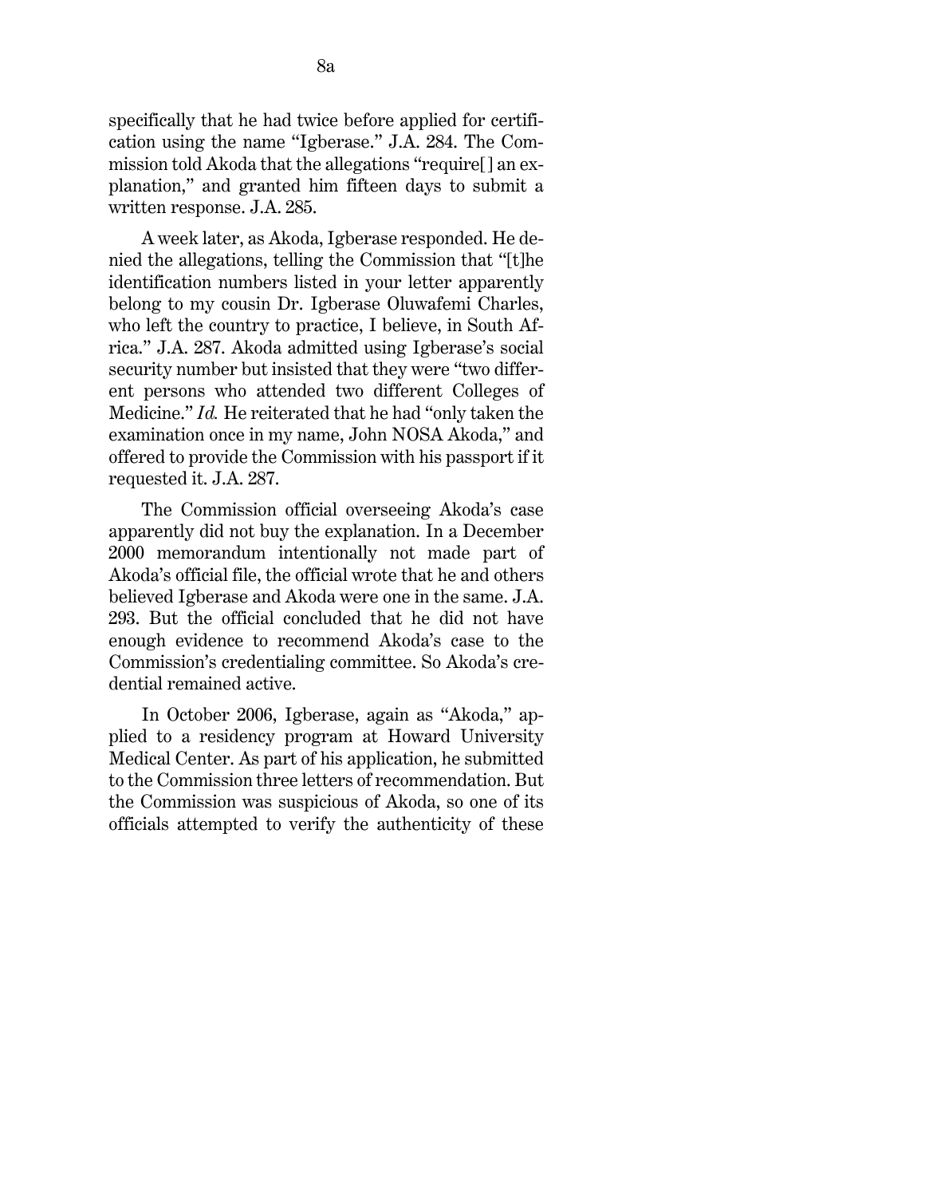specifically that he had twice before applied for certification using the name "Igberase." J.A. 284. The Commission told Akoda that the allegations "require[] an explanation," and granted him fifteen days to submit a written response. J.A. 285.

A week later, as Akoda, Igberase responded. He denied the allegations, telling the Commission that "[t]he identification numbers listed in your letter apparently belong to my cousin Dr. Igberase Oluwafemi Charles, who left the country to practice, I believe, in South Africa." J.A. 287. Akoda admitted using Igberase's social security number but insisted that they were "two different persons who attended two different Colleges of Medicine." *Id.* He reiterated that he had "only taken the examination once in my name, John NOSA Akoda," and offered to provide the Commission with his passport if it requested it. J.A. 287.

The Commission official overseeing Akoda's case apparently did not buy the explanation. In a December 2000 memorandum intentionally not made part of Akoda's official file, the official wrote that he and others believed Igberase and Akoda were one in the same. J.A. 293. But the official concluded that he did not have enough evidence to recommend Akoda's case to the Commission's credentialing committee. So Akoda's credential remained active.

In October 2006, Igberase, again as "Akoda," applied to a residency program at Howard University Medical Center. As part of his application, he submitted to the Commission three letters of recommendation. But the Commission was suspicious of Akoda, so one of its officials attempted to verify the authenticity of these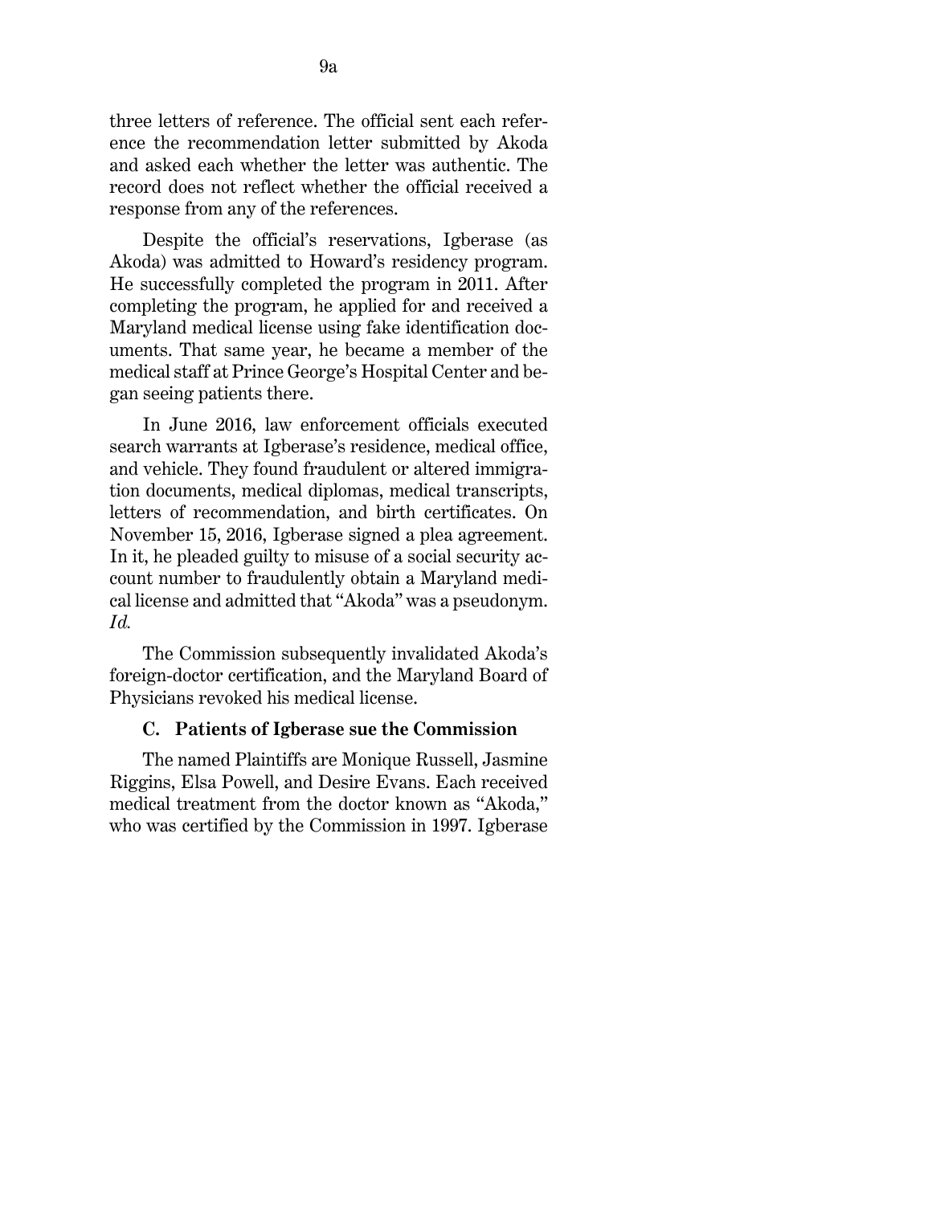three letters of reference. The official sent each reference the recommendation letter submitted by Akoda and asked each whether the letter was authentic. The record does not reflect whether the official received a response from any of the references.

Despite the official's reservations, Igberase (as Akoda) was admitted to Howard's residency program. He successfully completed the program in 2011. After completing the program, he applied for and received a Maryland medical license using fake identification documents. That same year, he became a member of the medical staff at Prince George's Hospital Center and began seeing patients there.

In June 2016, law enforcement officials executed search warrants at Igberase's residence, medical office, and vehicle. They found fraudulent or altered immigration documents, medical diplomas, medical transcripts, letters of recommendation, and birth certificates. On November 15, 2016, Igberase signed a plea agreement. In it, he pleaded guilty to misuse of a social security account number to fraudulently obtain a Maryland medical license and admitted that "Akoda" was a pseudonym. *Id.*

The Commission subsequently invalidated Akoda's foreign-doctor certification, and the Maryland Board of Physicians revoked his medical license.

### C. Patients of Igberase sue the Commission

The named Plaintiffs are Monique Russell, Jasmine Riggins, Elsa Powell, and Desire Evans. Each received medical treatment from the doctor known as "Akoda," who was certified by the Commission in 1997. Igberase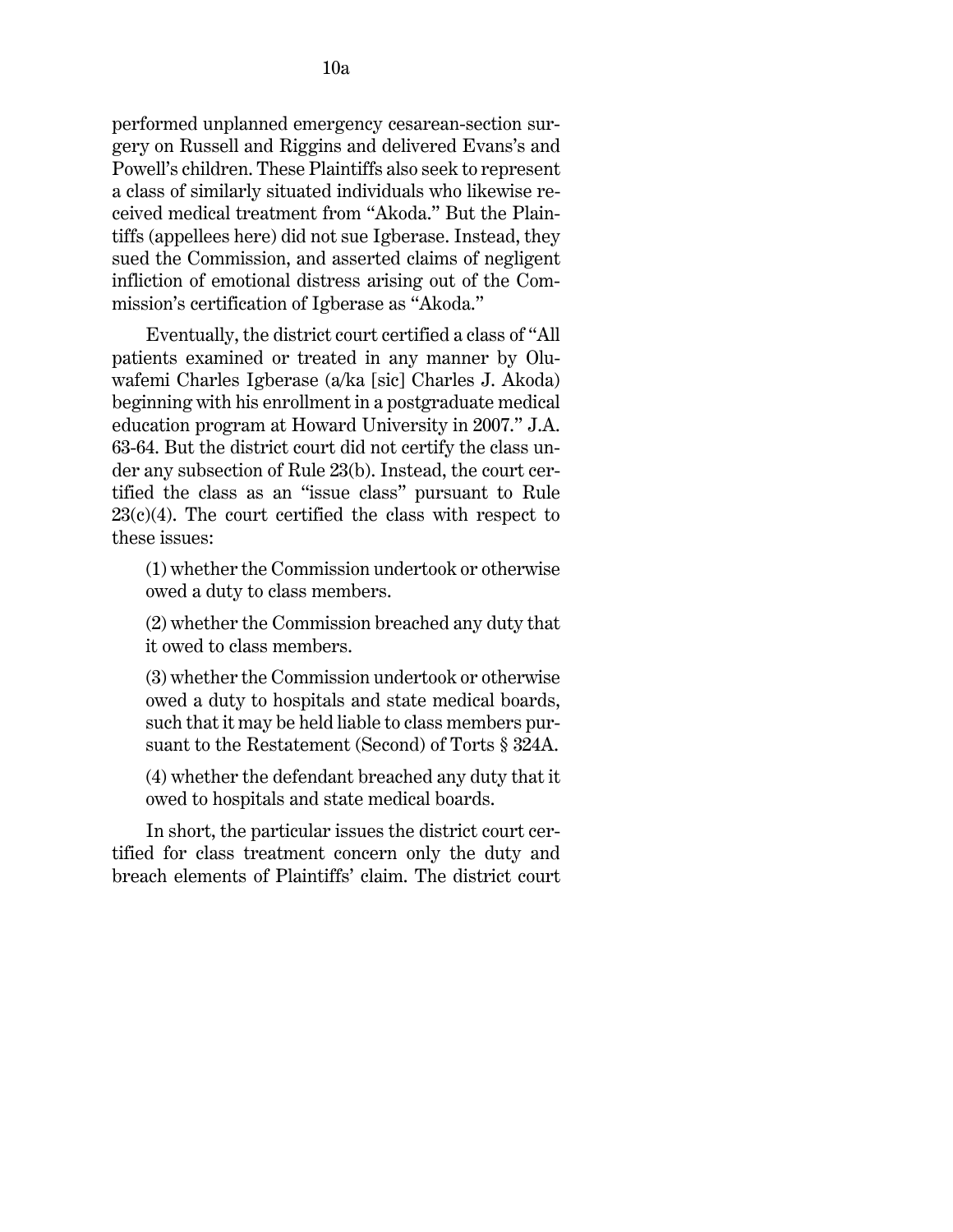performed unplanned emergency cesarean-section surgery on Russell and Riggins and delivered Evans's and Powell's children. These Plaintiffs also seek to represent a class of similarly situated individuals who likewise received medical treatment from "Akoda." But the Plaintiffs (appellees here) did not sue Igberase. Instead, they sued the Commission, and asserted claims of negligent infliction of emotional distress arising out of the Commission's certification of Igberase as "Akoda."

Eventually, the district court certified a class of "All patients examined or treated in any manner by Oluwafemi Charles Igberase (a/ka [sic] Charles J. Akoda) beginning with his enrollment in a postgraduate medical education program at Howard University in 2007." J.A. 63-64. But the district court did not certify the class under any subsection of Rule 23(b). Instead, the court certified the class as an "issue class" pursuant to Rule 23(c)(4). The court certified the class with respect to these issues:

> (1) whether the Commission undertook or otherwise owed a duty to class members.
>
> (2) whether the Commission breached any duty that it owed to class members.
>
> (3) whether the Commission undertook or otherwise owed a duty to hospitals and state medical boards, such that it may be held liable to class members pursuant to the Restatement (Second) of Torts § 324A.
>
> (4) whether the defendant breached any duty that it owed to hospitals and state medical boards.

In short, the particular issues the district court certified for class treatment concern only the duty and breach elements of Plaintiffs' claim. The district court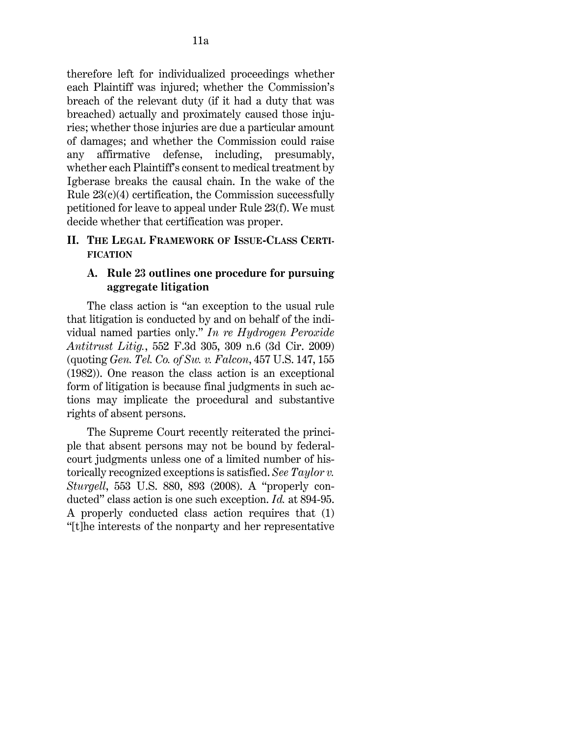therefore left for individualized proceedings whether each Plaintiff was injured; whether the Commission's breach of the relevant duty (if it had a duty that was breached) actually and proximately caused those injuries; whether those injuries are due a particular amount of damages; and whether the Commission could raise any affirmative defense, including, presumably, whether each Plaintiff's consent to medical treatment by Igberase breaks the causal chain. In the wake of the Rule 23(c)(4) certification, the Commission successfully petitioned for leave to appeal under Rule 23(f). We must decide whether that certification was proper.

## II. The Legal Framework of Issue-Class Certification

### A. Rule 23 outlines one procedure for pursuing aggregate litigation

The class action is "an exception to the usual rule that litigation is conducted by and on behalf of the individual named parties only." *In re Hydrogen Peroxide Antitrust Litig.*, 552 F.3d 305, 309 n.6 (3d Cir. 2009) (quoting *Gen. Tel. Co. of Sw. v. Falcon*, 457 U.S. 147, 155 (1982)). One reason the class action is an exceptional form of litigation is because final judgments in such actions may implicate the procedural and substantive rights of absent persons.

The Supreme Court recently reiterated the principle that absent persons may not be bound by federal-court judgments unless one of a limited number of historically recognized exceptions is satisfied. *See Taylor v. Sturgell*, 553 U.S. 880, 893 (2008). A "properly conducted" class action is one such exception. *Id.* at 894-95. A properly conducted class action requires that (1) "[t]he interests of the nonparty and her representative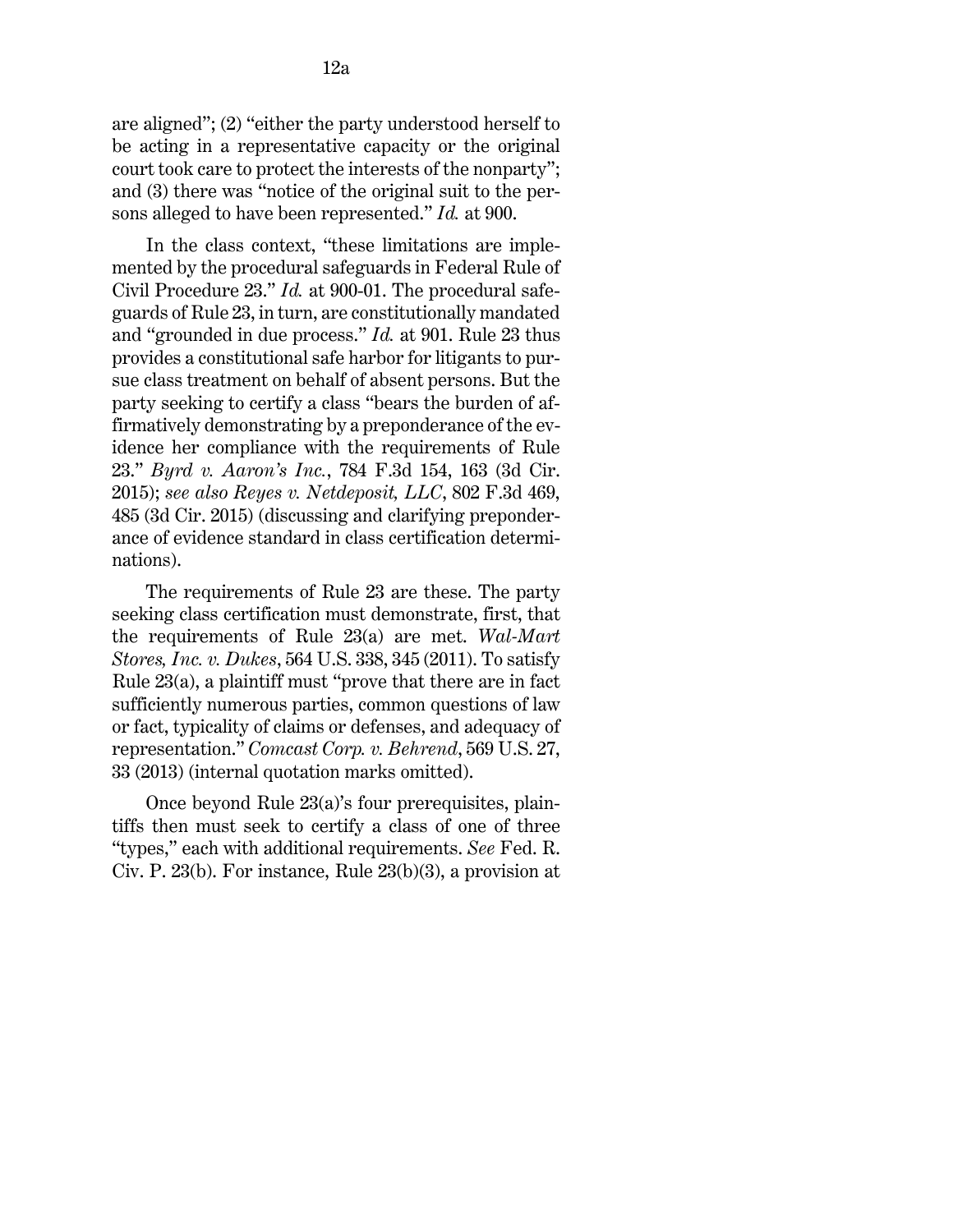are aligned"; (2) "either the party understood herself to be acting in a representative capacity or the original court took care to protect the interests of the nonparty"; and (3) there was "notice of the original suit to the persons alleged to have been represented." *Id.* at 900.

In the class context, "these limitations are implemented by the procedural safeguards in Federal Rule of Civil Procedure 23." *Id.* at 900-01. The procedural safeguards of Rule 23, in turn, are constitutionally mandated and "grounded in due process." *Id.* at 901. Rule 23 thus provides a constitutional safe harbor for litigants to pursue class treatment on behalf of absent persons. But the party seeking to certify a class "bears the burden of affirmatively demonstrating by a preponderance of the evidence her compliance with the requirements of Rule 23." *Byrd v. Aaron's Inc.*, 784 F.3d 154, 163 (3d Cir. 2015); *see also Reyes v. Netdeposit, LLC*, 802 F.3d 469, 485 (3d Cir. 2015) (discussing and clarifying preponderance of evidence standard in class certification determinations).

The requirements of Rule 23 are these. The party seeking class certification must demonstrate, first, that the requirements of Rule 23(a) are met. *Wal-Mart Stores, Inc. v. Dukes*, 564 U.S. 338, 345 (2011). To satisfy Rule 23(a), a plaintiff must "prove that there are in fact sufficiently numerous parties, common questions of law or fact, typicality of claims or defenses, and adequacy of representation." *Comcast Corp. v. Behrend*, 569 U.S. 27, 33 (2013) (internal quotation marks omitted).

Once beyond Rule 23(a)'s four prerequisites, plaintiffs then must seek to certify a class of one of three "types," each with additional requirements. *See* Fed. R. Civ. P. 23(b). For instance, Rule 23(b)(3), a provision at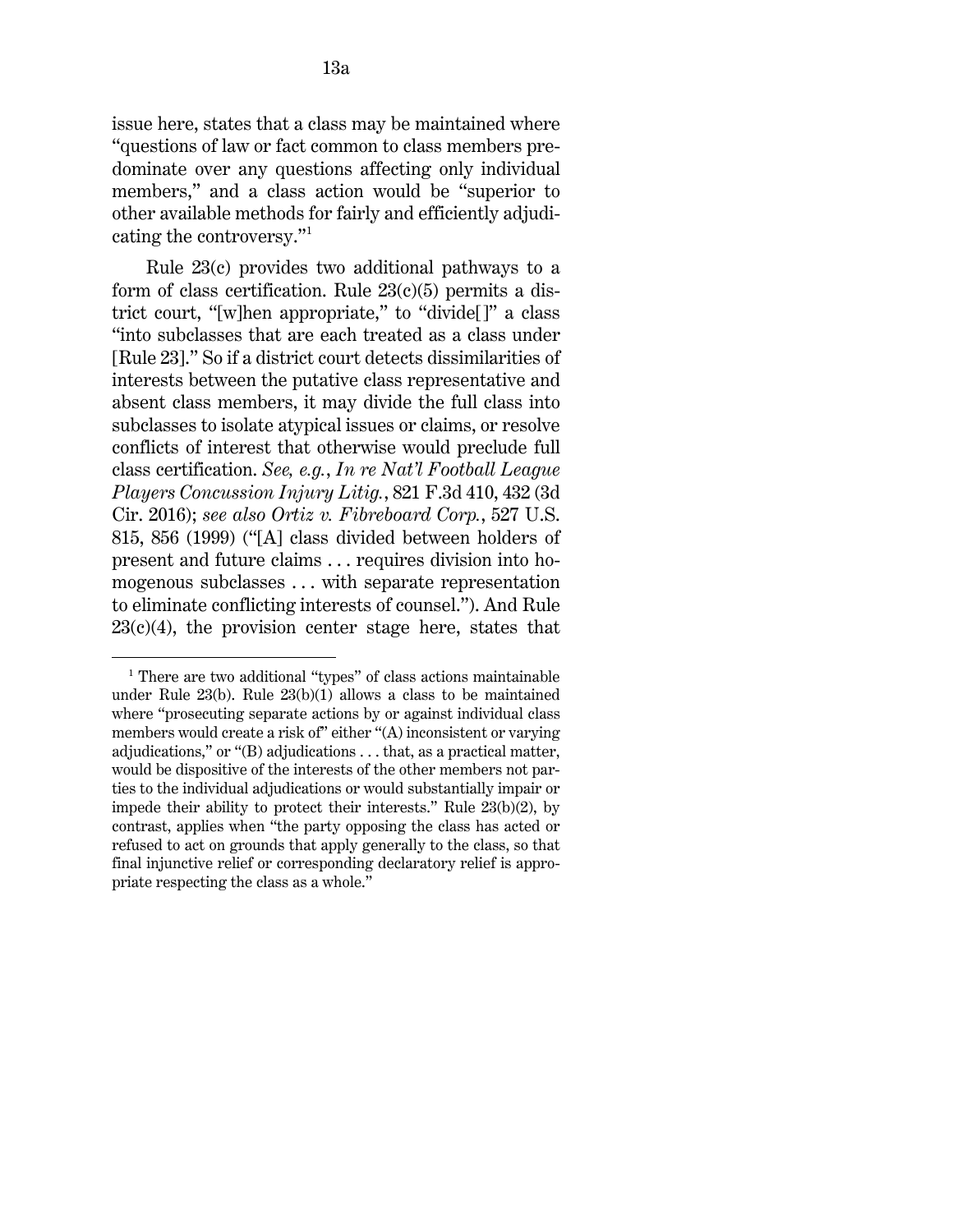issue here, states that a class may be maintained where "questions of law or fact common to class members predominate over any questions affecting only individual members," and a class action would be "superior to other available methods for fairly and efficiently adjudicating the controversy."[1]

Rule 23(c) provides two additional pathways to a form of class certification. Rule 23(c)(5) permits a district court, "[w]hen appropriate," to "divide[ ]" a class "into subclasses that are each treated as a class under [Rule 23]." So if a district court detects dissimilarities of interests between the putative class representative and absent class members, it may divide the full class into subclasses to isolate atypical issues or claims, or resolve conflicts of interest that otherwise would preclude full class certification. *See, e.g.*, *In re Nat'l Football League Players Concussion Injury Litig.*, 821 F.3d 410, 432 (3d Cir. 2016); *see also Ortiz v. Fibreboard Corp.*, 527 U.S. 815, 856 (1999) ("[A] class divided between holders of present and future claims . . . requires division into homogenous subclasses . . . with separate representation to eliminate conflicting interests of counsel."). And Rule 23(c)(4), the provision center stage here, states that

---

[1] There are two additional "types" of class actions maintainable under Rule 23(b). Rule 23(b)(1) allows a class to be maintained where "prosecuting separate actions by or against individual class members would create a risk of" either "(A) inconsistent or varying adjudications," or "(B) adjudications . . . that, as a practical matter, would be dispositive of the interests of the other members not parties to the individual adjudications or would substantially impair or impede their ability to protect their interests." Rule 23(b)(2), by contrast, applies when "the party opposing the class has acted or refused to act on grounds that apply generally to the class, so that final injunctive relief or corresponding declaratory relief is appropriate respecting the class as a whole."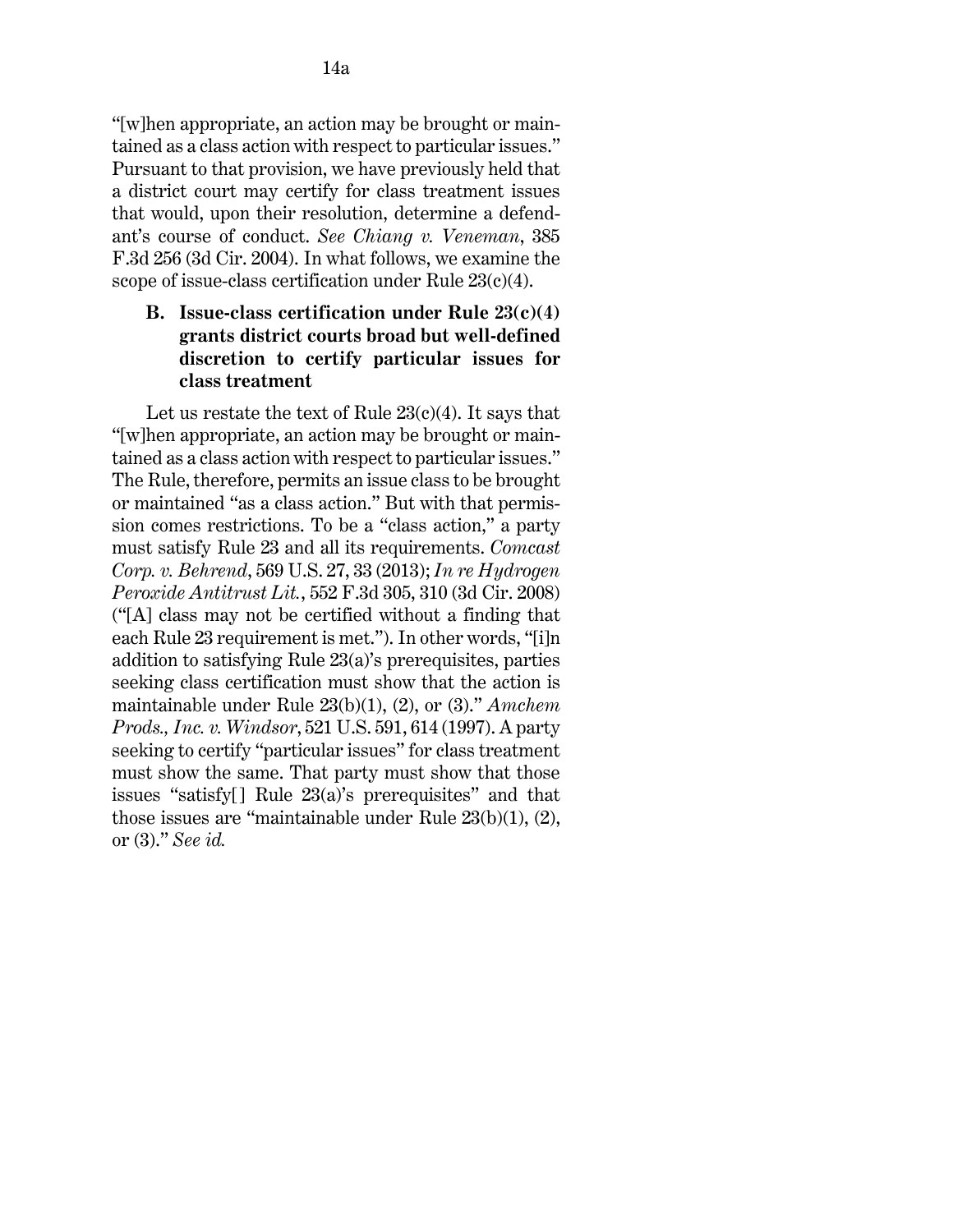"[w]hen appropriate, an action may be brought or maintained as a class action with respect to particular issues." Pursuant to that provision, we have previously held that a district court may certify for class treatment issues that would, upon their resolution, determine a defendant's course of conduct. *See Chiang v. Veneman*, 385 F.3d 256 (3d Cir. 2004). In what follows, we examine the scope of issue-class certification under Rule 23(c)(4).

### B. Issue-class certification under Rule 23(c)(4) grants district courts broad but well-defined discretion to certify particular issues for class treatment

Let us restate the text of Rule 23(c)(4). It says that "[w]hen appropriate, an action may be brought or maintained as a class action with respect to particular issues." The Rule, therefore, permits an issue class to be brought or maintained "as a class action." But with that permission comes restrictions. To be a "class action," a party must satisfy Rule 23 and all its requirements. *Comcast Corp. v. Behrend*, 569 U.S. 27, 33 (2013); *In re Hydrogen Peroxide Antitrust Lit.*, 552 F.3d 305, 310 (3d Cir. 2008) ("[A] class may not be certified without a finding that each Rule 23 requirement is met."). In other words, "[i]n addition to satisfying Rule 23(a)'s prerequisites, parties seeking class certification must show that the action is maintainable under Rule 23(b)(1), (2), or (3)." *Amchem Prods., Inc. v. Windsor*, 521 U.S. 591, 614 (1997). A party seeking to certify "particular issues" for class treatment must show the same. That party must show that those issues "satisfy[ ] Rule 23(a)'s prerequisites" and that those issues are "maintainable under Rule 23(b)(1), (2), or (3)." *See id.*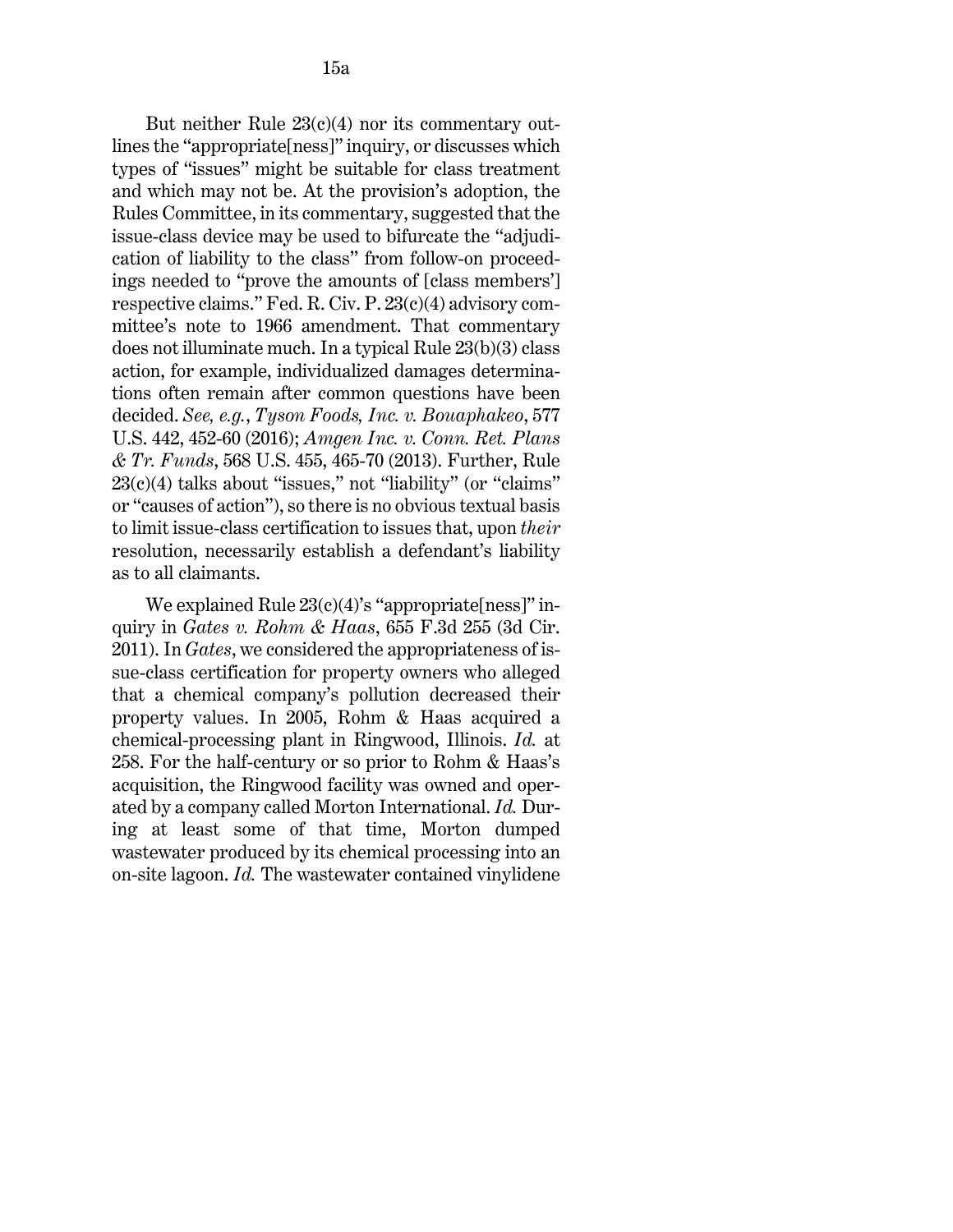But neither Rule 23(c)(4) nor its commentary outlines the "appropriate[ness]" inquiry, or discusses which types of "issues" might be suitable for class treatment and which may not be. At the provision's adoption, the Rules Committee, in its commentary, suggested that the issue-class device may be used to bifurcate the "adjudication of liability to the class" from follow-on proceedings needed to "prove the amounts of [class members'] respective claims." Fed. R. Civ. P. 23(c)(4) advisory committee's note to 1966 amendment. That commentary does not illuminate much. In a typical Rule 23(b)(3) class action, for example, individualized damages determinations often remain after common questions have been decided. *See, e.g.*, *Tyson Foods, Inc. v. Bouaphakeo*, 577 U.S. 442, 452-60 (2016); *Amgen Inc. v. Conn. Ret. Plans & Tr. Funds*, 568 U.S. 455, 465-70 (2013). Further, Rule 23(c)(4) talks about "issues," not "liability" (or "claims" or "causes of action"), so there is no obvious textual basis to limit issue-class certification to issues that, upon *their* resolution, necessarily establish a defendant's liability as to all claimants.

We explained Rule 23(c)(4)'s "appropriate[ness]" inquiry in *Gates v. Rohm & Haas*, 655 F.3d 255 (3d Cir. 2011). In *Gates*, we considered the appropriateness of issue-class certification for property owners who alleged that a chemical company's pollution decreased their property values. In 2005, Rohm & Haas acquired a chemical-processing plant in Ringwood, Illinois. *Id.* at 258. For the half-century or so prior to Rohm & Haas's acquisition, the Ringwood facility was owned and operated by a company called Morton International. *Id.* During at least some of that time, Morton dumped wastewater produced by its chemical processing into an on-site lagoon. *Id.* The wastewater contained vinylidene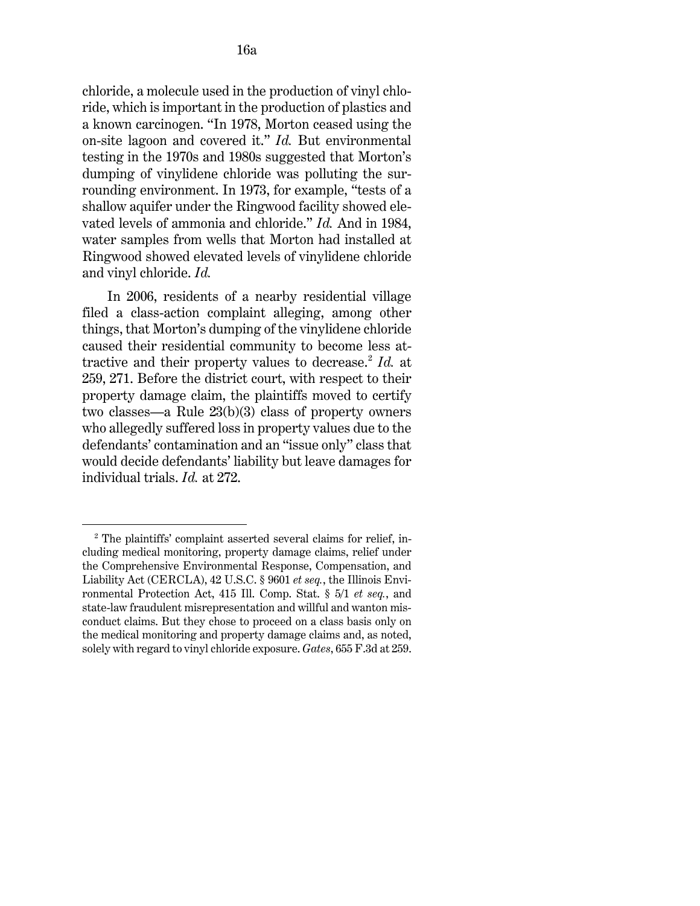chloride, a molecule used in the production of vinyl chloride, which is important in the production of plastics and a known carcinogen. "In 1978, Morton ceased using the on-site lagoon and covered it." *Id.* But environmental testing in the 1970s and 1980s suggested that Morton's dumping of vinylidene chloride was polluting the surrounding environment. In 1973, for example, "tests of a shallow aquifer under the Ringwood facility showed elevated levels of ammonia and chloride." *Id.* And in 1984, water samples from wells that Morton had installed at Ringwood showed elevated levels of vinylidene chloride and vinyl chloride. *Id.*

In 2006, residents of a nearby residential village filed a class-action complaint alleging, among other things, that Morton's dumping of the vinylidene chloride caused their residential community to become less attractive and their property values to decrease.[2] *Id.* at 259, 271. Before the district court, with respect to their property damage claim, the plaintiffs moved to certify two classes—a Rule 23(b)(3) class of property owners who allegedly suffered loss in property values due to the defendants' contamination and an "issue only" class that would decide defendants' liability but leave damages for individual trials. *Id.* at 272.

---

[2] The plaintiffs' complaint asserted several claims for relief, including medical monitoring, property damage claims, relief under the Comprehensive Environmental Response, Compensation, and Liability Act (CERCLA), 42 U.S.C. § 9601 *et seq.*, the Illinois Environmental Protection Act, 415 Ill. Comp. Stat. § 5/1 *et seq.*, and state-law fraudulent misrepresentation and willful and wanton misconduct claims. But they chose to proceed on a class basis only on the medical monitoring and property damage claims and, as noted, solely with regard to vinyl chloride exposure. *Gates*, 655 F.3d at 259.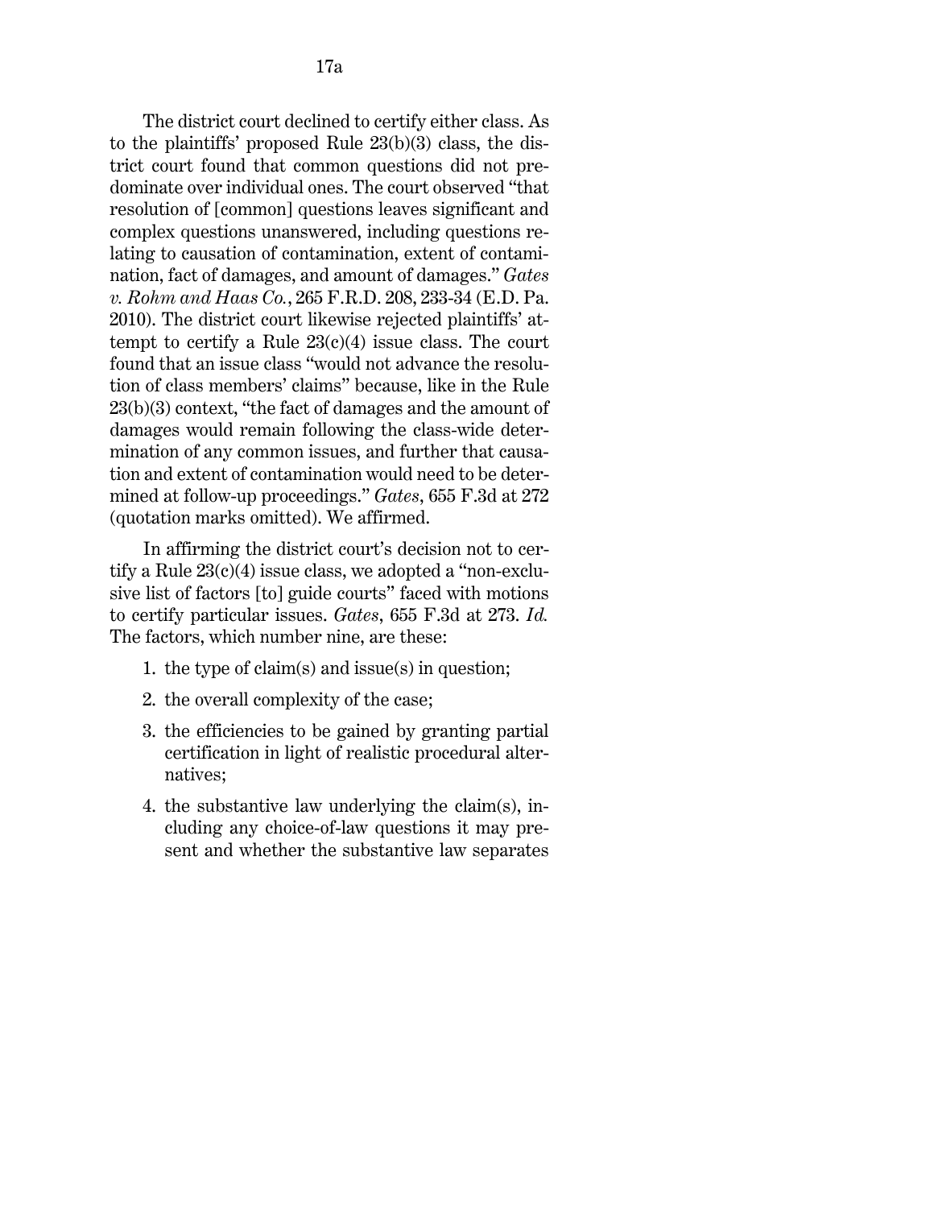The district court declined to certify either class. As to the plaintiffs' proposed Rule 23(b)(3) class, the district court found that common questions did not predominate over individual ones. The court observed "that resolution of [common] questions leaves significant and complex questions unanswered, including questions relating to causation of contamination, extent of contamination, fact of damages, and amount of damages." *Gates v. Rohm and Haas Co.*, 265 F.R.D. 208, 233-34 (E.D. Pa. 2010). The district court likewise rejected plaintiffs' attempt to certify a Rule 23(c)(4) issue class. The court found that an issue class "would not advance the resolution of class members' claims" because, like in the Rule 23(b)(3) context, "the fact of damages and the amount of damages would remain following the class-wide determination of any common issues, and further that causation and extent of contamination would need to be determined at follow-up proceedings." *Gates*, 655 F.3d at 272 (quotation marks omitted). We affirmed.

In affirming the district court's decision not to certify a Rule 23(c)(4) issue class, we adopted a "non-exclusive list of factors [to] guide courts" faced with motions to certify particular issues. *Gates*, 655 F.3d at 273. *Id.* The factors, which number nine, are these:

1. the type of claim(s) and issue(s) in question;
2. the overall complexity of the case;
3. the efficiencies to be gained by granting partial certification in light of realistic procedural alternatives;
4. the substantive law underlying the claim(s), including any choice-of-law questions it may present and whether the substantive law separates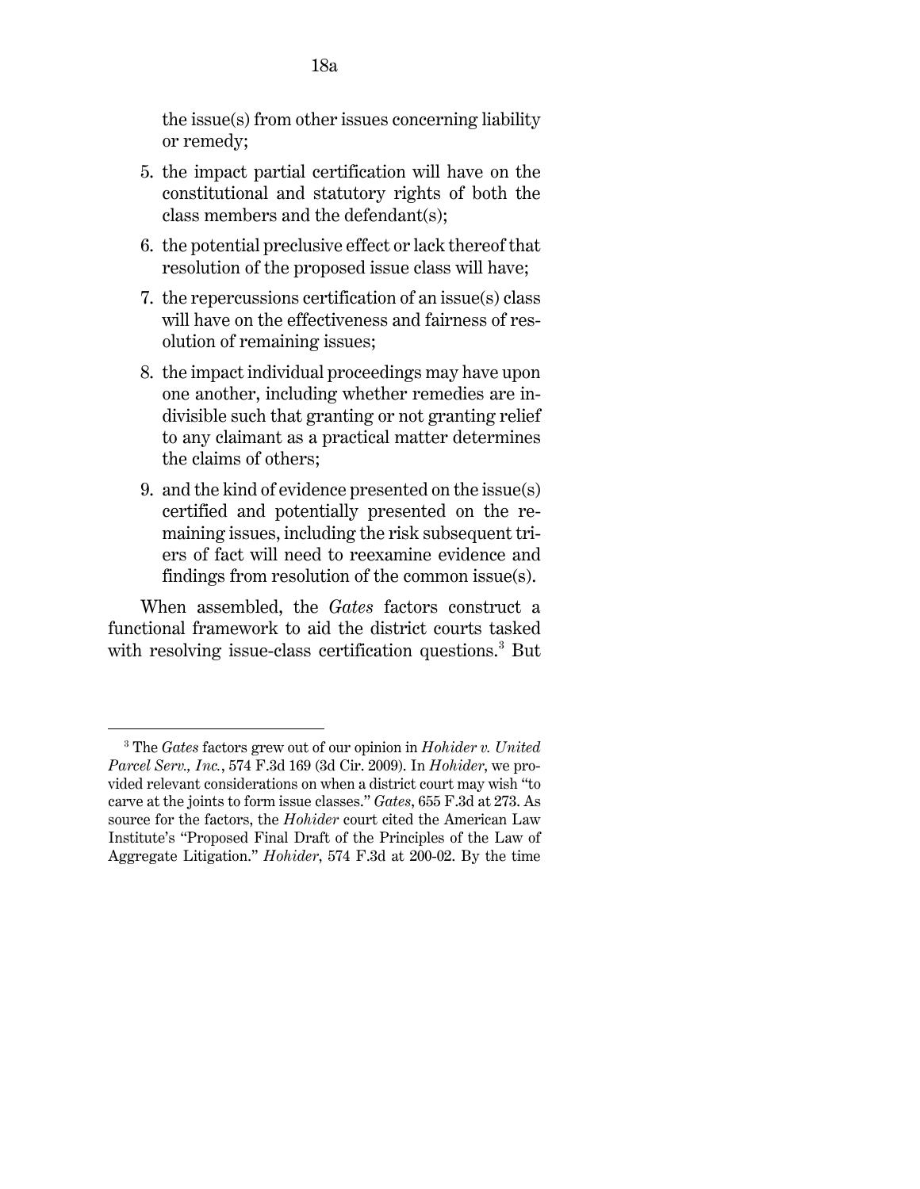the issue(s) from other issues concerning liability or remedy;

5. the impact partial certification will have on the constitutional and statutory rights of both the class members and the defendant(s);
6. the potential preclusive effect or lack thereof that resolution of the proposed issue class will have;
7. the repercussions certification of an issue(s) class will have on the effectiveness and fairness of resolution of remaining issues;
8. the impact individual proceedings may have upon one another, including whether remedies are indivisible such that granting or not granting relief to any claimant as a practical matter determines the claims of others;
9. and the kind of evidence presented on the issue(s) certified and potentially presented on the remaining issues, including the risk subsequent triers of fact will need to reexamine evidence and findings from resolution of the common issue(s).

When assembled, the *Gates* factors construct a functional framework to aid the district courts tasked with resolving issue-class certification questions.[3] But

---

[3] The *Gates* factors grew out of our opinion in *Hohider v. United Parcel Serv., Inc.*, 574 F.3d 169 (3d Cir. 2009). In *Hohider*, we provided relevant considerations on when a district court may wish "to carve at the joints to form issue classes." *Gates*, 655 F.3d at 273. As source for the factors, the *Hohider* court cited the American Law Institute's "Proposed Final Draft of the Principles of the Law of Aggregate Litigation." *Hohider*, 574 F.3d at 200-02. By the time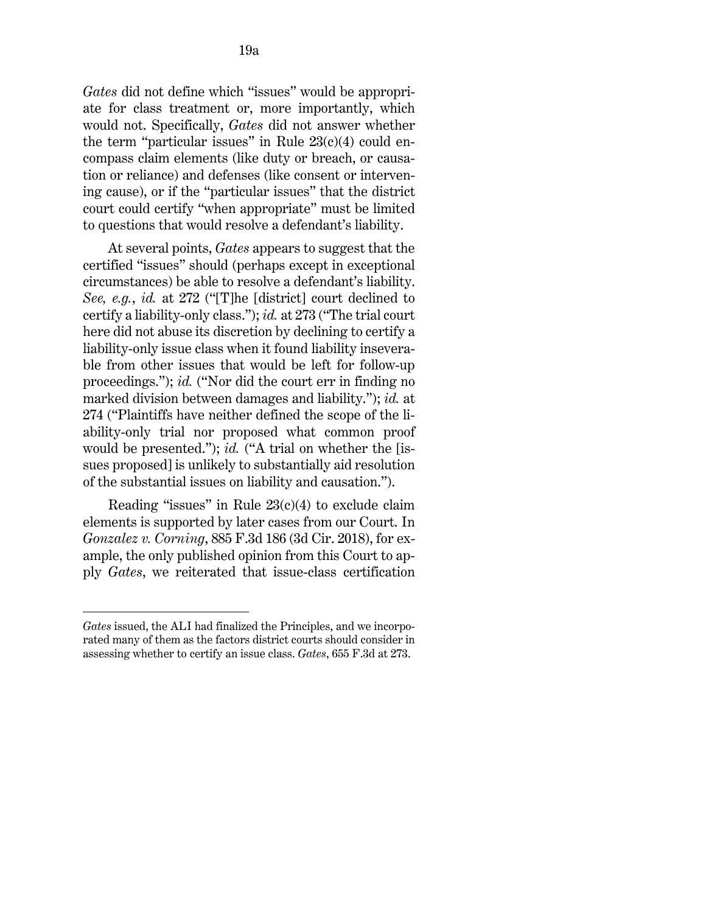*Gates* did not define which "issues" would be appropriate for class treatment or, more importantly, which would not. Specifically, *Gates* did not answer whether the term "particular issues" in Rule 23(c)(4) could encompass claim elements (like duty or breach, or causation or reliance) and defenses (like consent or intervening cause), or if the "particular issues" that the district court could certify "when appropriate" must be limited to questions that would resolve a defendant's liability.

At several points, *Gates* appears to suggest that the certified "issues" should (perhaps except in exceptional circumstances) be able to resolve a defendant's liability. *See, e.g.*, *id.* at 272 ("[T]he [district] court declined to certify a liability-only class."); *id.* at 273 ("The trial court here did not abuse its discretion by declining to certify a liability-only issue class when it found liability inseverable from other issues that would be left for follow-up proceedings."); *id.* ("Nor did the court err in finding no marked division between damages and liability."); *id.* at 274 ("Plaintiffs have neither defined the scope of the liability-only trial nor proposed what common proof would be presented."); *id.* ("A trial on whether the [issues proposed] is unlikely to substantially aid resolution of the substantial issues on liability and causation.").

Reading "issues" in Rule 23(c)(4) to exclude claim elements is supported by later cases from our Court. In *Gonzalez v. Corning*, 885 F.3d 186 (3d Cir. 2018), for example, the only published opinion from this Court to apply *Gates*, we reiterated that issue-class certification

---

*Gates* issued, the ALI had finalized the Principles, and we incorporated many of them as the factors district courts should consider in assessing whether to certify an issue class. *Gates*, 655 F.3d at 273.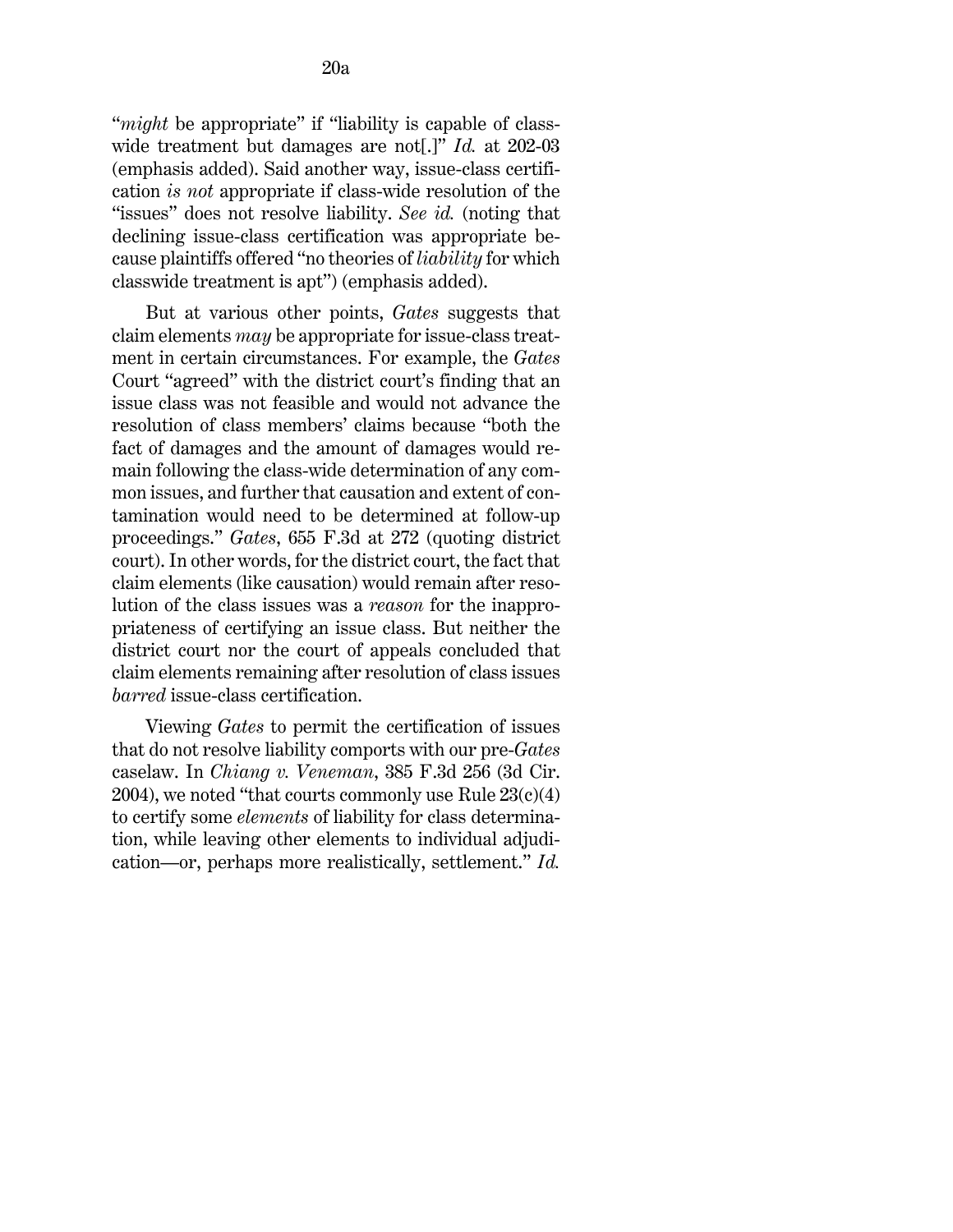"*might* be appropriate" if "liability is capable of classwide treatment but damages are not[.]" *Id.* at 202-03 (emphasis added). Said another way, issue-class certification *is not* appropriate if class-wide resolution of the "issues" does not resolve liability. *See id.* (noting that declining issue-class certification was appropriate because plaintiffs offered "no theories of *liability* for which classwide treatment is apt") (emphasis added).

But at various other points, *Gates* suggests that claim elements *may* be appropriate for issue-class treatment in certain circumstances. For example, the *Gates* Court "agreed" with the district court's finding that an issue class was not feasible and would not advance the resolution of class members' claims because "both the fact of damages and the amount of damages would remain following the class-wide determination of any common issues, and further that causation and extent of contamination would need to be determined at follow-up proceedings." *Gates*, 655 F.3d at 272 (quoting district court). In other words, for the district court, the fact that claim elements (like causation) would remain after resolution of the class issues was a *reason* for the inappropriateness of certifying an issue class. But neither the district court nor the court of appeals concluded that claim elements remaining after resolution of class issues *barred* issue-class certification.

Viewing *Gates* to permit the certification of issues that do not resolve liability comports with our pre-*Gates* caselaw. In *Chiang v. Veneman*, 385 F.3d 256 (3d Cir. 2004), we noted "that courts commonly use Rule 23(c)(4) to certify some *elements* of liability for class determination, while leaving other elements to individual adjudication—or, perhaps more realistically, settlement." *Id.*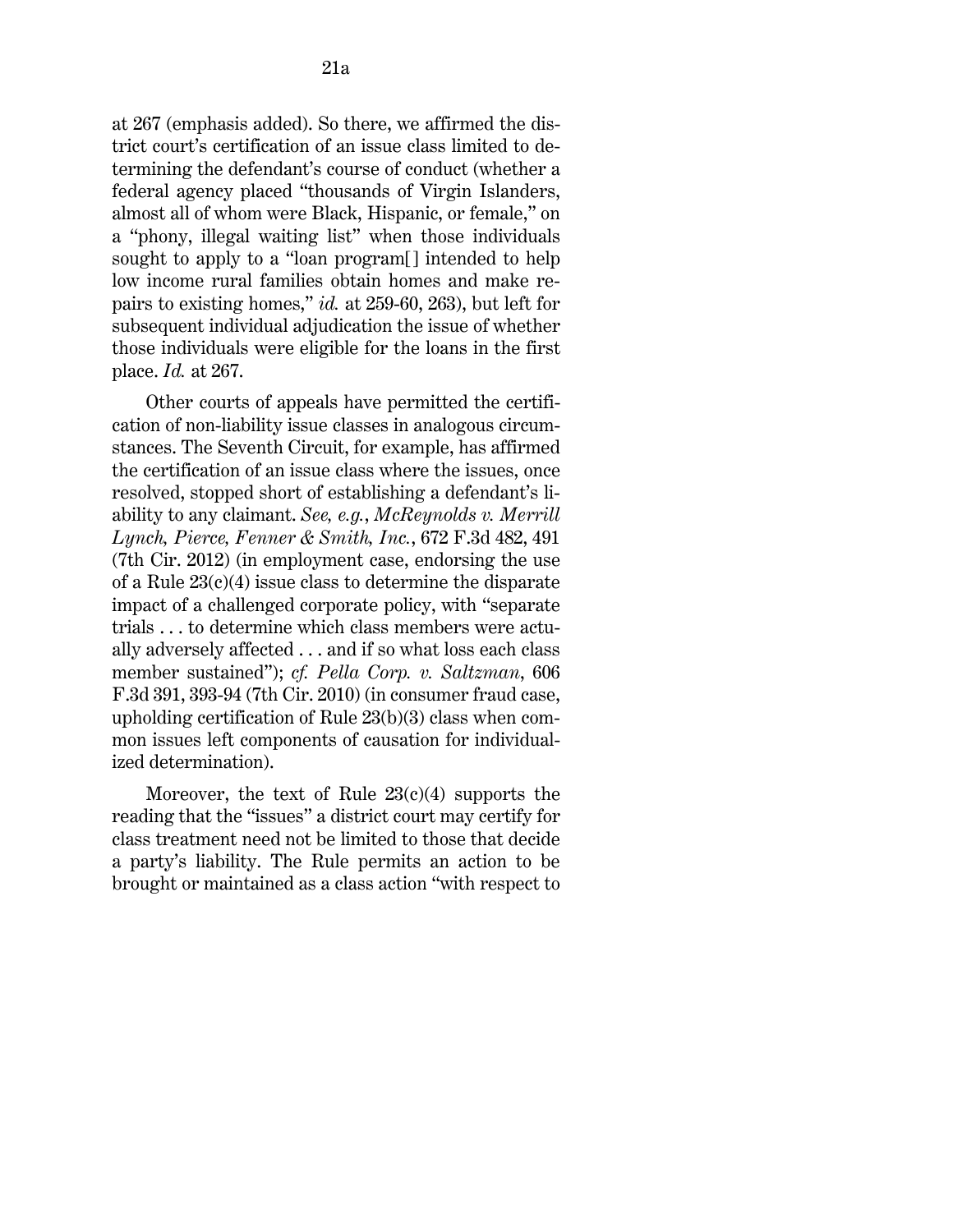at 267 (emphasis added). So there, we affirmed the district court's certification of an issue class limited to determining the defendant's course of conduct (whether a federal agency placed "thousands of Virgin Islanders, almost all of whom were Black, Hispanic, or female," on a "phony, illegal waiting list" when those individuals sought to apply to a "loan program[] intended to help low income rural families obtain homes and make repairs to existing homes," *id.* at 259-60, 263), but left for subsequent individual adjudication the issue of whether those individuals were eligible for the loans in the first place. *Id.* at 267.

Other courts of appeals have permitted the certification of non-liability issue classes in analogous circumstances. The Seventh Circuit, for example, has affirmed the certification of an issue class where the issues, once resolved, stopped short of establishing a defendant's liability to any claimant. *See, e.g.*, *McReynolds v. Merrill Lynch, Pierce, Fenner & Smith, Inc.*, 672 F.3d 482, 491 (7th Cir. 2012) (in employment case, endorsing the use of a Rule 23(c)(4) issue class to determine the disparate impact of a challenged corporate policy, with "separate trials . . . to determine which class members were actually adversely affected . . . and if so what loss each class member sustained"); *cf. Pella Corp. v. Saltzman*, 606 F.3d 391, 393-94 (7th Cir. 2010) (in consumer fraud case, upholding certification of Rule 23(b)(3) class when common issues left components of causation for individualized determination).

Moreover, the text of Rule 23(c)(4) supports the reading that the "issues" a district court may certify for class treatment need not be limited to those that decide a party's liability. The Rule permits an action to be brought or maintained as a class action "with respect to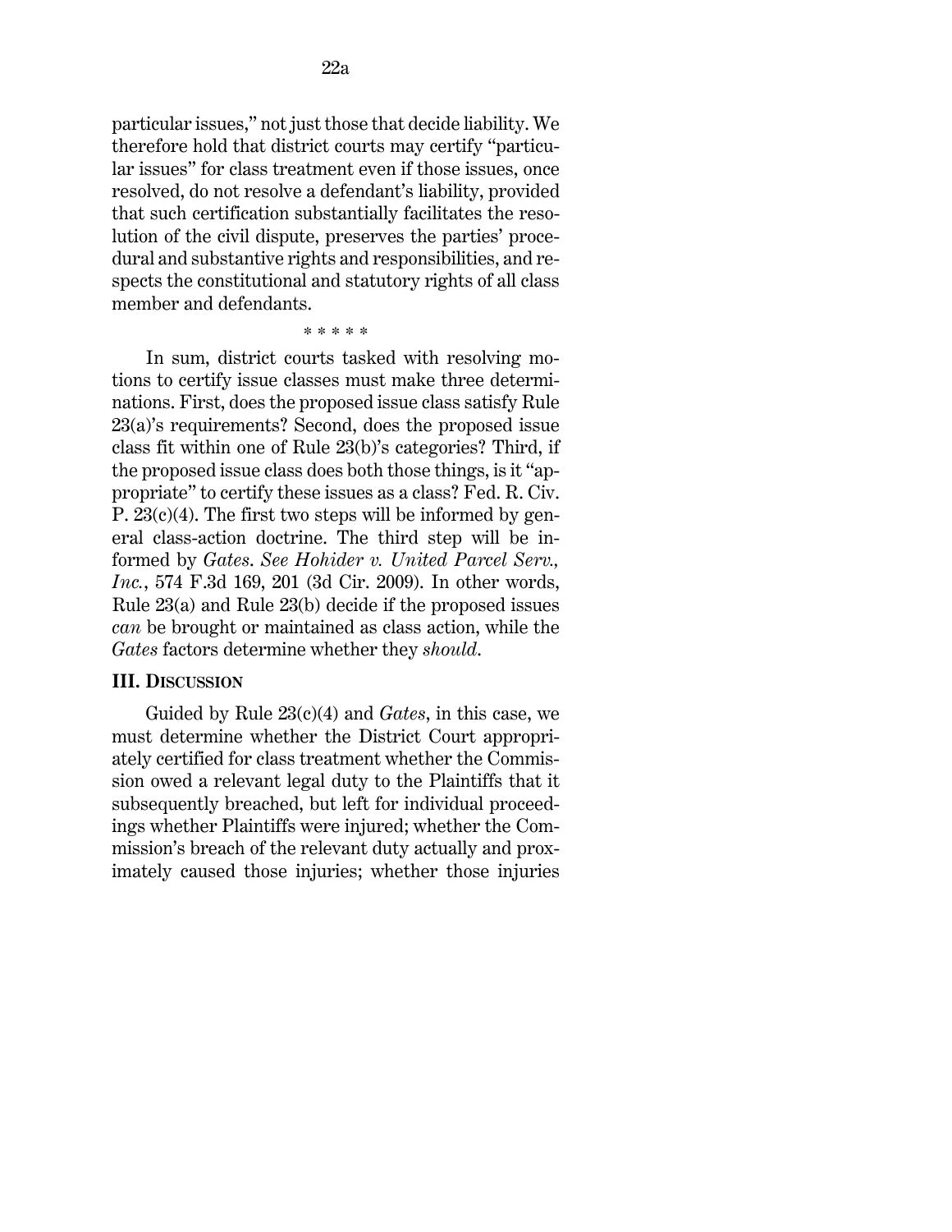particular issues," not just those that decide liability. We therefore hold that district courts may certify "particular issues" for class treatment even if those issues, once resolved, do not resolve a defendant's liability, provided that such certification substantially facilitates the resolution of the civil dispute, preserves the parties' procedural and substantive rights and responsibilities, and respects the constitutional and statutory rights of all class member and defendants.

\* \* \* \* \*

In sum, district courts tasked with resolving motions to certify issue classes must make three determinations. First, does the proposed issue class satisfy Rule 23(a)'s requirements? Second, does the proposed issue class fit within one of Rule 23(b)'s categories? Third, if the proposed issue class does both those things, is it "appropriate" to certify these issues as a class? Fed. R. Civ. P. 23(c)(4). The first two steps will be informed by general class-action doctrine. The third step will be informed by *Gates*. *See Hohider v. United Parcel Serv., Inc.*, 574 F.3d 169, 201 (3d Cir. 2009). In other words, Rule 23(a) and Rule 23(b) decide if the proposed issues *can* be brought or maintained as class action, while the *Gates* factors determine whether they *should*.

## III. Discussion

Guided by Rule 23(c)(4) and *Gates*, in this case, we must determine whether the District Court appropriately certified for class treatment whether the Commission owed a relevant legal duty to the Plaintiffs that it subsequently breached, but left for individual proceedings whether Plaintiffs were injured; whether the Commission's breach of the relevant duty actually and proximately caused those injuries; whether those injuries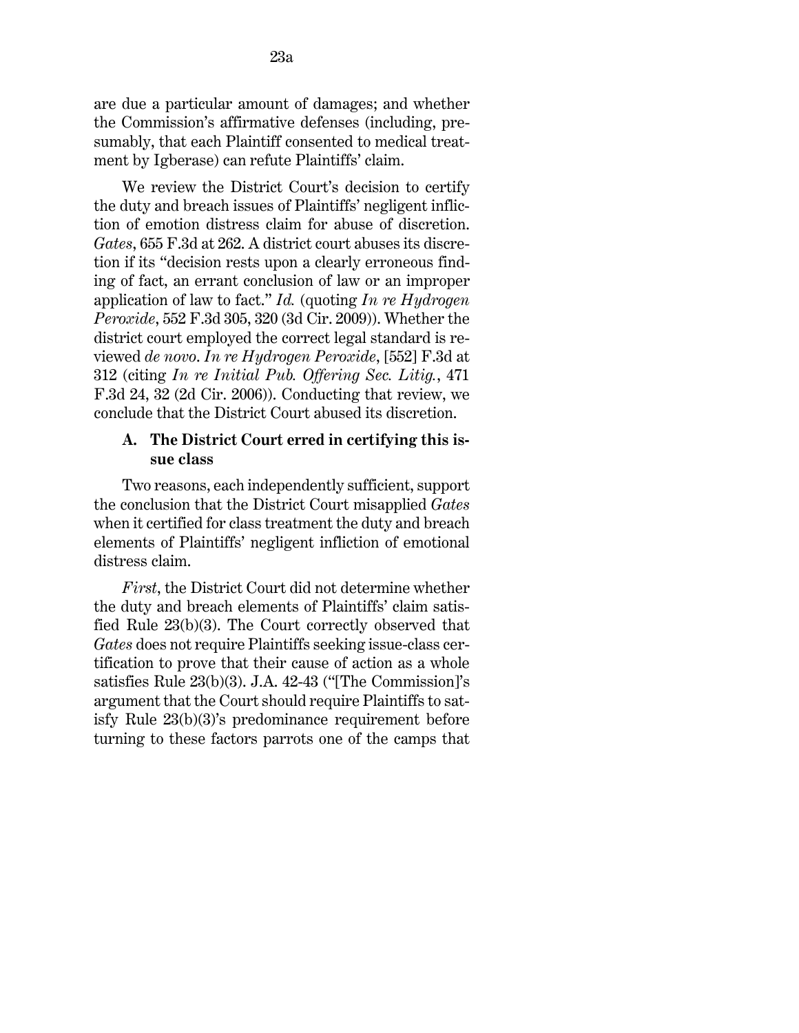are due a particular amount of damages; and whether the Commission's affirmative defenses (including, presumably, that each Plaintiff consented to medical treatment by Igberase) can refute Plaintiffs' claim.

We review the District Court's decision to certify the duty and breach issues of Plaintiffs' negligent infliction of emotion distress claim for abuse of discretion. *Gates*, 655 F.3d at 262. A district court abuses its discretion if its "decision rests upon a clearly erroneous finding of fact, an errant conclusion of law or an improper application of law to fact." *Id.* (quoting *In re Hydrogen Peroxide*, 552 F.3d 305, 320 (3d Cir. 2009)). Whether the district court employed the correct legal standard is reviewed *de novo*. *In re Hydrogen Peroxide*, [552] F.3d at 312 (citing *In re Initial Pub. Offering Sec. Litig.*, 471 F.3d 24, 32 (2d Cir. 2006)). Conducting that review, we conclude that the District Court abused its discretion.

### A. The District Court erred in certifying this issue class

Two reasons, each independently sufficient, support the conclusion that the District Court misapplied *Gates* when it certified for class treatment the duty and breach elements of Plaintiffs' negligent infliction of emotional distress claim.

*First*, the District Court did not determine whether the duty and breach elements of Plaintiffs' claim satisfied Rule 23(b)(3). The Court correctly observed that *Gates* does not require Plaintiffs seeking issue-class certification to prove that their cause of action as a whole satisfies Rule 23(b)(3). J.A. 42-43 ("[The Commission]'s argument that the Court should require Plaintiffs to satisfy Rule 23(b)(3)'s predominance requirement before turning to these factors parrots one of the camps that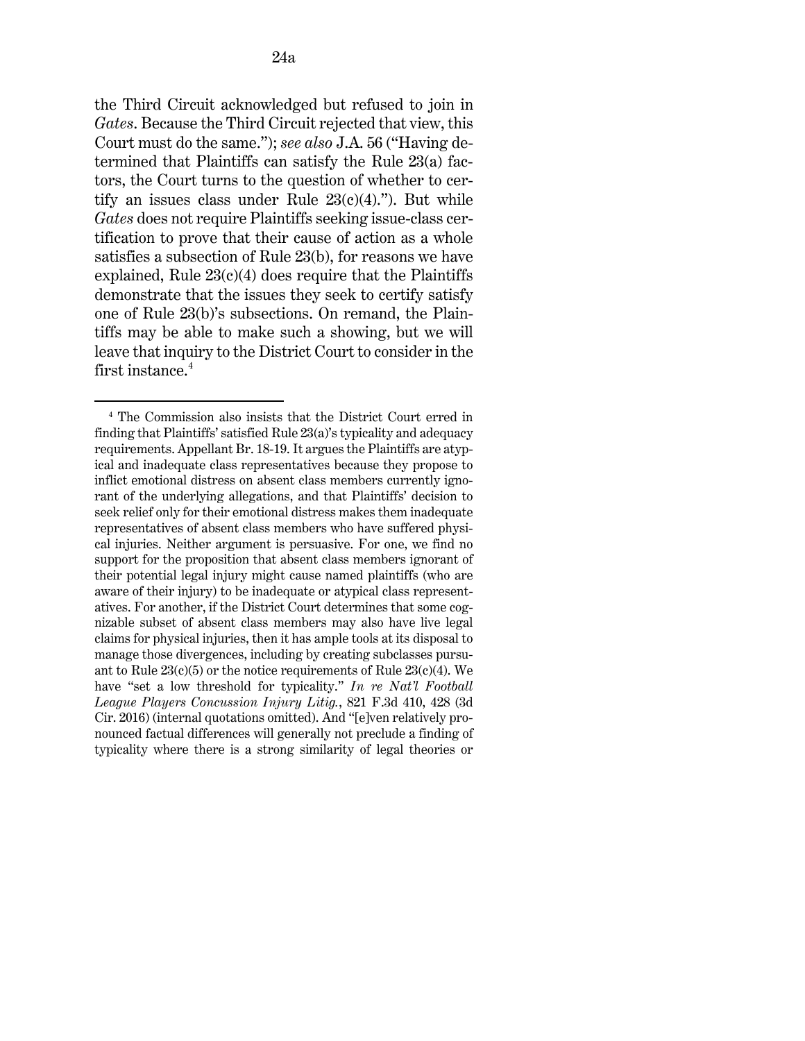the Third Circuit acknowledged but refused to join in *Gates*. Because the Third Circuit rejected that view, this Court must do the same."); *see also* J.A. 56 ("Having determined that Plaintiffs can satisfy the Rule 23(a) factors, the Court turns to the question of whether to certify an issues class under Rule 23(c)(4)."). But while *Gates* does not require Plaintiffs seeking issue-class certification to prove that their cause of action as a whole satisfies a subsection of Rule 23(b), for reasons we have explained, Rule 23(c)(4) does require that the Plaintiffs demonstrate that the issues they seek to certify satisfy one of Rule 23(b)'s subsections. On remand, the Plaintiffs may be able to make such a showing, but we will leave that inquiry to the District Court to consider in the first instance.[4]

---

[4] The Commission also insists that the District Court erred in finding that Plaintiffs' satisfied Rule 23(a)'s typicality and adequacy requirements. Appellant Br. 18-19. It argues the Plaintiffs are atypical and inadequate class representatives because they propose to inflict emotional distress on absent class members currently ignorant of the underlying allegations, and that Plaintiffs' decision to seek relief only for their emotional distress makes them inadequate representatives of absent class members who have suffered physical injuries. Neither argument is persuasive. For one, we find no support for the proposition that absent class members ignorant of their potential legal injury might cause named plaintiffs (who are aware of their injury) to be inadequate or atypical class representatives. For another, if the District Court determines that some cognizable subset of absent class members may also have live legal claims for physical injuries, then it has ample tools at its disposal to manage those divergences, including by creating subclasses pursuant to Rule 23(c)(5) or the notice requirements of Rule 23(c)(4). We have "set a low threshold for typicality." *In re Nat'l Football League Players Concussion Injury Litig.*, 821 F.3d 410, 428 (3d Cir. 2016) (internal quotations omitted). And "[e]ven relatively pronounced factual differences will generally not preclude a finding of typicality where there is a strong similarity of legal theories or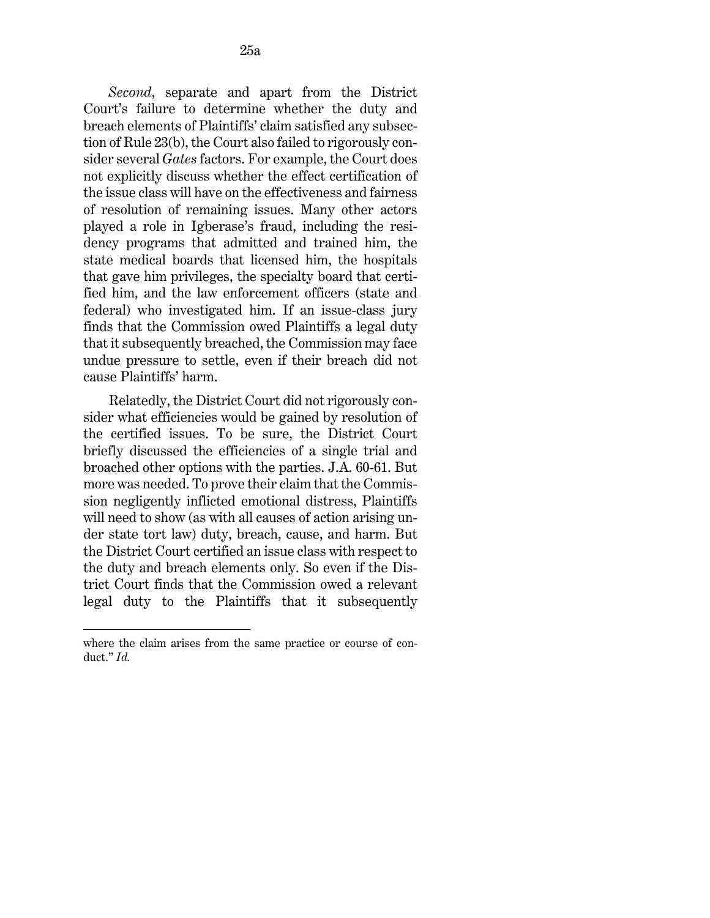*Second*, separate and apart from the District Court's failure to determine whether the duty and breach elements of Plaintiffs' claim satisfied any subsection of Rule 23(b), the Court also failed to rigorously consider several *Gates* factors. For example, the Court does not explicitly discuss whether the effect certification of the issue class will have on the effectiveness and fairness of resolution of remaining issues. Many other actors played a role in Igberase's fraud, including the residency programs that admitted and trained him, the state medical boards that licensed him, the hospitals that gave him privileges, the specialty board that certified him, and the law enforcement officers (state and federal) who investigated him. If an issue-class jury finds that the Commission owed Plaintiffs a legal duty that it subsequently breached, the Commission may face undue pressure to settle, even if their breach did not cause Plaintiffs' harm.

Relatedly, the District Court did not rigorously consider what efficiencies would be gained by resolution of the certified issues. To be sure, the District Court briefly discussed the efficiencies of a single trial and broached other options with the parties. J.A. 60-61. But more was needed. To prove their claim that the Commission negligently inflicted emotional distress, Plaintiffs will need to show (as with all causes of action arising under state tort law) duty, breach, cause, and harm. But the District Court certified an issue class with respect to the duty and breach elements only. So even if the District Court finds that the Commission owed a relevant legal duty to the Plaintiffs that it subsequently

---

where the claim arises from the same practice or course of conduct." *Id.*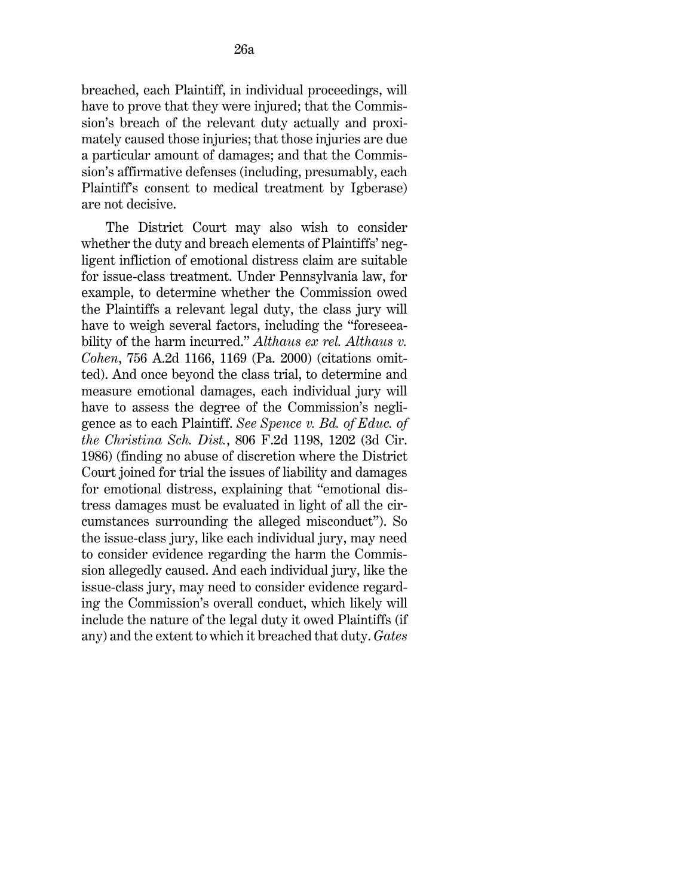breached, each Plaintiff, in individual proceedings, will have to prove that they were injured; that the Commission's breach of the relevant duty actually and proximately caused those injuries; that those injuries are due a particular amount of damages; and that the Commission's affirmative defenses (including, presumably, each Plaintiff's consent to medical treatment by Igberase) are not decisive.

The District Court may also wish to consider whether the duty and breach elements of Plaintiffs' negligent infliction of emotional distress claim are suitable for issue-class treatment. Under Pennsylvania law, for example, to determine whether the Commission owed the Plaintiffs a relevant legal duty, the class jury will have to weigh several factors, including the "foreseeability of the harm incurred." *Althaus ex rel. Althaus v. Cohen*, 756 A.2d 1166, 1169 (Pa. 2000) (citations omitted). And once beyond the class trial, to determine and measure emotional damages, each individual jury will have to assess the degree of the Commission's negligence as to each Plaintiff. *See Spence v. Bd. of Educ. of the Christina Sch. Dist.*, 806 F.2d 1198, 1202 (3d Cir. 1986) (finding no abuse of discretion where the District Court joined for trial the issues of liability and damages for emotional distress, explaining that "emotional distress damages must be evaluated in light of all the circumstances surrounding the alleged misconduct"). So the issue-class jury, like each individual jury, may need to consider evidence regarding the harm the Commission allegedly caused. And each individual jury, like the issue-class jury, may need to consider evidence regarding the Commission's overall conduct, which likely will include the nature of the legal duty it owed Plaintiffs (if any) and the extent to which it breached that duty. *Gates*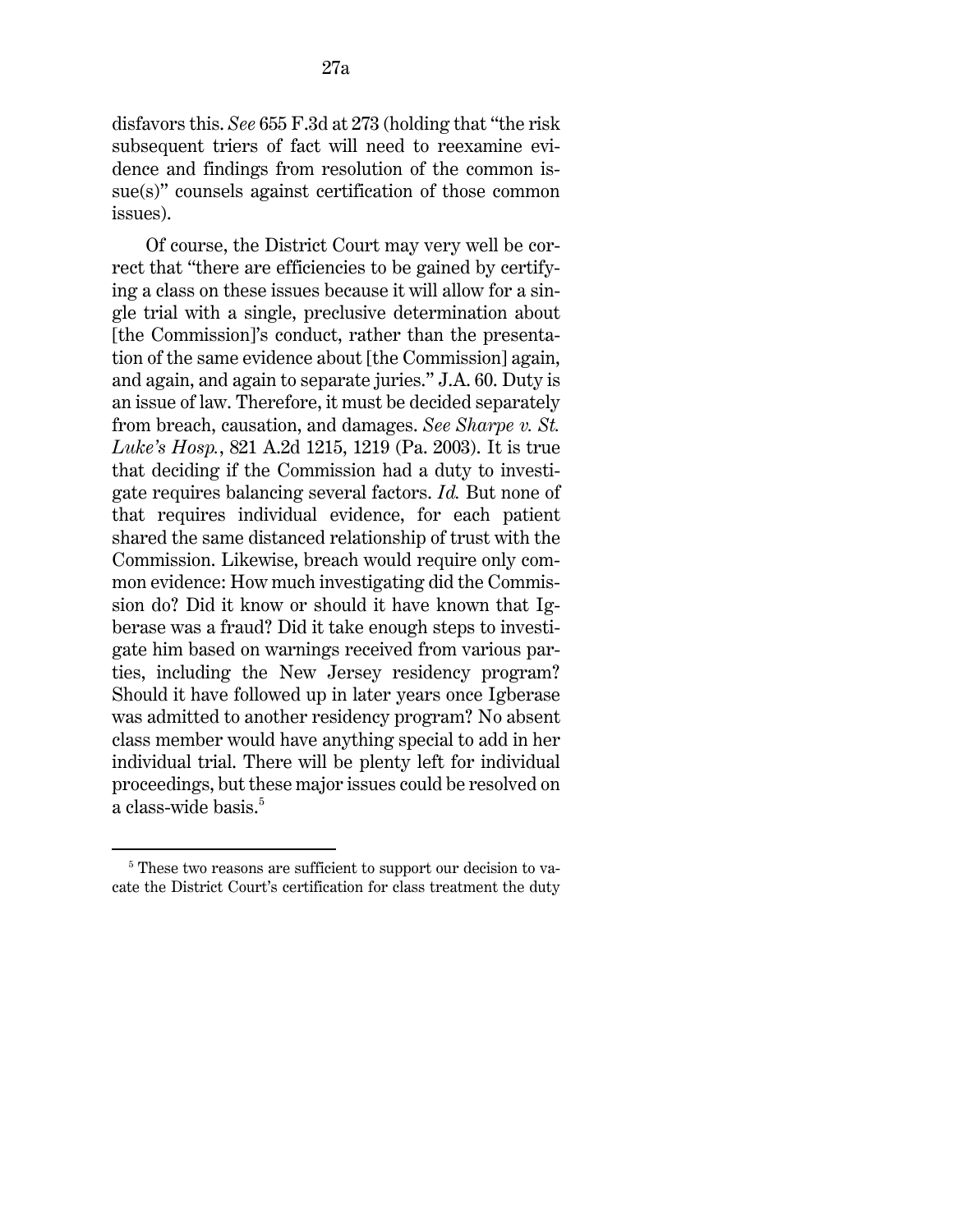disfavors this. *See* 655 F.3d at 273 (holding that "the risk subsequent triers of fact will need to reexamine evidence and findings from resolution of the common issue(s)" counsels against certification of those common issues).

Of course, the District Court may very well be correct that "there are efficiencies to be gained by certifying a class on these issues because it will allow for a single trial with a single, preclusive determination about [the Commission]'s conduct, rather than the presentation of the same evidence about [the Commission] again, and again, and again to separate juries." J.A. 60. Duty is an issue of law. Therefore, it must be decided separately from breach, causation, and damages. *See Sharpe v. St. Luke's Hosp.*, 821 A.2d 1215, 1219 (Pa. 2003). It is true that deciding if the Commission had a duty to investigate requires balancing several factors. *Id.* But none of that requires individual evidence, for each patient shared the same distanced relationship of trust with the Commission. Likewise, breach would require only common evidence: How much investigating did the Commission do? Did it know or should it have known that Igberase was a fraud? Did it take enough steps to investigate him based on warnings received from various parties, including the New Jersey residency program? Should it have followed up in later years once Igberase was admitted to another residency program? No absent class member would have anything special to add in her individual trial. There will be plenty left for individual proceedings, but these major issues could be resolved on a class-wide basis.[5]

[5] These two reasons are sufficient to support our decision to vacate the District Court's certification for class treatment the duty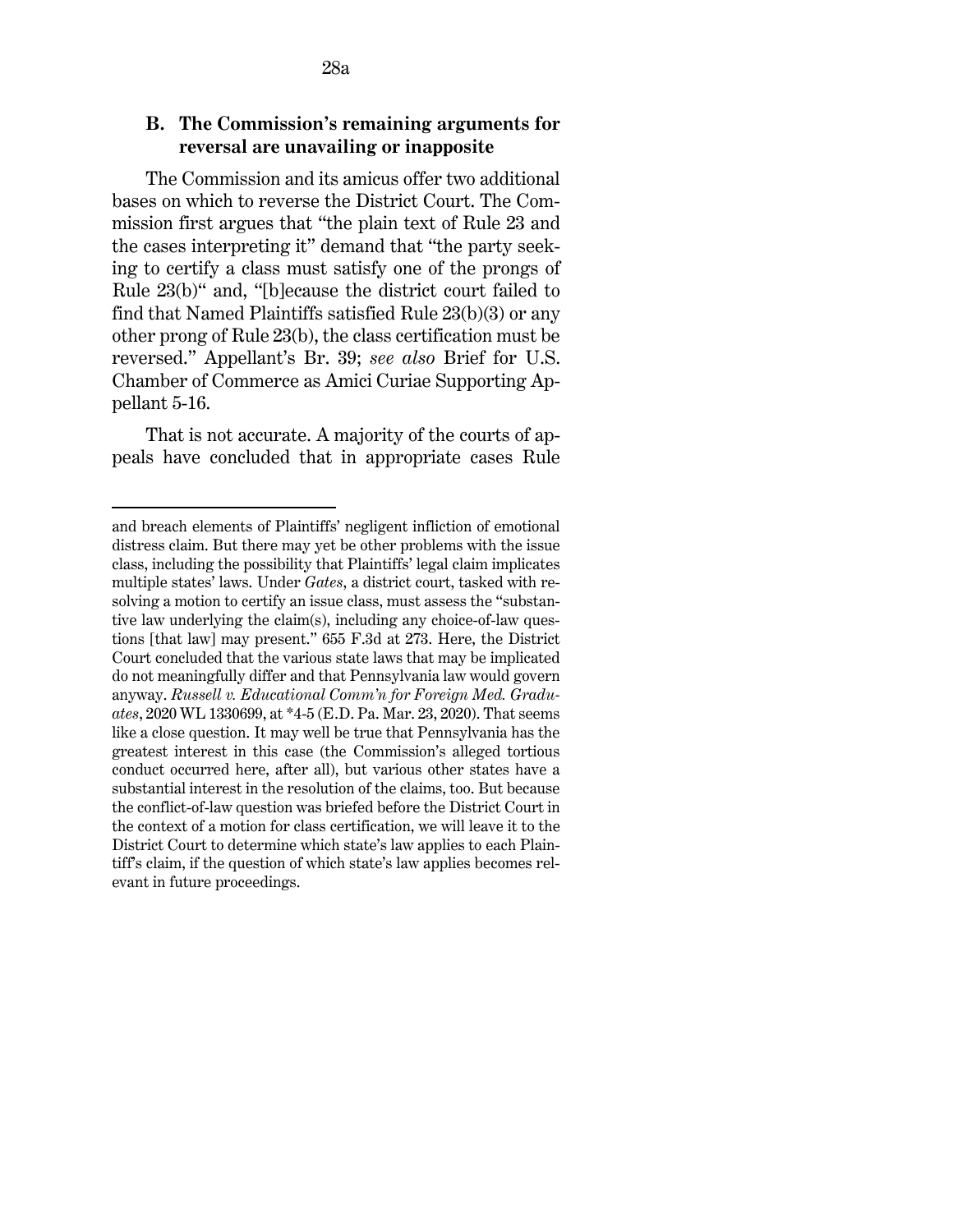### B. The Commission's remaining arguments for reversal are unavailing or inapposite

The Commission and its amicus offer two additional bases on which to reverse the District Court. The Commission first argues that "the plain text of Rule 23 and the cases interpreting it" demand that "the party seeking to certify a class must satisfy one of the prongs of Rule 23(b)" and, "[b]ecause the district court failed to find that Named Plaintiffs satisfied Rule 23(b)(3) or any other prong of Rule 23(b), the class certification must be reversed." Appellant's Br. 39; *see also* Brief for U.S. Chamber of Commerce as Amici Curiae Supporting Appellant 5-16.

That is not accurate. A majority of the courts of appeals have concluded that in appropriate cases Rule

---

and breach elements of Plaintiffs' negligent infliction of emotional distress claim. But there may yet be other problems with the issue class, including the possibility that Plaintiffs' legal claim implicates multiple states' laws. Under *Gates*, a district court, tasked with resolving a motion to certify an issue class, must assess the "substantive law underlying the claim(s), including any choice-of-law questions [that law] may present." 655 F.3d at 273. Here, the District Court concluded that the various state laws that may be implicated do not meaningfully differ and that Pennsylvania law would govern anyway. *Russell v. Educational Comm'n for Foreign Med. Graduates*, 2020 WL 1330699, at *4-5 (E.D. Pa. Mar. 23, 2020). That seems like a close question. It may well be true that Pennsylvania has the greatest interest in this case (the Commission's alleged tortious conduct occurred here, after all), but various other states have a substantial interest in the resolution of the claims, too. But because the conflict-of-law question was briefed before the District Court in the context of a motion for class certification, we will leave it to the District Court to determine which state's law applies to each Plaintiff's claim, if the question of which state's law applies becomes relevant in future proceedings.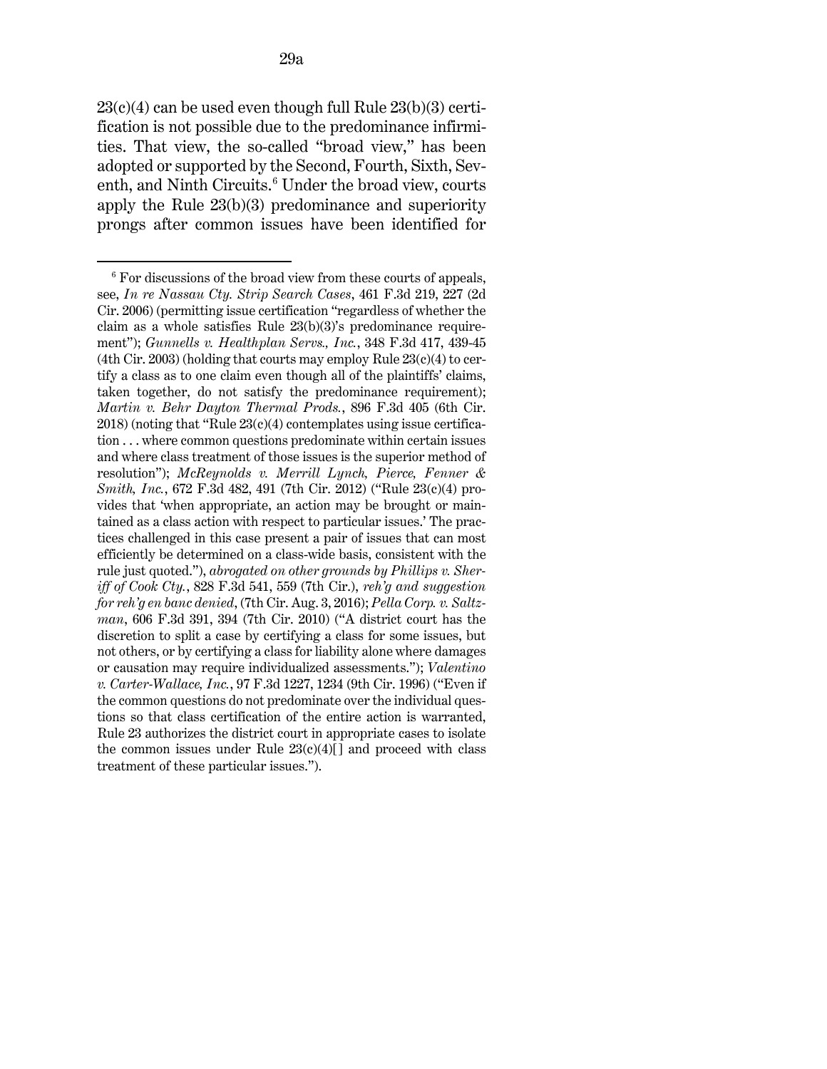23(c)(4) can be used even though full Rule 23(b)(3) certification is not possible due to the predominance infirmities. That view, the so-called "broad view," has been adopted or supported by the Second, Fourth, Sixth, Seventh, and Ninth Circuits.[6] Under the broad view, courts apply the Rule 23(b)(3) predominance and superiority prongs after common issues have been identified for

---

[6] For discussions of the broad view from these courts of appeals, see, *In re Nassau Cty. Strip Search Cases*, 461 F.3d 219, 227 (2d Cir. 2006) (permitting issue certification "regardless of whether the claim as a whole satisfies Rule 23(b)(3)'s predominance requirement"); *Gunnells v. Healthplan Servs., Inc.*, 348 F.3d 417, 439-45 (4th Cir. 2003) (holding that courts may employ Rule 23(c)(4) to certify a class as to one claim even though all of the plaintiffs' claims, taken together, do not satisfy the predominance requirement); *Martin v. Behr Dayton Thermal Prods.*, 896 F.3d 405 (6th Cir. 2018) (noting that "Rule 23(c)(4) contemplates using issue certification . . . where common questions predominate within certain issues and where class treatment of those issues is the superior method of resolution"); *McReynolds v. Merrill Lynch, Pierce, Fenner & Smith, Inc.*, 672 F.3d 482, 491 (7th Cir. 2012) ("Rule 23(c)(4) provides that 'when appropriate, an action may be brought or maintained as a class action with respect to particular issues.' The practices challenged in this case present a pair of issues that can most efficiently be determined on a class-wide basis, consistent with the rule just quoted."), *abrogated on other grounds by Phillips v. Sheriff of Cook Cty.*, 828 F.3d 541, 559 (7th Cir.), *reh'g and suggestion for reh'g en banc denied*, (7th Cir. Aug. 3, 2016); *Pella Corp. v. Saltzman*, 606 F.3d 391, 394 (7th Cir. 2010) ("A district court has the discretion to split a case by certifying a class for some issues, but not others, or by certifying a class for liability alone where damages or causation may require individualized assessments."); *Valentino v. Carter-Wallace, Inc.*, 97 F.3d 1227, 1234 (9th Cir. 1996) ("Even if the common questions do not predominate over the individual questions so that class certification of the entire action is warranted, Rule 23 authorizes the district court in appropriate cases to isolate the common issues under Rule 23(c)(4)[ ] and proceed with class treatment of these particular issues.").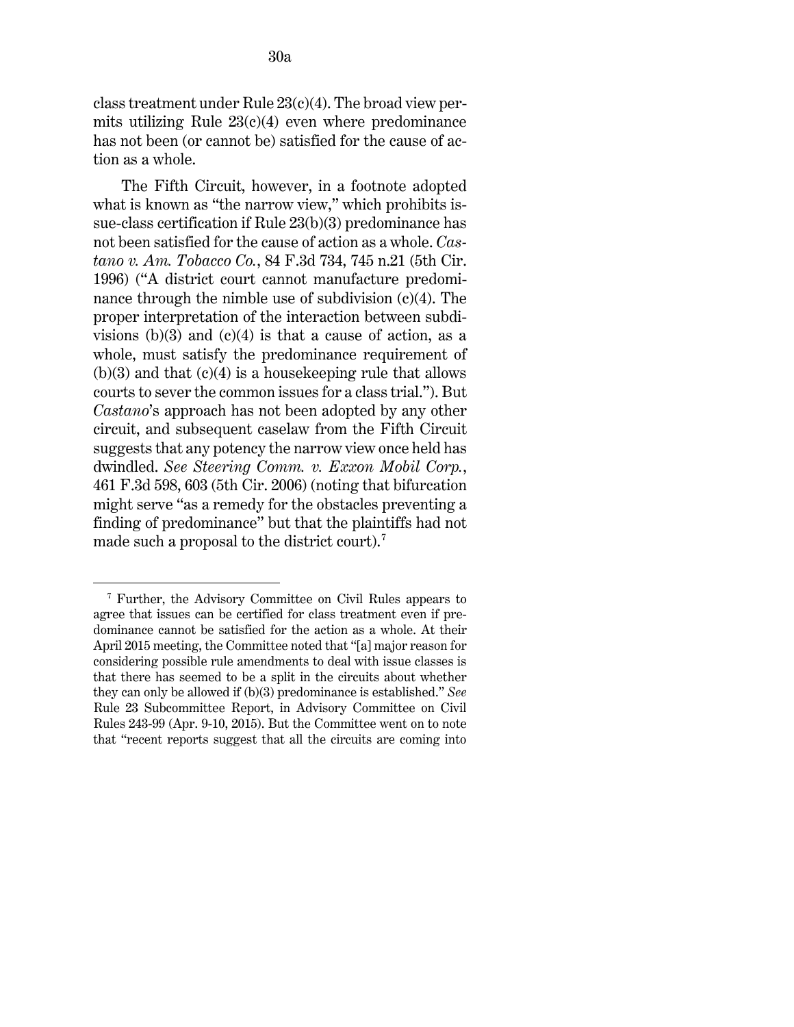class treatment under Rule 23(c)(4). The broad view permits utilizing Rule 23(c)(4) even where predominance has not been (or cannot be) satisfied for the cause of action as a whole.

The Fifth Circuit, however, in a footnote adopted what is known as "the narrow view," which prohibits issue-class certification if Rule 23(b)(3) predominance has not been satisfied for the cause of action as a whole. *Castano v. Am. Tobacco Co.*, 84 F.3d 734, 745 n.21 (5th Cir. 1996) ("A district court cannot manufacture predominance through the nimble use of subdivision (c)(4). The proper interpretation of the interaction between subdivisions (b)(3) and (c)(4) is that a cause of action, as a whole, must satisfy the predominance requirement of (b)(3) and that (c)(4) is a housekeeping rule that allows courts to sever the common issues for a class trial."). But *Castano*'s approach has not been adopted by any other circuit, and subsequent caselaw from the Fifth Circuit suggests that any potency the narrow view once held has dwindled. *See Steering Comm. v. Exxon Mobil Corp.*, 461 F.3d 598, 603 (5th Cir. 2006) (noting that bifurcation might serve "as a remedy for the obstacles preventing a finding of predominance" but that the plaintiffs had not made such a proposal to the district court).[7]

---

[7] Further, the Advisory Committee on Civil Rules appears to agree that issues can be certified for class treatment even if predominance cannot be satisfied for the action as a whole. At their April 2015 meeting, the Committee noted that "[a] major reason for considering possible rule amendments to deal with issue classes is that there has seemed to be a split in the circuits about whether they can only be allowed if (b)(3) predominance is established." *See* Rule 23 Subcommittee Report, in Advisory Committee on Civil Rules 243-99 (Apr. 9-10, 2015). But the Committee went on to note that "recent reports suggest that all the circuits are coming into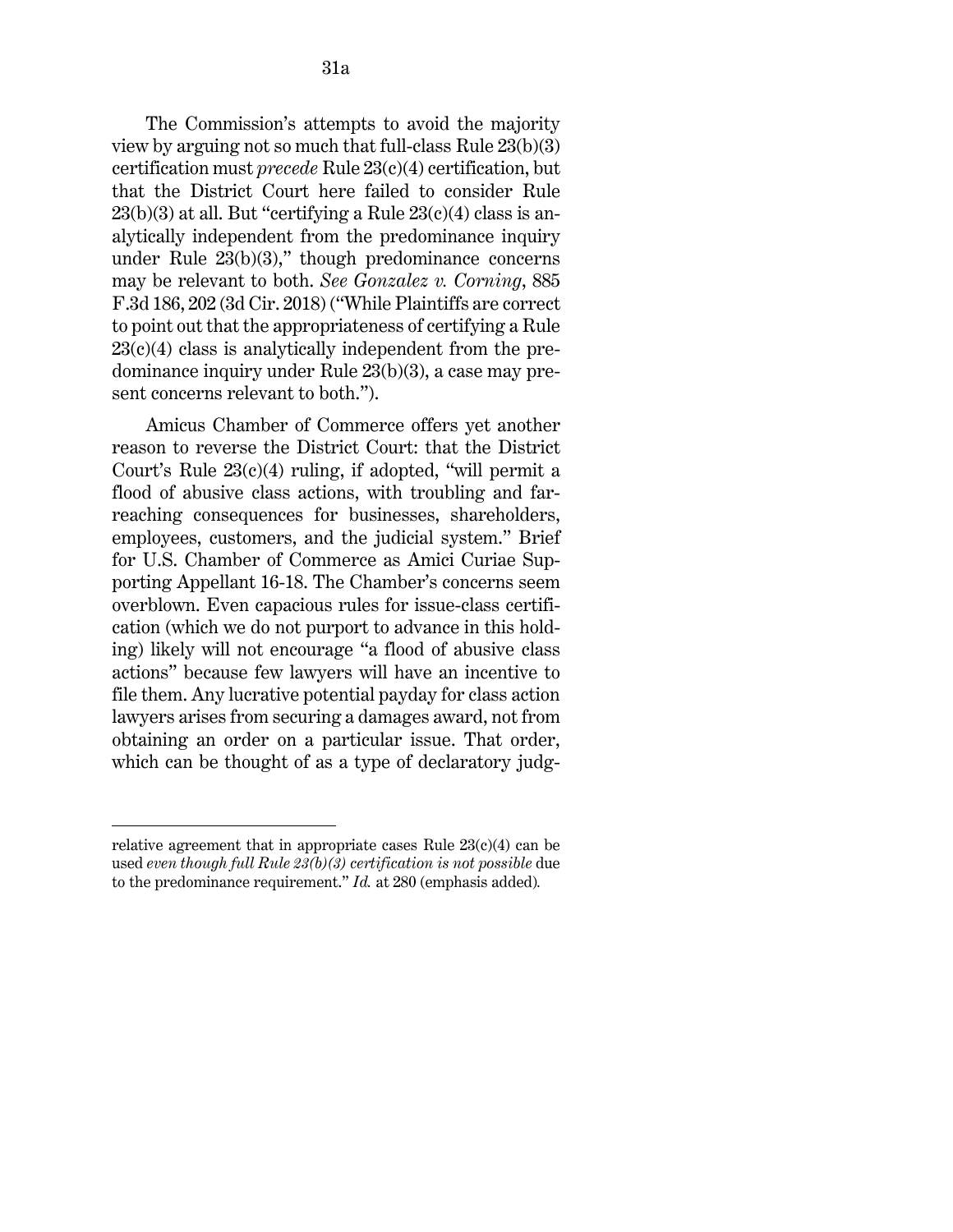The Commission's attempts to avoid the majority view by arguing not so much that full-class Rule 23(b)(3) certification must *precede* Rule 23(c)(4) certification, but that the District Court here failed to consider Rule 23(b)(3) at all. But "certifying a Rule 23(c)(4) class is analytically independent from the predominance inquiry under Rule 23(b)(3)," though predominance concerns may be relevant to both. *See Gonzalez v. Corning*, 885 F.3d 186, 202 (3d Cir. 2018) ("While Plaintiffs are correct to point out that the appropriateness of certifying a Rule 23(c)(4) class is analytically independent from the predominance inquiry under Rule 23(b)(3), a case may present concerns relevant to both.").

Amicus Chamber of Commerce offers yet another reason to reverse the District Court: that the District Court's Rule 23(c)(4) ruling, if adopted, "will permit a flood of abusive class actions, with troubling and far-reaching consequences for businesses, shareholders, employees, customers, and the judicial system." Brief for U.S. Chamber of Commerce as Amici Curiae Supporting Appellant 16-18. The Chamber's concerns seem overblown. Even capacious rules for issue-class certification (which we do not purport to advance in this holding) likely will not encourage "a flood of abusive class actions" because few lawyers will have an incentive to file them. Any lucrative potential payday for class action lawyers arises from securing a damages award, not from obtaining an order on a particular issue. That order, which can be thought of as a type of declaratory judg-

---

relative agreement that in appropriate cases Rule 23(c)(4) can be used *even though full Rule 23(b)(3) certification is not possible* due to the predominance requirement." *Id.* at 280 (emphasis added).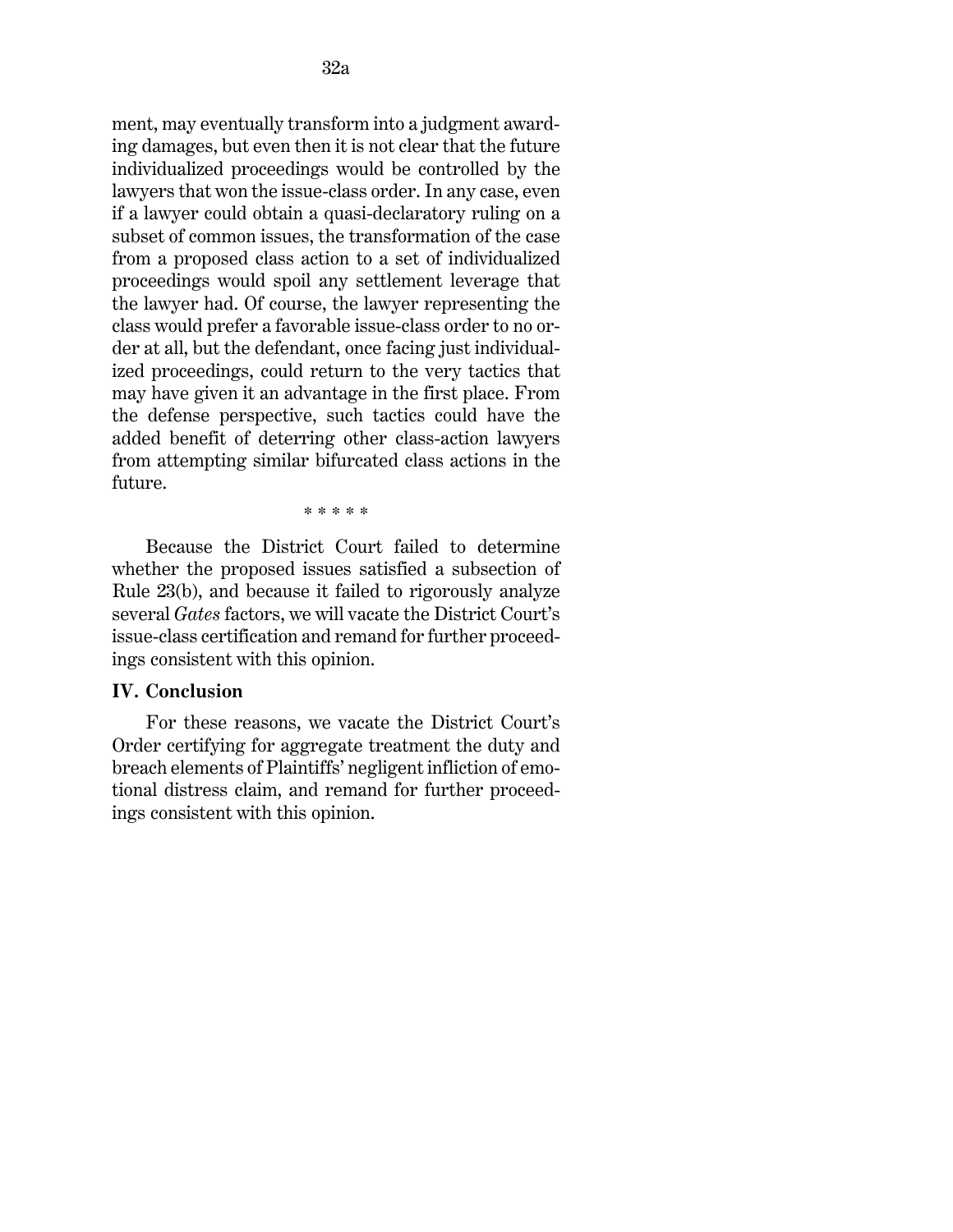ment, may eventually transform into a judgment awarding damages, but even then it is not clear that the future individualized proceedings would be controlled by the lawyers that won the issue-class order. In any case, even if a lawyer could obtain a quasi-declaratory ruling on a subset of common issues, the transformation of the case from a proposed class action to a set of individualized proceedings would spoil any settlement leverage that the lawyer had. Of course, the lawyer representing the class would prefer a favorable issue-class order to no order at all, but the defendant, once facing just individualized proceedings, could return to the very tactics that may have given it an advantage in the first place. From the defense perspective, such tactics could have the added benefit of deterring other class-action lawyers from attempting similar bifurcated class actions in the future.

* * * * *

Because the District Court failed to determine whether the proposed issues satisfied a subsection of Rule 23(b), and because it failed to rigorously analyze several *Gates* factors, we will vacate the District Court's issue-class certification and remand for further proceedings consistent with this opinion.

## IV. Conclusion

For these reasons, we vacate the District Court's Order certifying for aggregate treatment the duty and breach elements of Plaintiffs' negligent infliction of emotional distress claim, and remand for further proceedings consistent with this opinion.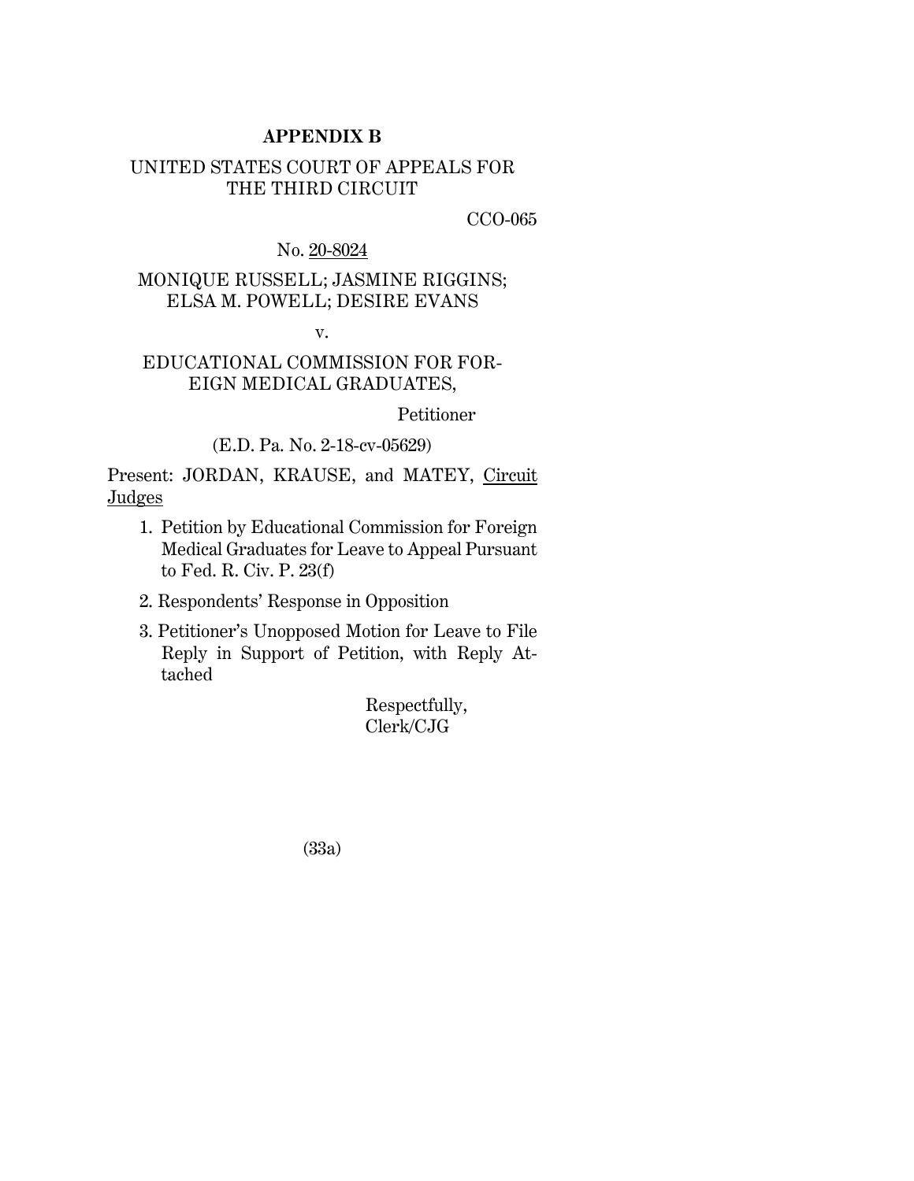**APPENDIX B**

UNITED STATES COURT OF APPEALS FOR THE THIRD CIRCUIT

CCO-065

No. 20-8024

MONIQUE RUSSELL; JASMINE RIGGINS; ELSA M. POWELL; DESIRE EVANS

v.

EDUCATIONAL COMMISSION FOR FOREIGN MEDICAL GRADUATES,

Petitioner

(E.D. Pa. No. 2-18-cv-05629)

Present: JORDAN, KRAUSE, and MATEY, Circuit Judges

1. Petition by Educational Commission for Foreign Medical Graduates for Leave to Appeal Pursuant to Fed. R. Civ. P. 23(f)
2. Respondents' Response in Opposition
3. Petitioner's Unopposed Motion for Leave to File Reply in Support of Petition, with Reply Attached

Respectfully,
Clerk/CJG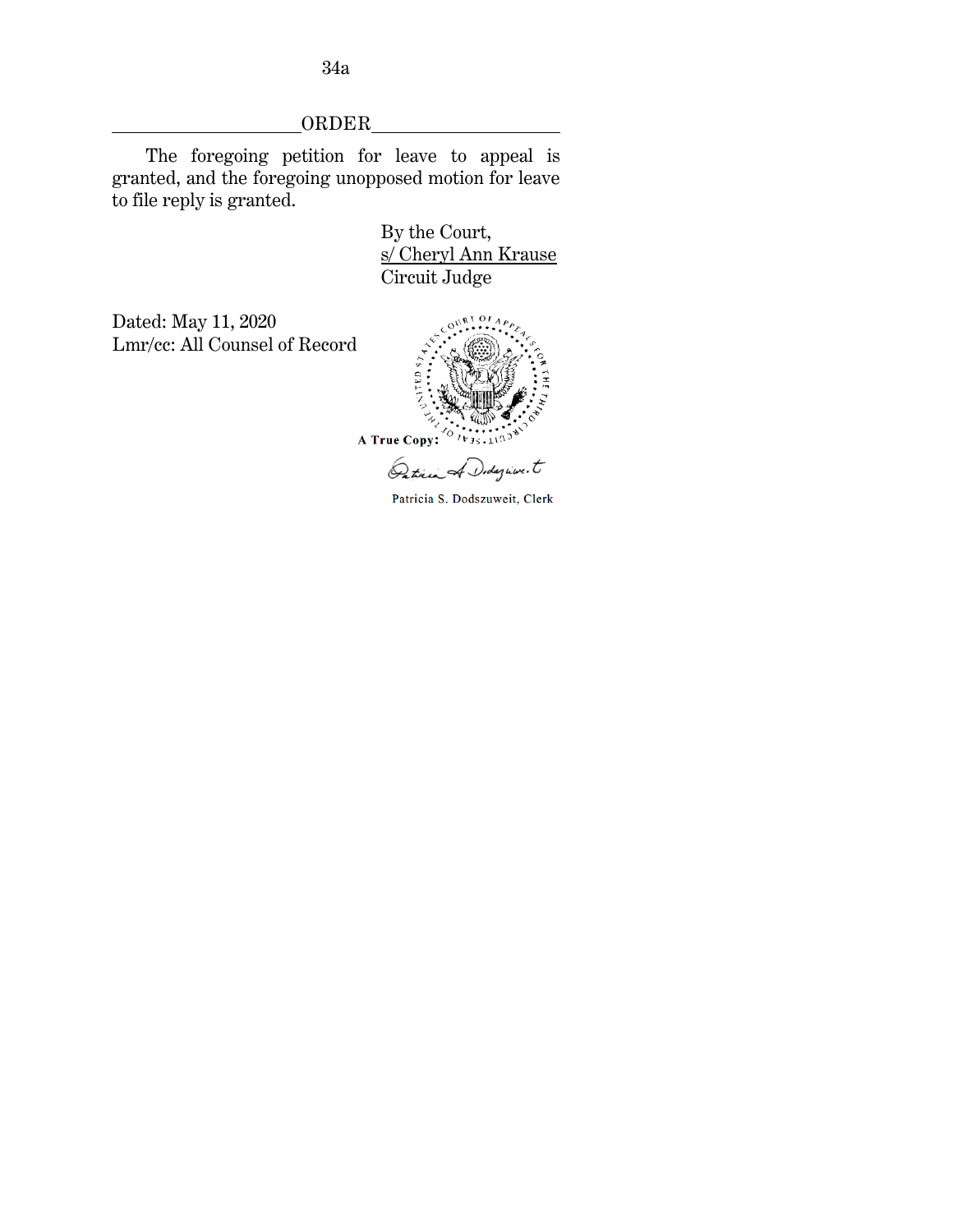## ORDER

The foregoing petition for leave to appeal is granted, and the foregoing unopposed motion for leave to file reply is granted.

By the Court,
s/ Cheryl Ann Krause
Circuit Judge

Dated: May 11, 2020
Lmr/cc: All Counsel of Record

**A True Copy:**

Patricia S. Dodszuweit, Clerk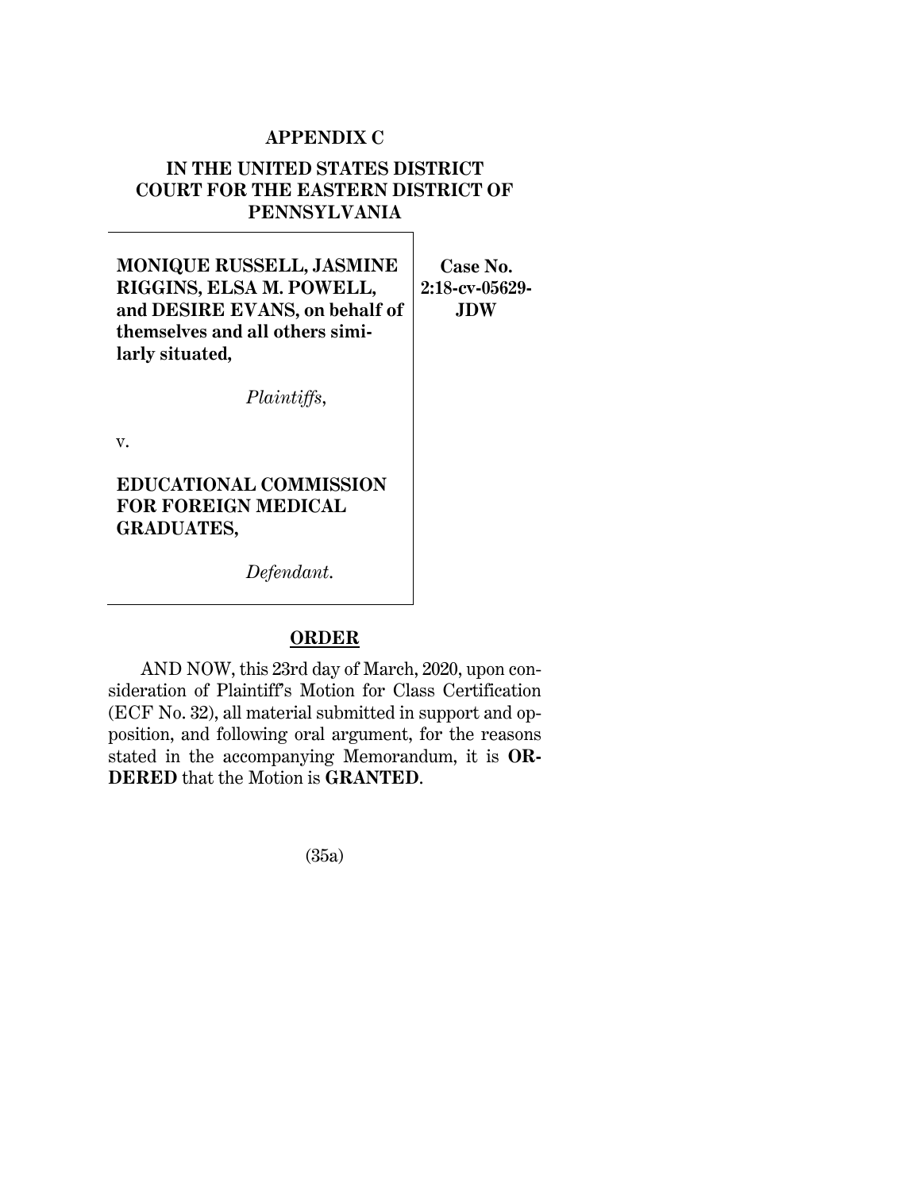## APPENDIX C

### IN THE UNITED STATES DISTRICT COURT FOR THE EASTERN DISTRICT OF PENNSYLVANIA

| | |
|---|---|
| **MONIQUE RUSSELL, JASMINE RIGGINS, ELSA M. POWELL, and DESIRE EVANS, on behalf of themselves and all others similarly situated,**<br><br>*Plaintiffs*,<br><br>v.<br><br>**EDUCATIONAL COMMISSION FOR FOREIGN MEDICAL GRADUATES,**<br><br>*Defendant*. | **Case No. 2:18-cv-05629-JDW** |

### ORDER

AND NOW, this 23rd day of March, 2020, upon consideration of Plaintiff's Motion for Class Certification (ECF No. 32), all material submitted in support and opposition, and following oral argument, for the reasons stated in the accompanying Memorandum, it is **ORDERED** that the Motion is **GRANTED**.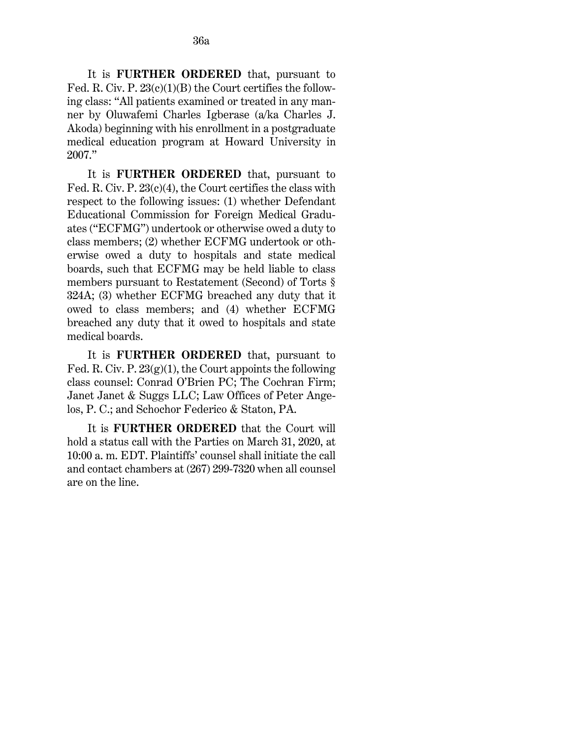It is **FURTHER ORDERED** that, pursuant to Fed. R. Civ. P. 23(c)(1)(B) the Court certifies the following class: "All patients examined or treated in any manner by Oluwafemi Charles Igberase (a/ka Charles J. Akoda) beginning with his enrollment in a postgraduate medical education program at Howard University in 2007."

It is **FURTHER ORDERED** that, pursuant to Fed. R. Civ. P. 23(c)(4), the Court certifies the class with respect to the following issues: (1) whether Defendant Educational Commission for Foreign Medical Graduates ("ECFMG") undertook or otherwise owed a duty to class members; (2) whether ECFMG undertook or otherwise owed a duty to hospitals and state medical boards, such that ECFMG may be held liable to class members pursuant to Restatement (Second) of Torts § 324A; (3) whether ECFMG breached any duty that it owed to class members; and (4) whether ECFMG breached any duty that it owed to hospitals and state medical boards.

It is **FURTHER ORDERED** that, pursuant to Fed. R. Civ. P. 23(g)(1), the Court appoints the following class counsel: Conrad O'Brien PC; The Cochran Firm; Janet Janet & Suggs LLC; Law Offices of Peter Angelos, P. C.; and Schochor Federico & Staton, PA.

It is **FURTHER ORDERED** that the Court will hold a status call with the Parties on March 31, 2020, at 10:00 a. m. EDT. Plaintiffs' counsel shall initiate the call and contact chambers at (267) 299-7320 when all counsel are on the line.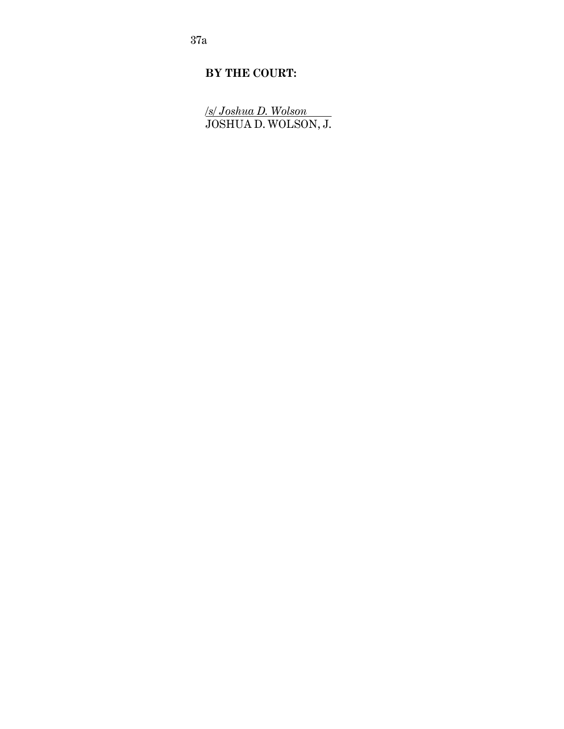**BY THE COURT:**

*/s/ Joshua D. Wolson*
JOSHUA D. WOLSON, J.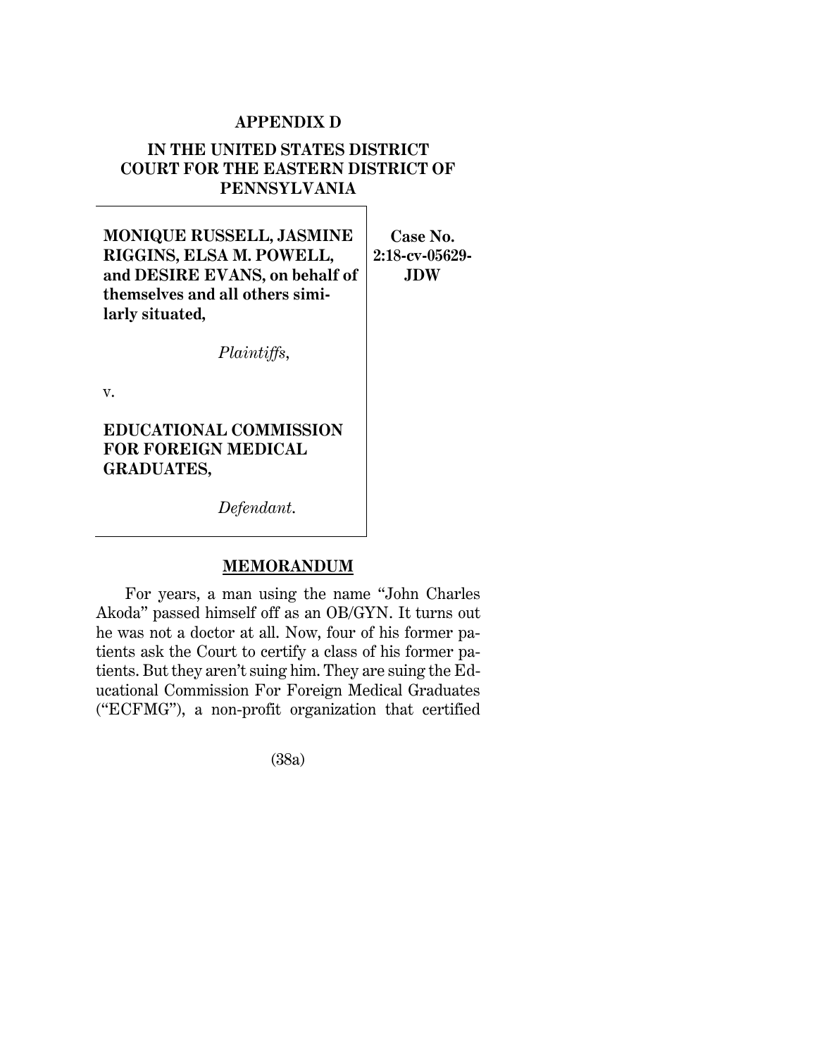**APPENDIX D**

**IN THE UNITED STATES DISTRICT COURT FOR THE EASTERN DISTRICT OF PENNSYLVANIA**

| | |
|---|---|
| **MONIQUE RUSSELL, JASMINE RIGGINS, ELSA M. POWELL, and DESIRE EVANS, on behalf of themselves and all others similarly situated,**<br><br>*Plaintiffs*,<br><br>v.<br><br>**EDUCATIONAL COMMISSION FOR FOREIGN MEDICAL GRADUATES,**<br><br>*Defendant*. | **Case No. 2:18-cv-05629-JDW** |

**MEMORANDUM**

For years, a man using the name "John Charles Akoda" passed himself off as an OB/GYN. It turns out he was not a doctor at all. Now, four of his former patients ask the Court to certify a class of his former patients. But they aren't suing him. They are suing the Educational Commission For Foreign Medical Graduates ("ECFMG"), a non-profit organization that certified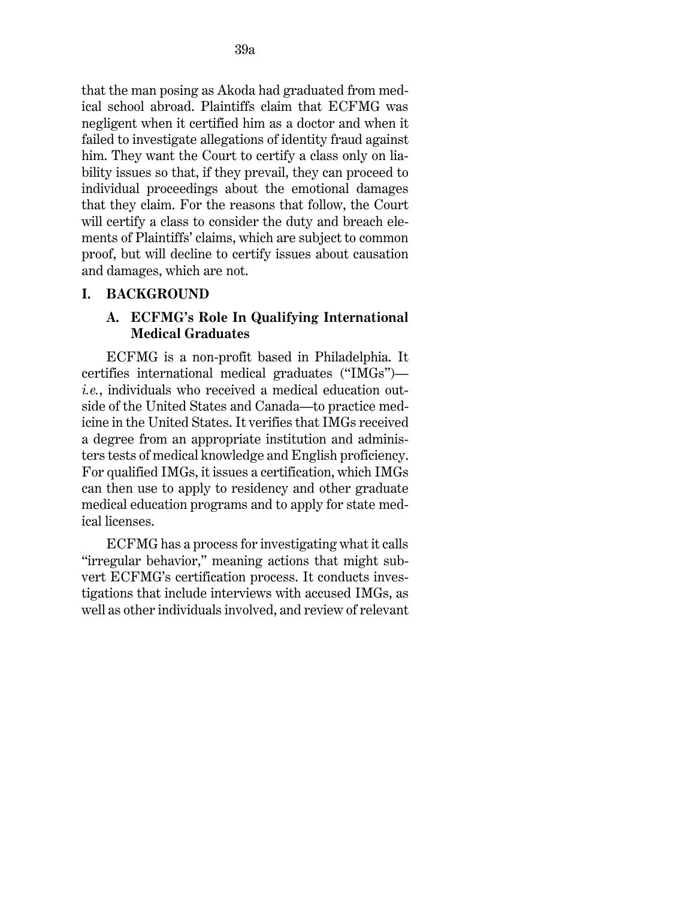that the man posing as Akoda had graduated from medical school abroad. Plaintiffs claim that ECFMG was negligent when it certified him as a doctor and when it failed to investigate allegations of identity fraud against him. They want the Court to certify a class only on liability issues so that, if they prevail, they can proceed to individual proceedings about the emotional damages that they claim. For the reasons that follow, the Court will certify a class to consider the duty and breach elements of Plaintiffs' claims, which are subject to common proof, but will decline to certify issues about causation and damages, which are not.

## I. BACKGROUND

### A. ECFMG's Role In Qualifying International Medical Graduates

ECFMG is a non-profit based in Philadelphia. It certifies international medical graduates ("IMGs")—*i.e.*, individuals who received a medical education outside of the United States and Canada—to practice medicine in the United States. It verifies that IMGs received a degree from an appropriate institution and administers tests of medical knowledge and English proficiency. For qualified IMGs, it issues a certification, which IMGs can then use to apply to residency and other graduate medical education programs and to apply for state medical licenses.

ECFMG has a process for investigating what it calls "irregular behavior," meaning actions that might subvert ECFMG's certification process. It conducts investigations that include interviews with accused IMGs, as well as other individuals involved, and review of relevant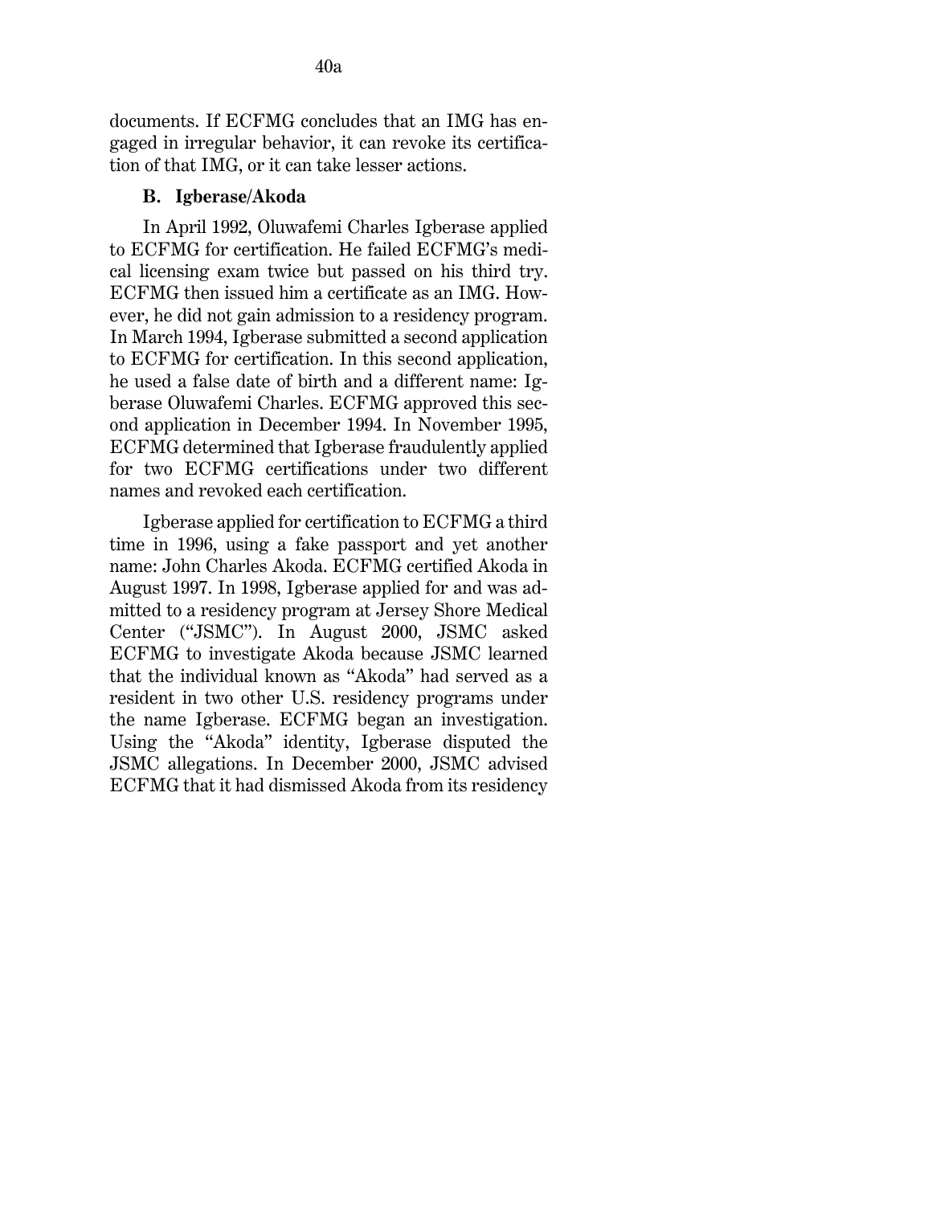documents. If ECFMG concludes that an IMG has engaged in irregular behavior, it can revoke its certification of that IMG, or it can take lesser actions.

### B. Igberase/Akoda

In April 1992, Oluwafemi Charles Igberase applied to ECFMG for certification. He failed ECFMG's medical licensing exam twice but passed on his third try. ECFMG then issued him a certificate as an IMG. However, he did not gain admission to a residency program. In March 1994, Igberase submitted a second application to ECFMG for certification. In this second application, he used a false date of birth and a different name: Igberase Oluwafemi Charles. ECFMG approved this second application in December 1994. In November 1995, ECFMG determined that Igberase fraudulently applied for two ECFMG certifications under two different names and revoked each certification.

Igberase applied for certification to ECFMG a third time in 1996, using a fake passport and yet another name: John Charles Akoda. ECFMG certified Akoda in August 1997. In 1998, Igberase applied for and was admitted to a residency program at Jersey Shore Medical Center ("JSMC"). In August 2000, JSMC asked ECFMG to investigate Akoda because JSMC learned that the individual known as "Akoda" had served as a resident in two other U.S. residency programs under the name Igberase. ECFMG began an investigation. Using the "Akoda" identity, Igberase disputed the JSMC allegations. In December 2000, JSMC advised ECFMG that it had dismissed Akoda from its residency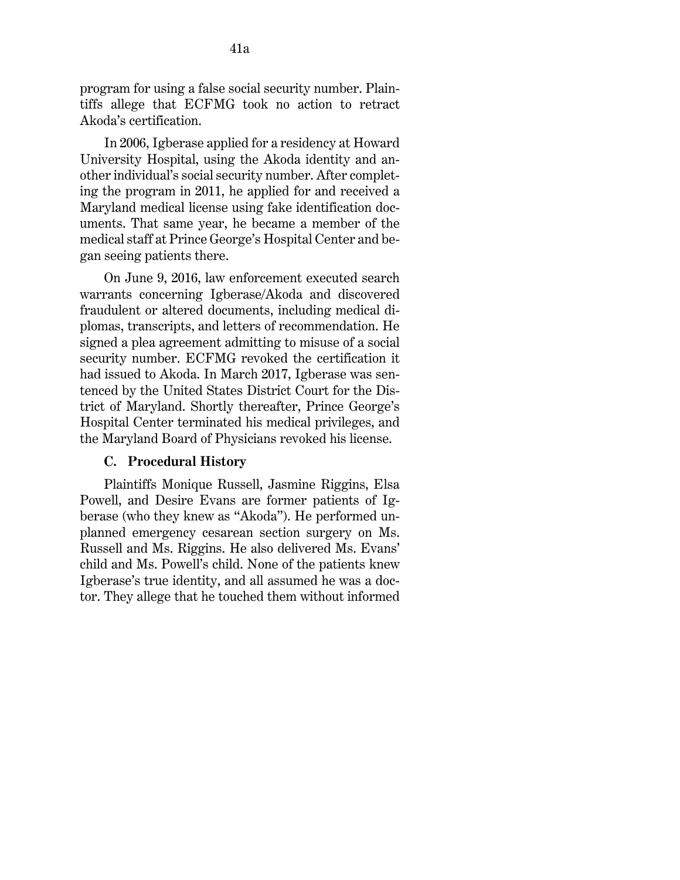program for using a false social security number. Plaintiffs allege that ECFMG took no action to retract Akoda's certification.

In 2006, Igberase applied for a residency at Howard University Hospital, using the Akoda identity and another individual's social security number. After completing the program in 2011, he applied for and received a Maryland medical license using fake identification documents. That same year, he became a member of the medical staff at Prince George's Hospital Center and began seeing patients there.

On June 9, 2016, law enforcement executed search warrants concerning Igberase/Akoda and discovered fraudulent or altered documents, including medical diplomas, transcripts, and letters of recommendation. He signed a plea agreement admitting to misuse of a social security number. ECFMG revoked the certification it had issued to Akoda. In March 2017, Igberase was sentenced by the United States District Court for the District of Maryland. Shortly thereafter, Prince George's Hospital Center terminated his medical privileges, and the Maryland Board of Physicians revoked his license.

### C. Procedural History

Plaintiffs Monique Russell, Jasmine Riggins, Elsa Powell, and Desire Evans are former patients of Igberase (who they knew as "Akoda"). He performed unplanned emergency cesarean section surgery on Ms. Russell and Ms. Riggins. He also delivered Ms. Evans' child and Ms. Powell's child. None of the patients knew Igberase's true identity, and all assumed he was a doctor. They allege that he touched them without informed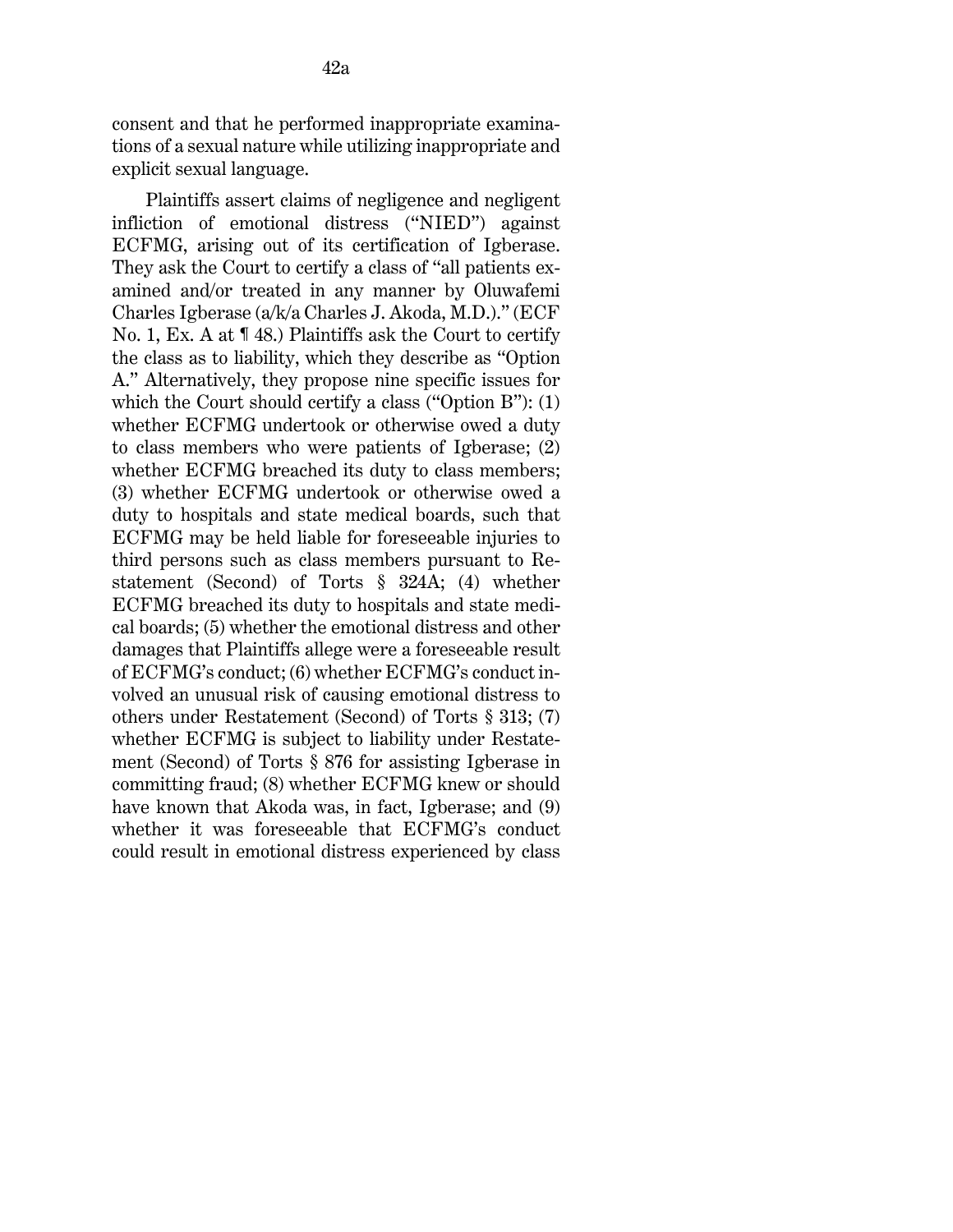consent and that he performed inappropriate examinations of a sexual nature while utilizing inappropriate and explicit sexual language.

Plaintiffs assert claims of negligence and negligent infliction of emotional distress ("NIED") against ECFMG, arising out of its certification of Igberase. They ask the Court to certify a class of "all patients examined and/or treated in any manner by Oluwafemi Charles Igberase (a/k/a Charles J. Akoda, M.D.)." (ECF No. 1, Ex. A at ¶ 48.) Plaintiffs ask the Court to certify the class as to liability, which they describe as "Option A." Alternatively, they propose nine specific issues for which the Court should certify a class ("Option B"): (1) whether ECFMG undertook or otherwise owed a duty to class members who were patients of Igberase; (2) whether ECFMG breached its duty to class members; (3) whether ECFMG undertook or otherwise owed a duty to hospitals and state medical boards, such that ECFMG may be held liable for foreseeable injuries to third persons such as class members pursuant to Restatement (Second) of Torts § 324A; (4) whether ECFMG breached its duty to hospitals and state medical boards; (5) whether the emotional distress and other damages that Plaintiffs allege were a foreseeable result of ECFMG's conduct; (6) whether ECFMG's conduct involved an unusual risk of causing emotional distress to others under Restatement (Second) of Torts § 313; (7) whether ECFMG is subject to liability under Restatement (Second) of Torts § 876 for assisting Igberase in committing fraud; (8) whether ECFMG knew or should have known that Akoda was, in fact, Igberase; and (9) whether it was foreseeable that ECFMG's conduct could result in emotional distress experienced by class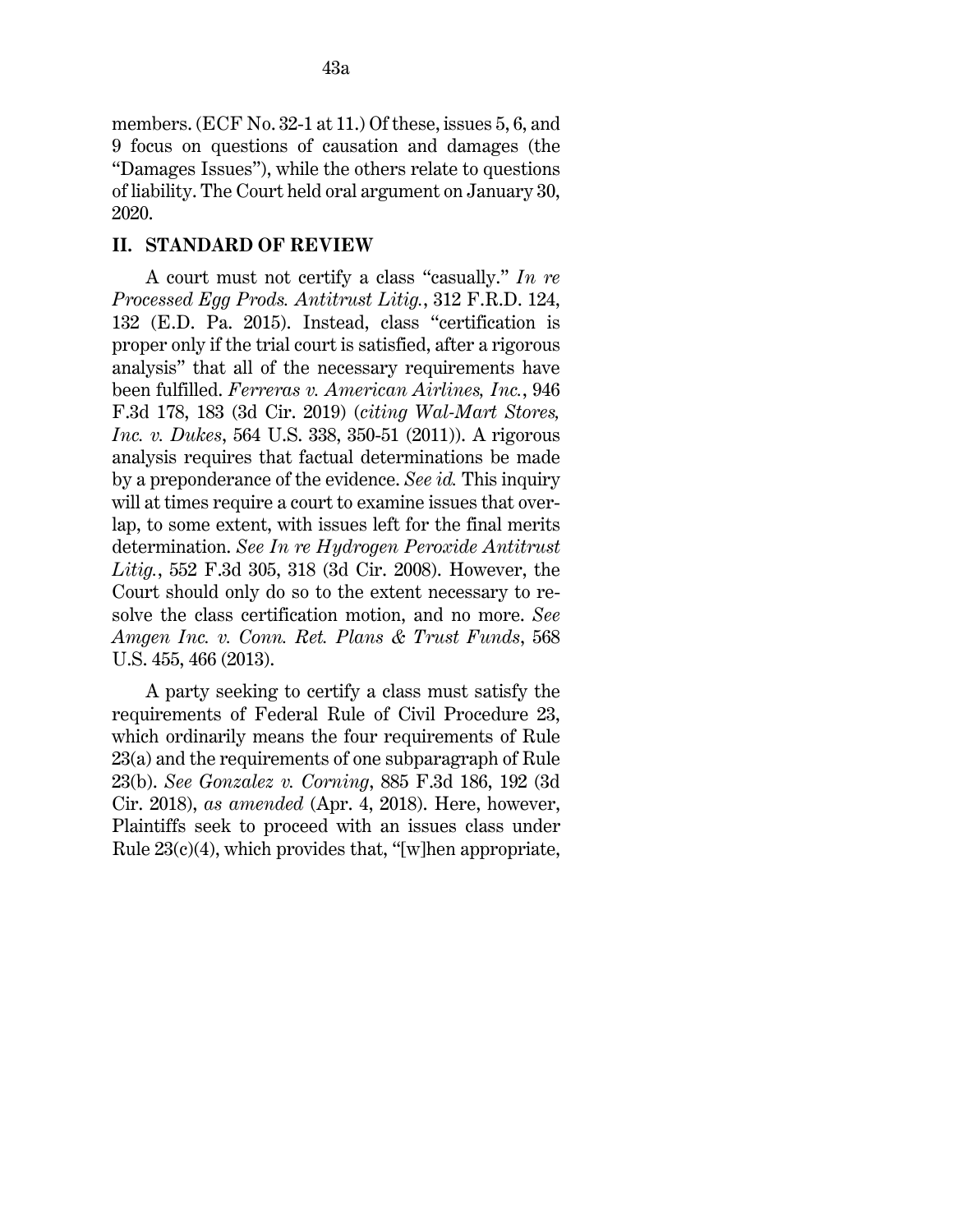members. (ECF No. 32-1 at 11.) Of these, issues 5, 6, and 9 focus on questions of causation and damages (the "Damages Issues"), while the others relate to questions of liability. The Court held oral argument on January 30, 2020.

## II. STANDARD OF REVIEW

A court must not certify a class "casually." *In re Processed Egg Prods. Antitrust Litig.*, 312 F.R.D. 124, 132 (E.D. Pa. 2015). Instead, class "certification is proper only if the trial court is satisfied, after a rigorous analysis" that all of the necessary requirements have been fulfilled. *Ferreras v. American Airlines, Inc.*, 946 F.3d 178, 183 (3d Cir. 2019) (*citing Wal-Mart Stores, Inc. v. Dukes*, 564 U.S. 338, 350-51 (2011)). A rigorous analysis requires that factual determinations be made by a preponderance of the evidence. *See id.* This inquiry will at times require a court to examine issues that overlap, to some extent, with issues left for the final merits determination. *See In re Hydrogen Peroxide Antitrust Litig.*, 552 F.3d 305, 318 (3d Cir. 2008). However, the Court should only do so to the extent necessary to resolve the class certification motion, and no more. *See Amgen Inc. v. Conn. Ret. Plans & Trust Funds*, 568 U.S. 455, 466 (2013).

A party seeking to certify a class must satisfy the requirements of Federal Rule of Civil Procedure 23, which ordinarily means the four requirements of Rule 23(a) and the requirements of one subparagraph of Rule 23(b). *See Gonzalez v. Corning*, 885 F.3d 186, 192 (3d Cir. 2018), *as amended* (Apr. 4, 2018). Here, however, Plaintiffs seek to proceed with an issues class under Rule 23(c)(4), which provides that, "[w]hen appropriate,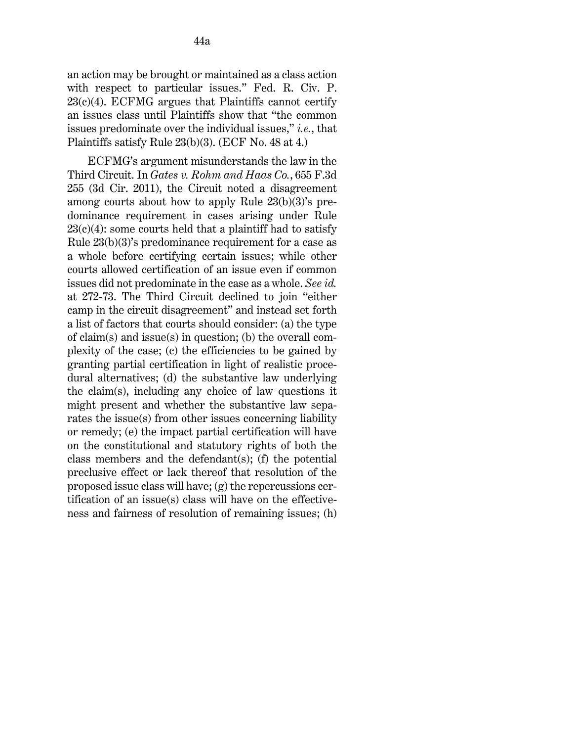an action may be brought or maintained as a class action with respect to particular issues." Fed. R. Civ. P. 23(c)(4). ECFMG argues that Plaintiffs cannot certify an issues class until Plaintiffs show that "the common issues predominate over the individual issues," *i.e.*, that Plaintiffs satisfy Rule 23(b)(3). (ECF No. 48 at 4.)

ECFMG's argument misunderstands the law in the Third Circuit. In *Gates v. Rohm and Haas Co.*, 655 F.3d 255 (3d Cir. 2011), the Circuit noted a disagreement among courts about how to apply Rule 23(b)(3)'s predominance requirement in cases arising under Rule 23(c)(4): some courts held that a plaintiff had to satisfy Rule 23(b)(3)'s predominance requirement for a case as a whole before certifying certain issues; while other courts allowed certification of an issue even if common issues did not predominate in the case as a whole. *See id.* at 272-73. The Third Circuit declined to join "either camp in the circuit disagreement" and instead set forth a list of factors that courts should consider: (a) the type of claim(s) and issue(s) in question; (b) the overall complexity of the case; (c) the efficiencies to be gained by granting partial certification in light of realistic procedural alternatives; (d) the substantive law underlying the claim(s), including any choice of law questions it might present and whether the substantive law separates the issue(s) from other issues concerning liability or remedy; (e) the impact partial certification will have on the constitutional and statutory rights of both the class members and the defendant(s); (f) the potential preclusive effect or lack thereof that resolution of the proposed issue class will have; (g) the repercussions certification of an issue(s) class will have on the effectiveness and fairness of resolution of remaining issues; (h)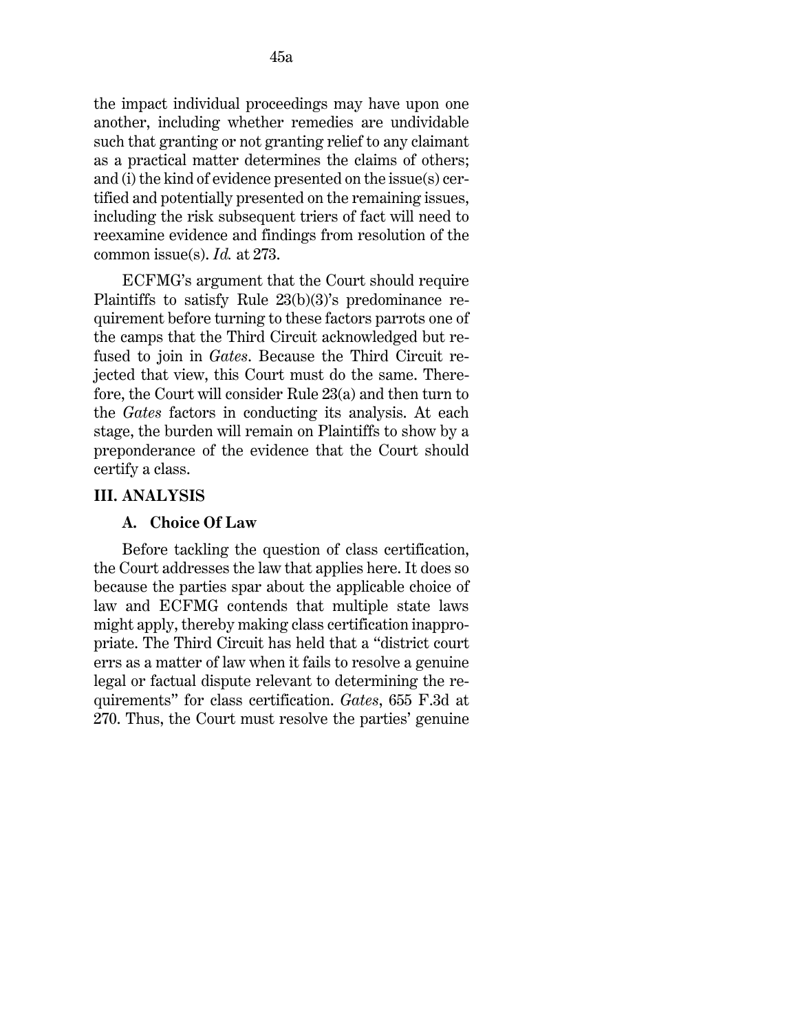the impact individual proceedings may have upon one another, including whether remedies are undividable such that granting or not granting relief to any claimant as a practical matter determines the claims of others; and (i) the kind of evidence presented on the issue(s) certified and potentially presented on the remaining issues, including the risk subsequent triers of fact will need to reexamine evidence and findings from resolution of the common issue(s). *Id.* at 273.

ECFMG's argument that the Court should require Plaintiffs to satisfy Rule 23(b)(3)'s predominance requirement before turning to these factors parrots one of the camps that the Third Circuit acknowledged but refused to join in *Gates*. Because the Third Circuit rejected that view, this Court must do the same. Therefore, the Court will consider Rule 23(a) and then turn to the *Gates* factors in conducting its analysis. At each stage, the burden will remain on Plaintiffs to show by a preponderance of the evidence that the Court should certify a class.

## III. ANALYSIS

### A. Choice Of Law

Before tackling the question of class certification, the Court addresses the law that applies here. It does so because the parties spar about the applicable choice of law and ECFMG contends that multiple state laws might apply, thereby making class certification inappropriate. The Third Circuit has held that a "district court errs as a matter of law when it fails to resolve a genuine legal or factual dispute relevant to determining the requirements" for class certification. *Gates*, 655 F.3d at 270. Thus, the Court must resolve the parties' genuine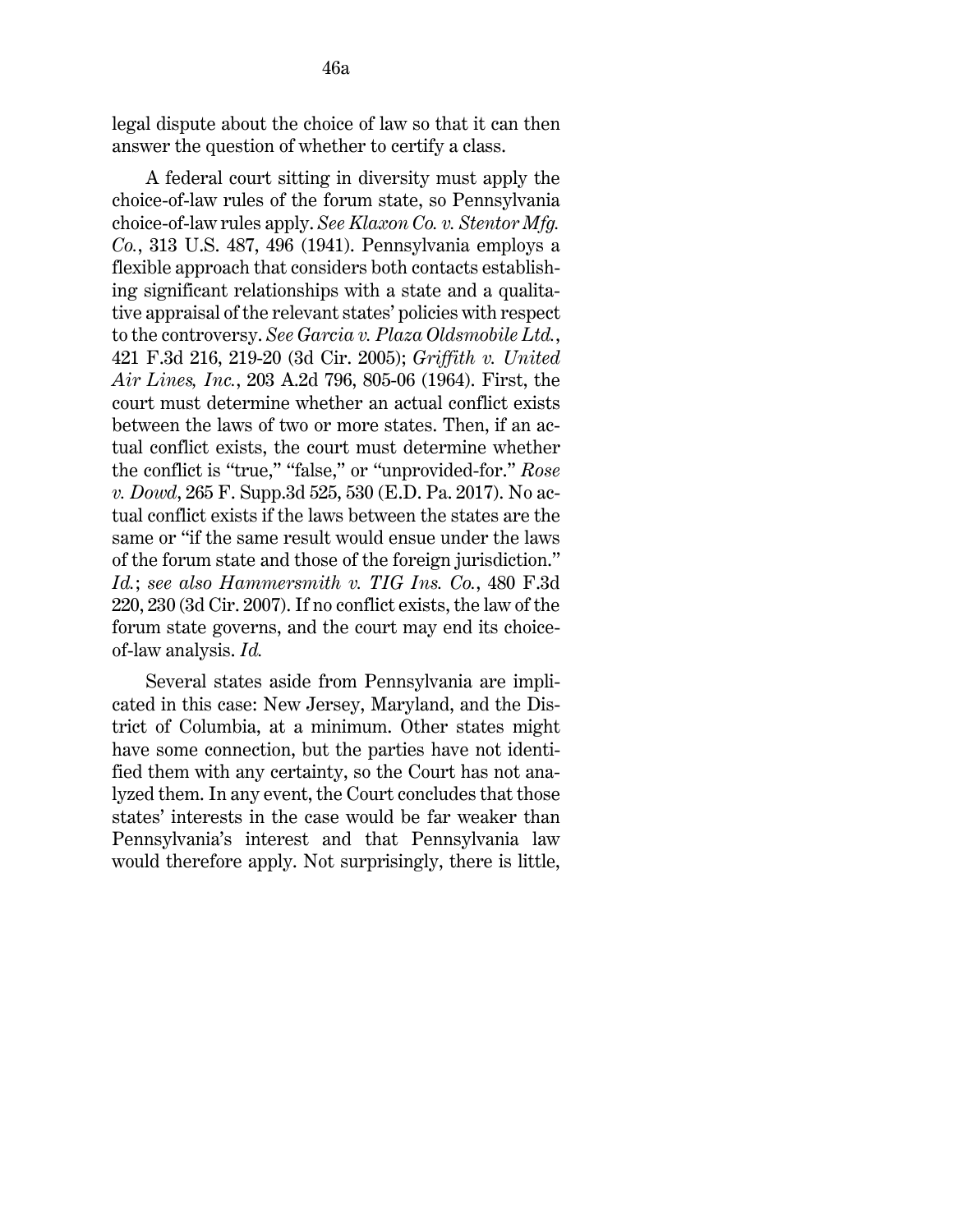legal dispute about the choice of law so that it can then answer the question of whether to certify a class.

A federal court sitting in diversity must apply the choice-of-law rules of the forum state, so Pennsylvania choice-of-law rules apply. *See Klaxon Co. v. Stentor Mfg. Co.*, 313 U.S. 487, 496 (1941). Pennsylvania employs a flexible approach that considers both contacts establishing significant relationships with a state and a qualitative appraisal of the relevant states' policies with respect to the controversy. *See Garcia v. Plaza Oldsmobile Ltd.*, 421 F.3d 216, 219-20 (3d Cir. 2005); *Griffith v. United Air Lines, Inc.*, 203 A.2d 796, 805-06 (1964). First, the court must determine whether an actual conflict exists between the laws of two or more states. Then, if an actual conflict exists, the court must determine whether the conflict is "true," "false," or "unprovided-for." *Rose v. Dowd*, 265 F. Supp.3d 525, 530 (E.D. Pa. 2017). No actual conflict exists if the laws between the states are the same or "if the same result would ensue under the laws of the forum state and those of the foreign jurisdiction." *Id.*; *see also Hammersmith v. TIG Ins. Co.*, 480 F.3d 220, 230 (3d Cir. 2007). If no conflict exists, the law of the forum state governs, and the court may end its choice-of-law analysis. *Id.*

Several states aside from Pennsylvania are implicated in this case: New Jersey, Maryland, and the District of Columbia, at a minimum. Other states might have some connection, but the parties have not identified them with any certainty, so the Court has not analyzed them. In any event, the Court concludes that those states' interests in the case would be far weaker than Pennsylvania's interest and that Pennsylvania law would therefore apply. Not surprisingly, there is little,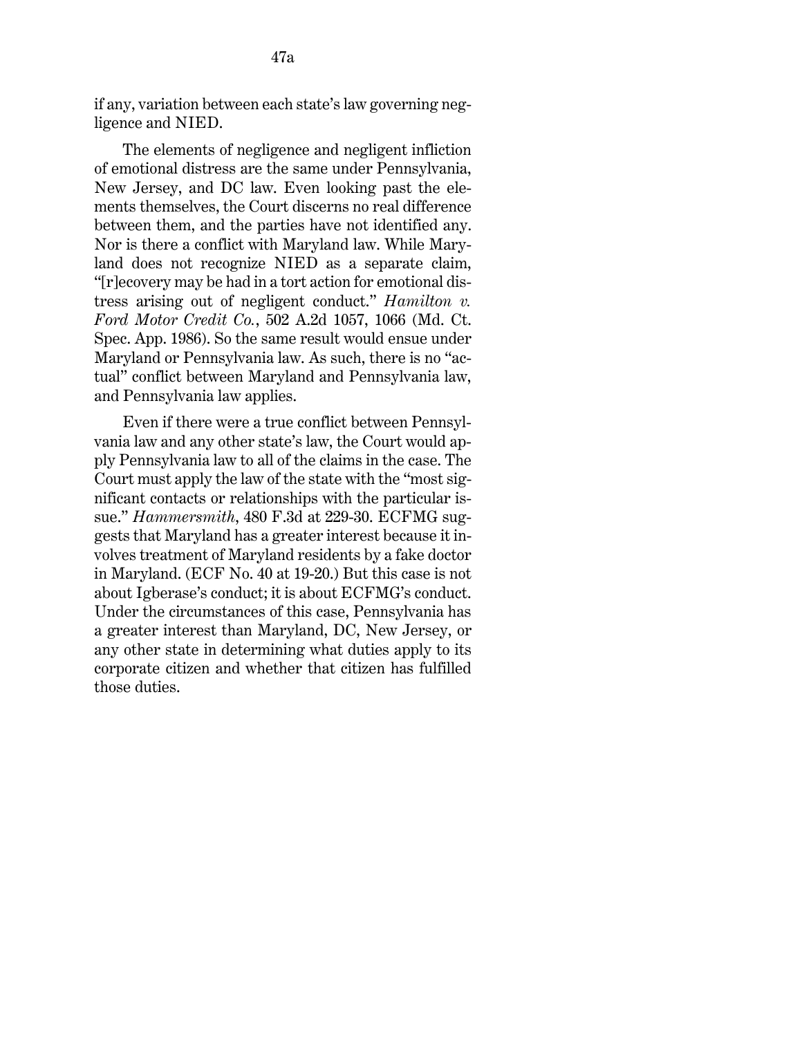if any, variation between each state's law governing negligence and NIED.

The elements of negligence and negligent infliction of emotional distress are the same under Pennsylvania, New Jersey, and DC law. Even looking past the elements themselves, the Court discerns no real difference between them, and the parties have not identified any. Nor is there a conflict with Maryland law. While Maryland does not recognize NIED as a separate claim, "[r]ecovery may be had in a tort action for emotional distress arising out of negligent conduct." *Hamilton v. Ford Motor Credit Co.*, 502 A.2d 1057, 1066 (Md. Ct. Spec. App. 1986). So the same result would ensue under Maryland or Pennsylvania law. As such, there is no "actual" conflict between Maryland and Pennsylvania law, and Pennsylvania law applies.

Even if there were a true conflict between Pennsylvania law and any other state's law, the Court would apply Pennsylvania law to all of the claims in the case. The Court must apply the law of the state with the "most significant contacts or relationships with the particular issue." *Hammersmith*, 480 F.3d at 229-30. ECFMG suggests that Maryland has a greater interest because it involves treatment of Maryland residents by a fake doctor in Maryland. (ECF No. 40 at 19-20.) But this case is not about Igberase's conduct; it is about ECFMG's conduct. Under the circumstances of this case, Pennsylvania has a greater interest than Maryland, DC, New Jersey, or any other state in determining what duties apply to its corporate citizen and whether that citizen has fulfilled those duties.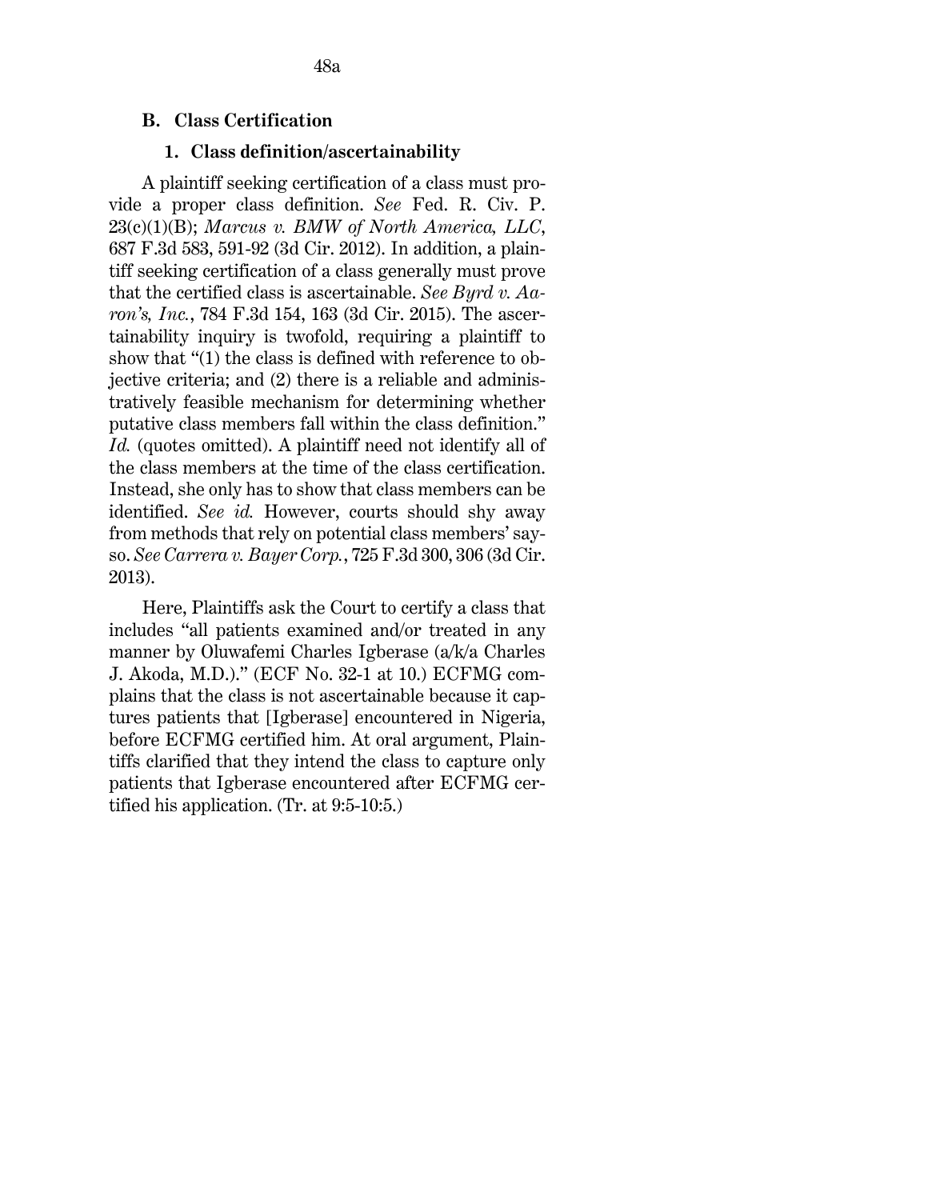### B. Class Certification

#### 1. Class definition/ascertainability

A plaintiff seeking certification of a class must provide a proper class definition. *See* Fed. R. Civ. P. 23(c)(1)(B); *Marcus v. BMW of North America, LLC*, 687 F.3d 583, 591-92 (3d Cir. 2012). In addition, a plaintiff seeking certification of a class generally must prove that the certified class is ascertainable. *See Byrd v. Aaron's, Inc.*, 784 F.3d 154, 163 (3d Cir. 2015). The ascertainability inquiry is twofold, requiring a plaintiff to show that "(1) the class is defined with reference to objective criteria; and (2) there is a reliable and administratively feasible mechanism for determining whether putative class members fall within the class definition." *Id.* (quotes omitted). A plaintiff need not identify all of the class members at the time of the class certification. Instead, she only has to show that class members can be identified. *See id.* However, courts should shy away from methods that rely on potential class members' say-so. *See Carrera v. Bayer Corp.*, 725 F.3d 300, 306 (3d Cir. 2013).

Here, Plaintiffs ask the Court to certify a class that includes "all patients examined and/or treated in any manner by Oluwafemi Charles Igberase (a/k/a Charles J. Akoda, M.D.)." (ECF No. 32-1 at 10.) ECFMG complains that the class is not ascertainable because it captures patients that [Igberase] encountered in Nigeria, before ECFMG certified him. At oral argument, Plaintiffs clarified that they intend the class to capture only patients that Igberase encountered after ECFMG certified his application. (Tr. at 9:5-10:5.)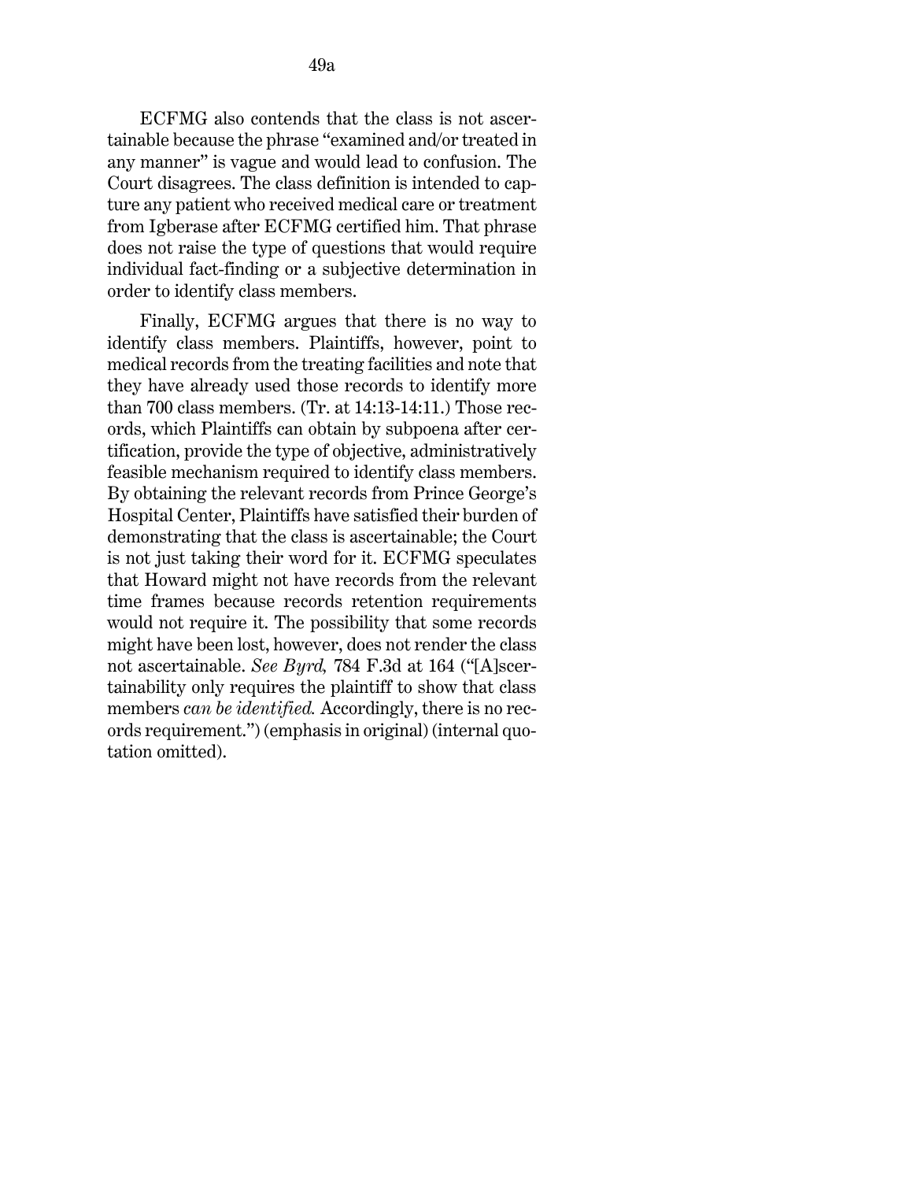ECFMG also contends that the class is not ascertainable because the phrase "examined and/or treated in any manner" is vague and would lead to confusion. The Court disagrees. The class definition is intended to capture any patient who received medical care or treatment from Igberase after ECFMG certified him. That phrase does not raise the type of questions that would require individual fact-finding or a subjective determination in order to identify class members.

Finally, ECFMG argues that there is no way to identify class members. Plaintiffs, however, point to medical records from the treating facilities and note that they have already used those records to identify more than 700 class members. (Tr. at 14:13-14:11.) Those records, which Plaintiffs can obtain by subpoena after certification, provide the type of objective, administratively feasible mechanism required to identify class members. By obtaining the relevant records from Prince George's Hospital Center, Plaintiffs have satisfied their burden of demonstrating that the class is ascertainable; the Court is not just taking their word for it. ECFMG speculates that Howard might not have records from the relevant time frames because records retention requirements would not require it. The possibility that some records might have been lost, however, does not render the class not ascertainable. *See Byrd,* 784 F.3d at 164 ("[A]scertainability only requires the plaintiff to show that class members *can be identified.* Accordingly, there is no records requirement.") (emphasis in original) (internal quotation omitted).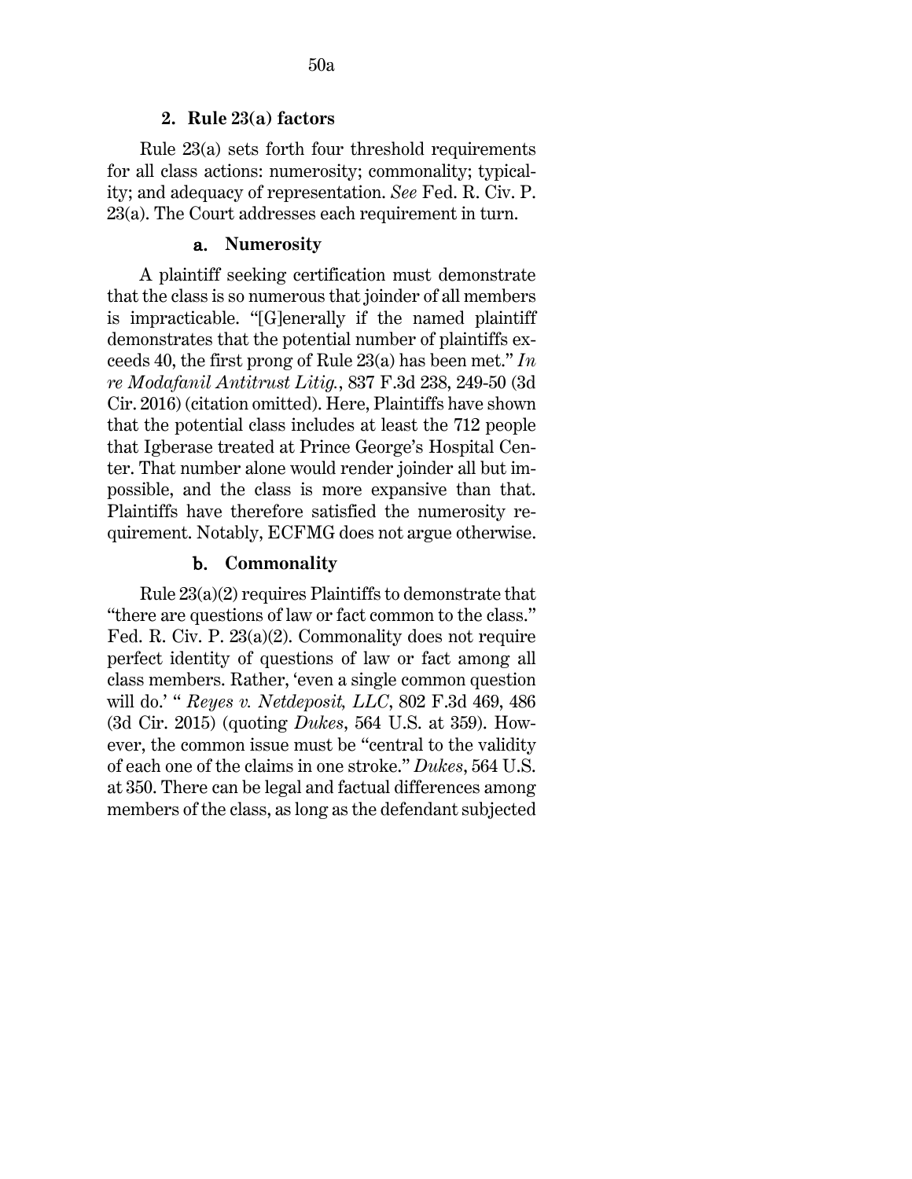### 2. Rule 23(a) factors

Rule 23(a) sets forth four threshold requirements for all class actions: numerosity; commonality; typicality; and adequacy of representation. *See* Fed. R. Civ. P. 23(a). The Court addresses each requirement in turn.

#### a. Numerosity

A plaintiff seeking certification must demonstrate that the class is so numerous that joinder of all members is impracticable. "[G]enerally if the named plaintiff demonstrates that the potential number of plaintiffs exceeds 40, the first prong of Rule 23(a) has been met." *In re Modafanil Antitrust Litig.*, 837 F.3d 238, 249-50 (3d Cir. 2016) (citation omitted). Here, Plaintiffs have shown that the potential class includes at least the 712 people that Igberase treated at Prince George's Hospital Center. That number alone would render joinder all but impossible, and the class is more expansive than that. Plaintiffs have therefore satisfied the numerosity requirement. Notably, ECFMG does not argue otherwise.

#### b. Commonality

Rule 23(a)(2) requires Plaintiffs to demonstrate that "there are questions of law or fact common to the class." Fed. R. Civ. P. 23(a)(2). Commonality does not require perfect identity of questions of law or fact among all class members. Rather, 'even a single common question will do.' " *Reyes v. Netdeposit, LLC*, 802 F.3d 469, 486 (3d Cir. 2015) (quoting *Dukes*, 564 U.S. at 359). However, the common issue must be "central to the validity of each one of the claims in one stroke." *Dukes*, 564 U.S. at 350. There can be legal and factual differences among members of the class, as long as the defendant subjected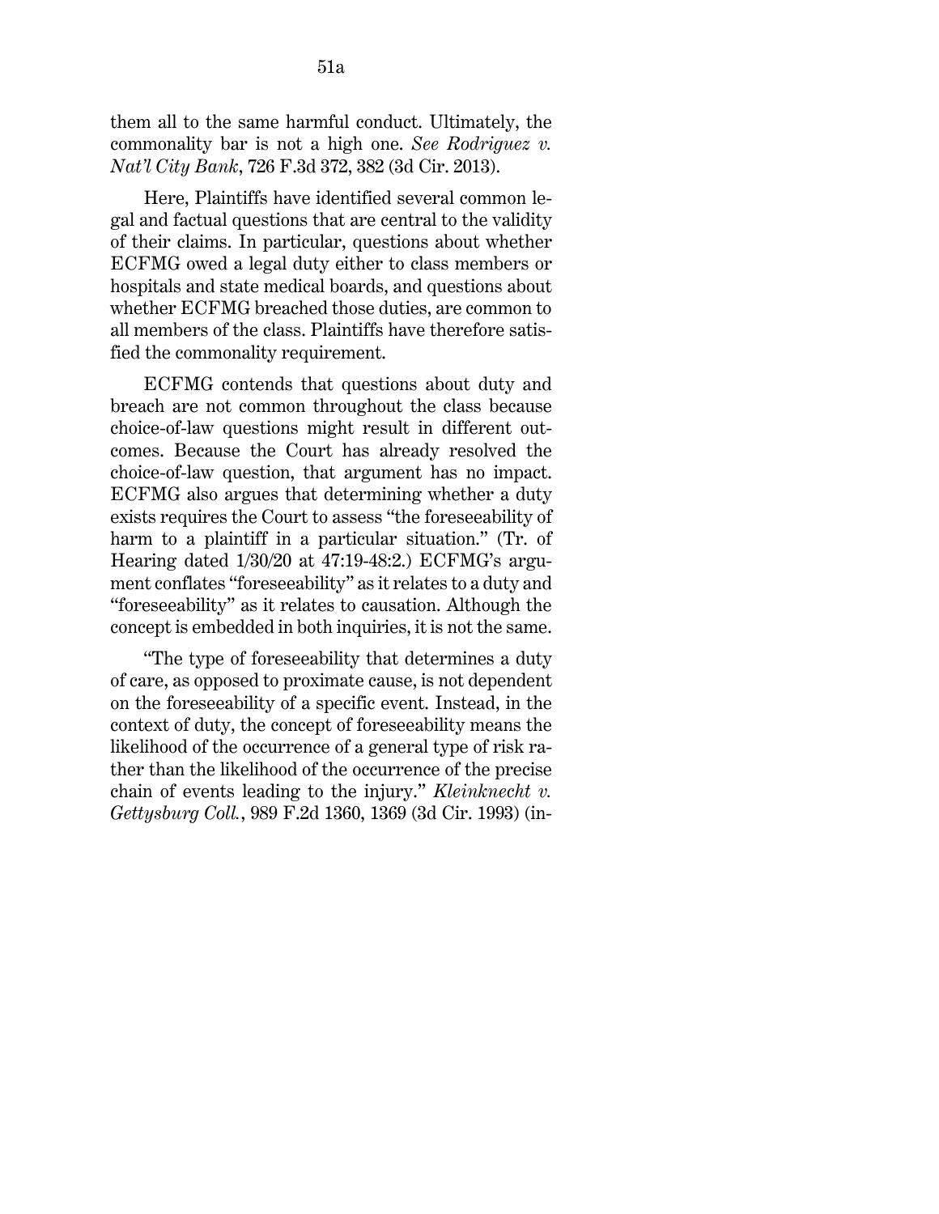them all to the same harmful conduct. Ultimately, the commonality bar is not a high one. *See Rodriguez v. Nat'l City Bank*, 726 F.3d 372, 382 (3d Cir. 2013).

Here, Plaintiffs have identified several common legal and factual questions that are central to the validity of their claims. In particular, questions about whether ECFMG owed a legal duty either to class members or hospitals and state medical boards, and questions about whether ECFMG breached those duties, are common to all members of the class. Plaintiffs have therefore satisfied the commonality requirement.

ECFMG contends that questions about duty and breach are not common throughout the class because choice-of-law questions might result in different outcomes. Because the Court has already resolved the choice-of-law question, that argument has no impact. ECFMG also argues that determining whether a duty exists requires the Court to assess "the foreseeability of harm to a plaintiff in a particular situation." (Tr. of Hearing dated 1/30/20 at 47:19-48:2.) ECFMG's argument conflates "foreseeability" as it relates to a duty and "foreseeability" as it relates to causation. Although the concept is embedded in both inquiries, it is not the same.

"The type of foreseeability that determines a duty of care, as opposed to proximate cause, is not dependent on the foreseeability of a specific event. Instead, in the context of duty, the concept of foreseeability means the likelihood of the occurrence of a general type of risk rather than the likelihood of the occurrence of the precise chain of events leading to the injury." *Kleinknecht v. Gettysburg Coll.*, 989 F.2d 1360, 1369 (3d Cir. 1993) (in-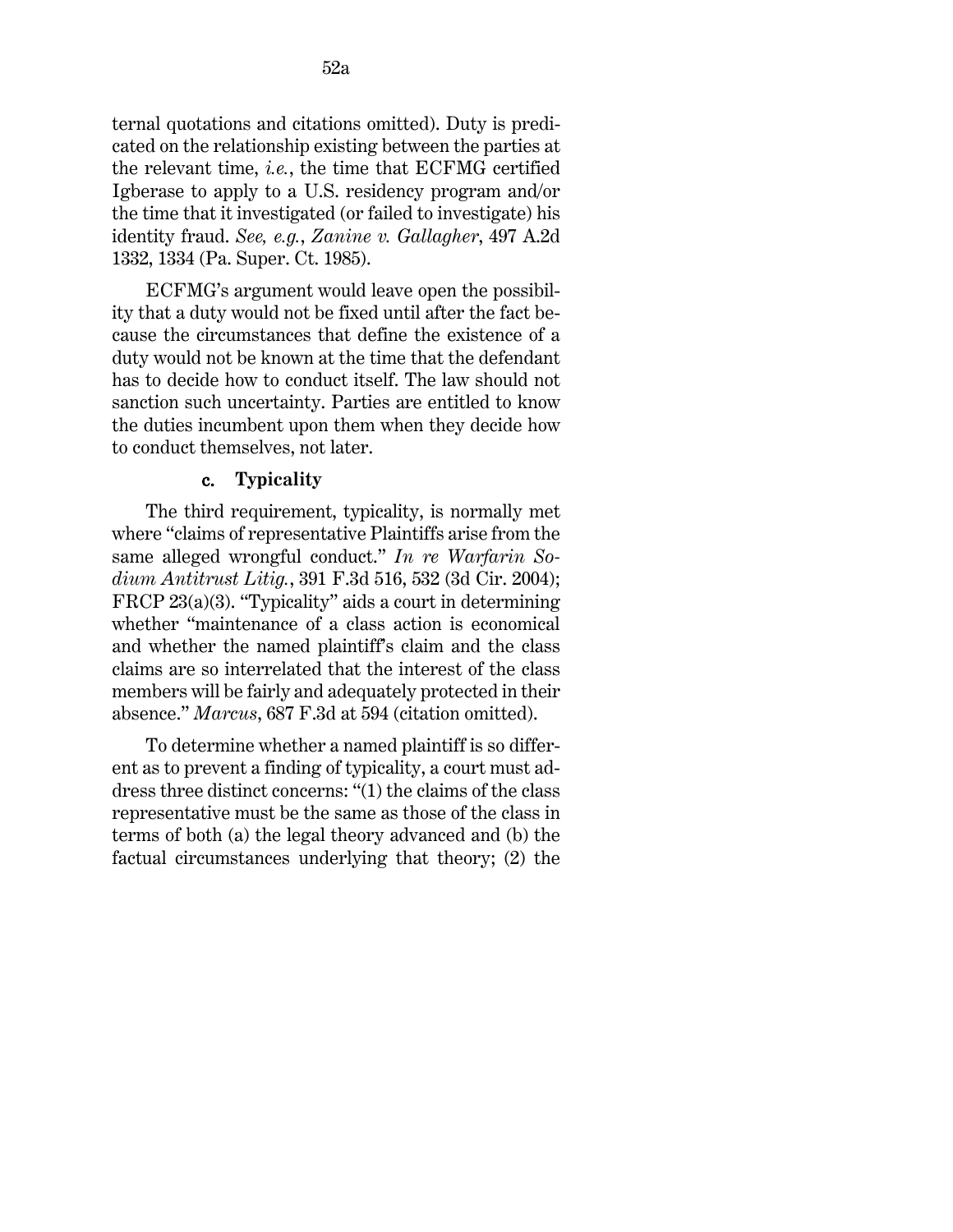ternal quotations and citations omitted). Duty is predicated on the relationship existing between the parties at the relevant time, *i.e.*, the time that ECFMG certified Igberase to apply to a U.S. residency program and/or the time that it investigated (or failed to investigate) his identity fraud. *See, e.g.*, *Zanine v. Gallagher*, 497 A.2d 1332, 1334 (Pa. Super. Ct. 1985).

ECFMG's argument would leave open the possibility that a duty would not be fixed until after the fact because the circumstances that define the existence of a duty would not be known at the time that the defendant has to decide how to conduct itself. The law should not sanction such uncertainty. Parties are entitled to know the duties incumbent upon them when they decide how to conduct themselves, not later.

#### c. Typicality

The third requirement, typicality, is normally met where "claims of representative Plaintiffs arise from the same alleged wrongful conduct." *In re Warfarin Sodium Antitrust Litig.*, 391 F.3d 516, 532 (3d Cir. 2004); FRCP 23(a)(3). "Typicality" aids a court in determining whether "maintenance of a class action is economical and whether the named plaintiff's claim and the class claims are so interrelated that the interest of the class members will be fairly and adequately protected in their absence." *Marcus*, 687 F.3d at 594 (citation omitted).

To determine whether a named plaintiff is so different as to prevent a finding of typicality, a court must address three distinct concerns: "(1) the claims of the class representative must be the same as those of the class in terms of both (a) the legal theory advanced and (b) the factual circumstances underlying that theory; (2) the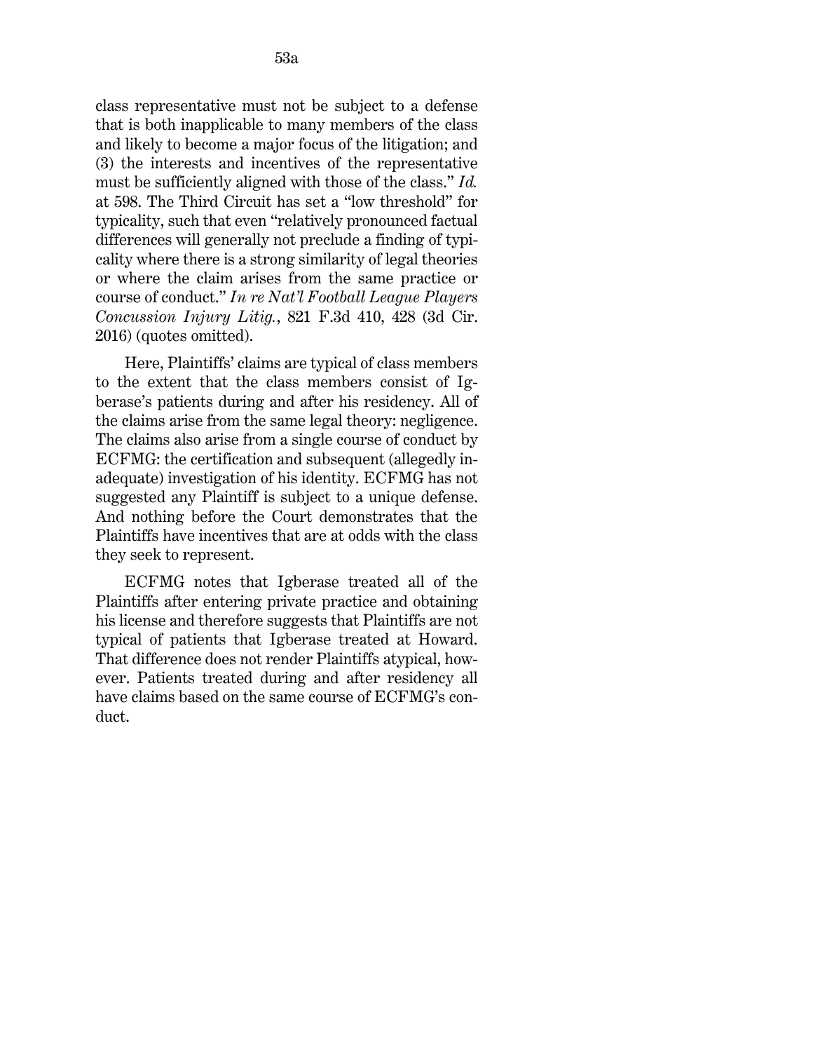class representative must not be subject to a defense that is both inapplicable to many members of the class and likely to become a major focus of the litigation; and (3) the interests and incentives of the representative must be sufficiently aligned with those of the class." *Id.* at 598. The Third Circuit has set a "low threshold" for typicality, such that even "relatively pronounced factual differences will generally not preclude a finding of typicality where there is a strong similarity of legal theories or where the claim arises from the same practice or course of conduct." *In re Nat'l Football League Players Concussion Injury Litig.*, 821 F.3d 410, 428 (3d Cir. 2016) (quotes omitted).

Here, Plaintiffs' claims are typical of class members to the extent that the class members consist of Igberase's patients during and after his residency. All of the claims arise from the same legal theory: negligence. The claims also arise from a single course of conduct by ECFMG: the certification and subsequent (allegedly inadequate) investigation of his identity. ECFMG has not suggested any Plaintiff is subject to a unique defense. And nothing before the Court demonstrates that the Plaintiffs have incentives that are at odds with the class they seek to represent.

ECFMG notes that Igberase treated all of the Plaintiffs after entering private practice and obtaining his license and therefore suggests that Plaintiffs are not typical of patients that Igberase treated at Howard. That difference does not render Plaintiffs atypical, however. Patients treated during and after residency all have claims based on the same course of ECFMG's conduct.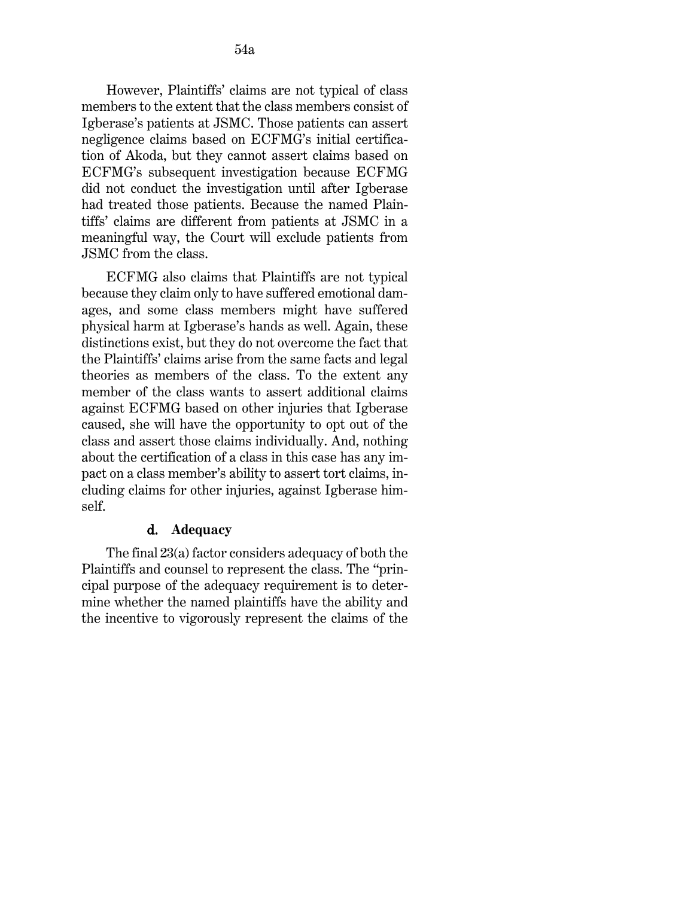However, Plaintiffs' claims are not typical of class members to the extent that the class members consist of Igberase's patients at JSMC. Those patients can assert negligence claims based on ECFMG's initial certification of Akoda, but they cannot assert claims based on ECFMG's subsequent investigation because ECFMG did not conduct the investigation until after Igberase had treated those patients. Because the named Plaintiffs' claims are different from patients at JSMC in a meaningful way, the Court will exclude patients from JSMC from the class.

ECFMG also claims that Plaintiffs are not typical because they claim only to have suffered emotional damages, and some class members might have suffered physical harm at Igberase's hands as well. Again, these distinctions exist, but they do not overcome the fact that the Plaintiffs' claims arise from the same facts and legal theories as members of the class. To the extent any member of the class wants to assert additional claims against ECFMG based on other injuries that Igberase caused, she will have the opportunity to opt out of the class and assert those claims individually. And, nothing about the certification of a class in this case has any impact on a class member's ability to assert tort claims, including claims for other injuries, against Igberase himself.

#### d. Adequacy

The final 23(a) factor considers adequacy of both the Plaintiffs and counsel to represent the class. The "principal purpose of the adequacy requirement is to determine whether the named plaintiffs have the ability and the incentive to vigorously represent the claims of the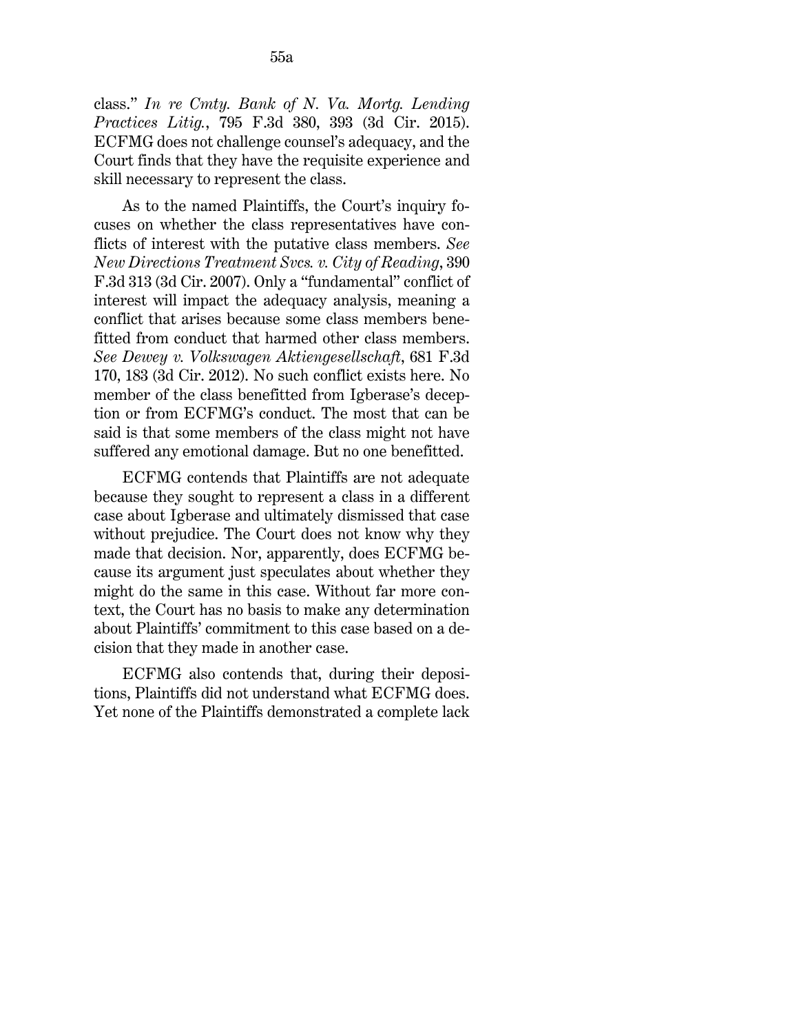class." *In re Cmty. Bank of N. Va. Mortg. Lending Practices Litig.*, 795 F.3d 380, 393 (3d Cir. 2015). ECFMG does not challenge counsel's adequacy, and the Court finds that they have the requisite experience and skill necessary to represent the class.

As to the named Plaintiffs, the Court's inquiry focuses on whether the class representatives have conflicts of interest with the putative class members. *See New Directions Treatment Svcs. v. City of Reading*, 390 F.3d 313 (3d Cir. 2007). Only a "fundamental" conflict of interest will impact the adequacy analysis, meaning a conflict that arises because some class members benefitted from conduct that harmed other class members. *See Dewey v. Volkswagen Aktiengesellschaft*, 681 F.3d 170, 183 (3d Cir. 2012). No such conflict exists here. No member of the class benefitted from Igberase's deception or from ECFMG's conduct. The most that can be said is that some members of the class might not have suffered any emotional damage. But no one benefitted.

ECFMG contends that Plaintiffs are not adequate because they sought to represent a class in a different case about Igberase and ultimately dismissed that case without prejudice. The Court does not know why they made that decision. Nor, apparently, does ECFMG because its argument just speculates about whether they might do the same in this case. Without far more context, the Court has no basis to make any determination about Plaintiffs' commitment to this case based on a decision that they made in another case.

ECFMG also contends that, during their depositions, Plaintiffs did not understand what ECFMG does. Yet none of the Plaintiffs demonstrated a complete lack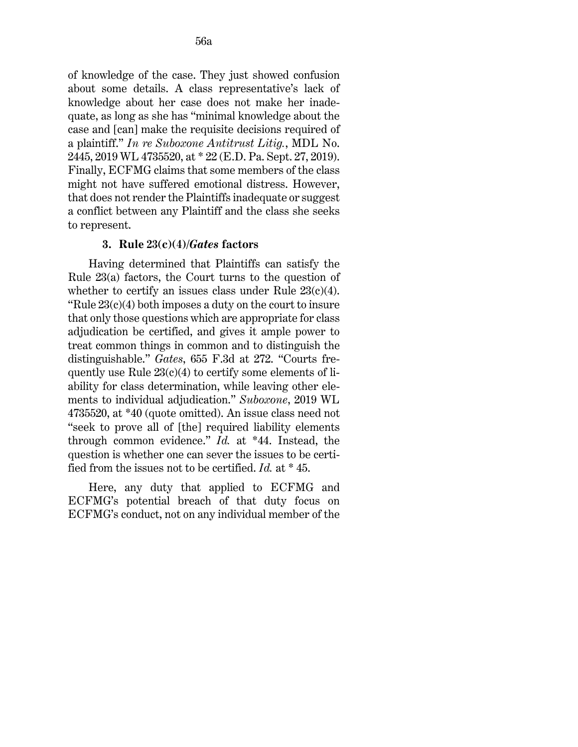of knowledge of the case. They just showed confusion about some details. A class representative's lack of knowledge about her case does not make her inadequate, as long as she has "minimal knowledge about the case and [can] make the requisite decisions required of a plaintiff." *In re Suboxone Antitrust Litig.*, MDL No. 2445, 2019 WL 4735520, at * 22 (E.D. Pa. Sept. 27, 2019). Finally, ECFMG claims that some members of the class might not have suffered emotional distress. However, that does not render the Plaintiffs inadequate or suggest a conflict between any Plaintiff and the class she seeks to represent.

### 3. Rule 23(c)(4)/*Gates* factors

Having determined that Plaintiffs can satisfy the Rule 23(a) factors, the Court turns to the question of whether to certify an issues class under Rule 23(c)(4). "Rule 23(c)(4) both imposes a duty on the court to insure that only those questions which are appropriate for class adjudication be certified, and gives it ample power to treat common things in common and to distinguish the distinguishable." *Gates*, 655 F.3d at 272. "Courts frequently use Rule 23(c)(4) to certify some elements of liability for class determination, while leaving other elements to individual adjudication." *Suboxone*, 2019 WL 4735520, at *40 (quote omitted). An issue class need not "seek to prove all of [the] required liability elements through common evidence." *Id.* at *44. Instead, the question is whether one can sever the issues to be certified from the issues not to be certified. *Id.* at * 45.

Here, any duty that applied to ECFMG and ECFMG's potential breach of that duty focus on ECFMG's conduct, not on any individual member of the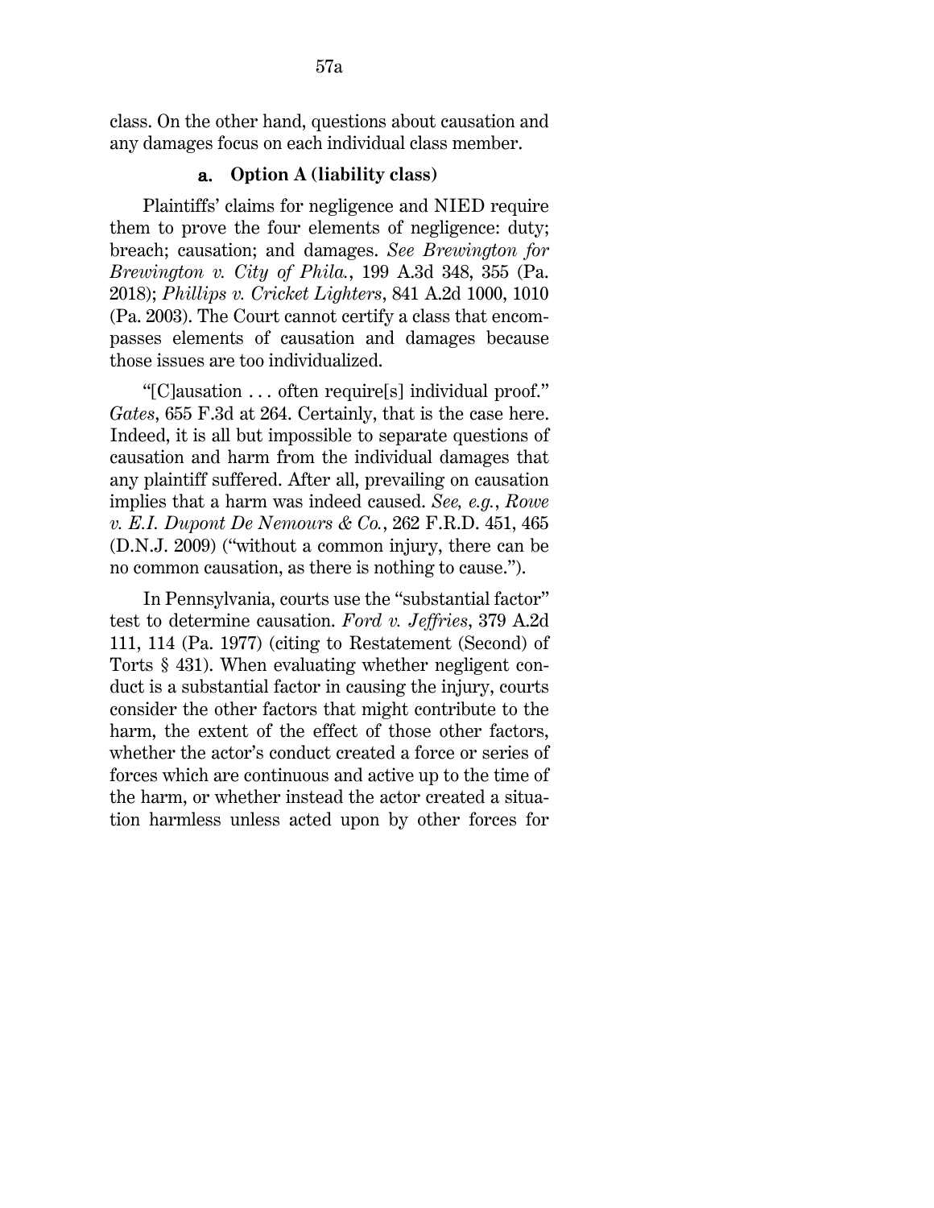class. On the other hand, questions about causation and any damages focus on each individual class member.

#### a. **Option A (liability class)**

Plaintiffs' claims for negligence and NIED require them to prove the four elements of negligence: duty; breach; causation; and damages. *See Brewington for Brewington v. City of Phila.*, 199 A.3d 348, 355 (Pa. 2018); *Phillips v. Cricket Lighters*, 841 A.2d 1000, 1010 (Pa. 2003). The Court cannot certify a class that encompasses elements of causation and damages because those issues are too individualized.

"[C]ausation . . . often require[s] individual proof." *Gates*, 655 F.3d at 264. Certainly, that is the case here. Indeed, it is all but impossible to separate questions of causation and harm from the individual damages that any plaintiff suffered. After all, prevailing on causation implies that a harm was indeed caused. *See, e.g.*, *Rowe v. E.I. Dupont De Nemours & Co.*, 262 F.R.D. 451, 465 (D.N.J. 2009) ("without a common injury, there can be no common causation, as there is nothing to cause.").

In Pennsylvania, courts use the "substantial factor" test to determine causation. *Ford v. Jeffries*, 379 A.2d 111, 114 (Pa. 1977) (citing to Restatement (Second) of Torts § 431). When evaluating whether negligent conduct is a substantial factor in causing the injury, courts consider the other factors that might contribute to the harm, the extent of the effect of those other factors, whether the actor's conduct created a force or series of forces which are continuous and active up to the time of the harm, or whether instead the actor created a situation harmless unless acted upon by other forces for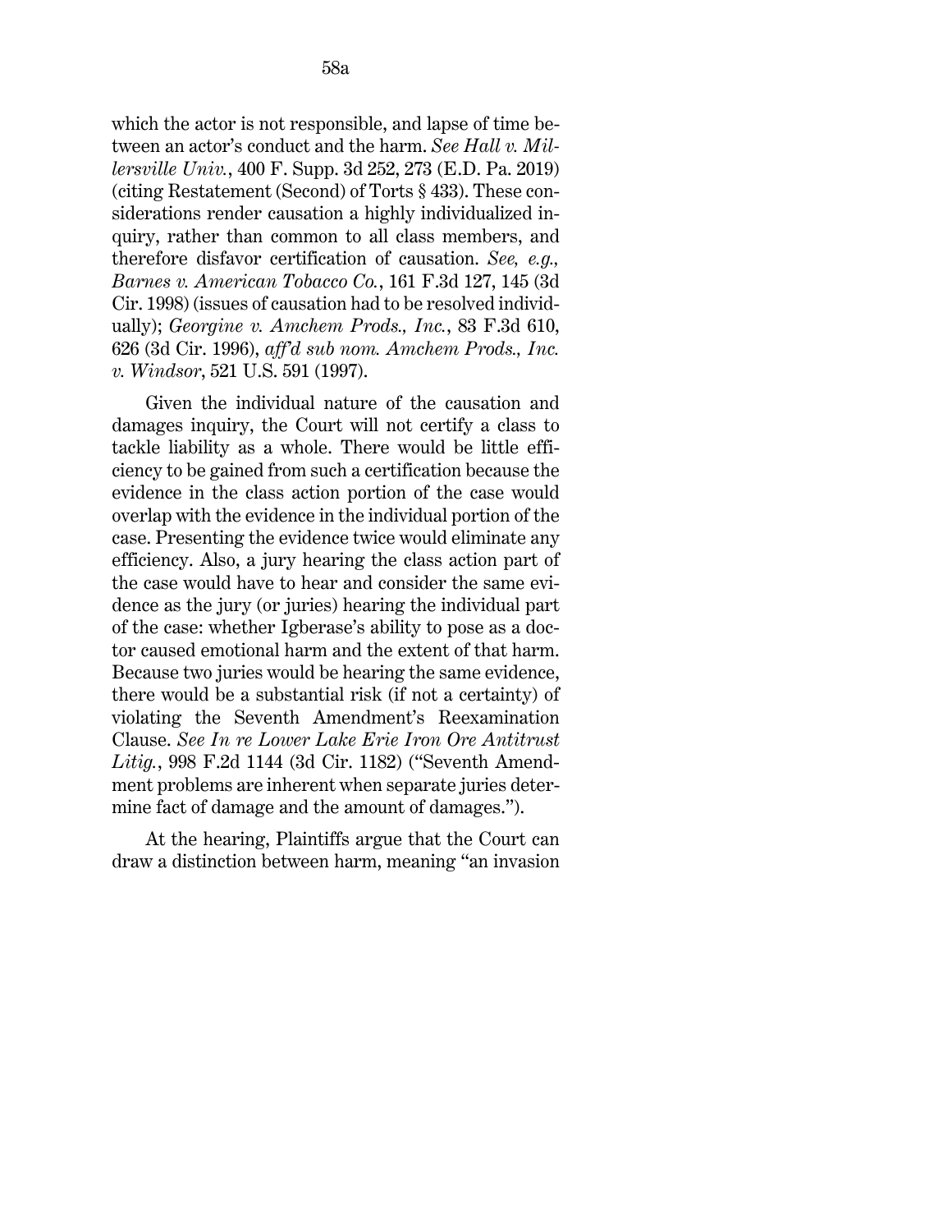which the actor is not responsible, and lapse of time between an actor's conduct and the harm. *See Hall v. Millersville Univ.*, 400 F. Supp. 3d 252, 273 (E.D. Pa. 2019) (citing Restatement (Second) of Torts § 433). These considerations render causation a highly individualized inquiry, rather than common to all class members, and therefore disfavor certification of causation. *See, e.g., Barnes v. American Tobacco Co.*, 161 F.3d 127, 145 (3d Cir. 1998) (issues of causation had to be resolved individually); *Georgine v. Amchem Prods., Inc.*, 83 F.3d 610, 626 (3d Cir. 1996), *aff'd sub nom. Amchem Prods., Inc. v. Windsor*, 521 U.S. 591 (1997).

Given the individual nature of the causation and damages inquiry, the Court will not certify a class to tackle liability as a whole. There would be little efficiency to be gained from such a certification because the evidence in the class action portion of the case would overlap with the evidence in the individual portion of the case. Presenting the evidence twice would eliminate any efficiency. Also, a jury hearing the class action part of the case would have to hear and consider the same evidence as the jury (or juries) hearing the individual part of the case: whether Igberase's ability to pose as a doctor caused emotional harm and the extent of that harm. Because two juries would be hearing the same evidence, there would be a substantial risk (if not a certainty) of violating the Seventh Amendment's Reexamination Clause. *See In re Lower Lake Erie Iron Ore Antitrust Litig.*, 998 F.2d 1144 (3d Cir. 1182) ("Seventh Amendment problems are inherent when separate juries determine fact of damage and the amount of damages.").

At the hearing, Plaintiffs argue that the Court can draw a distinction between harm, meaning "an invasion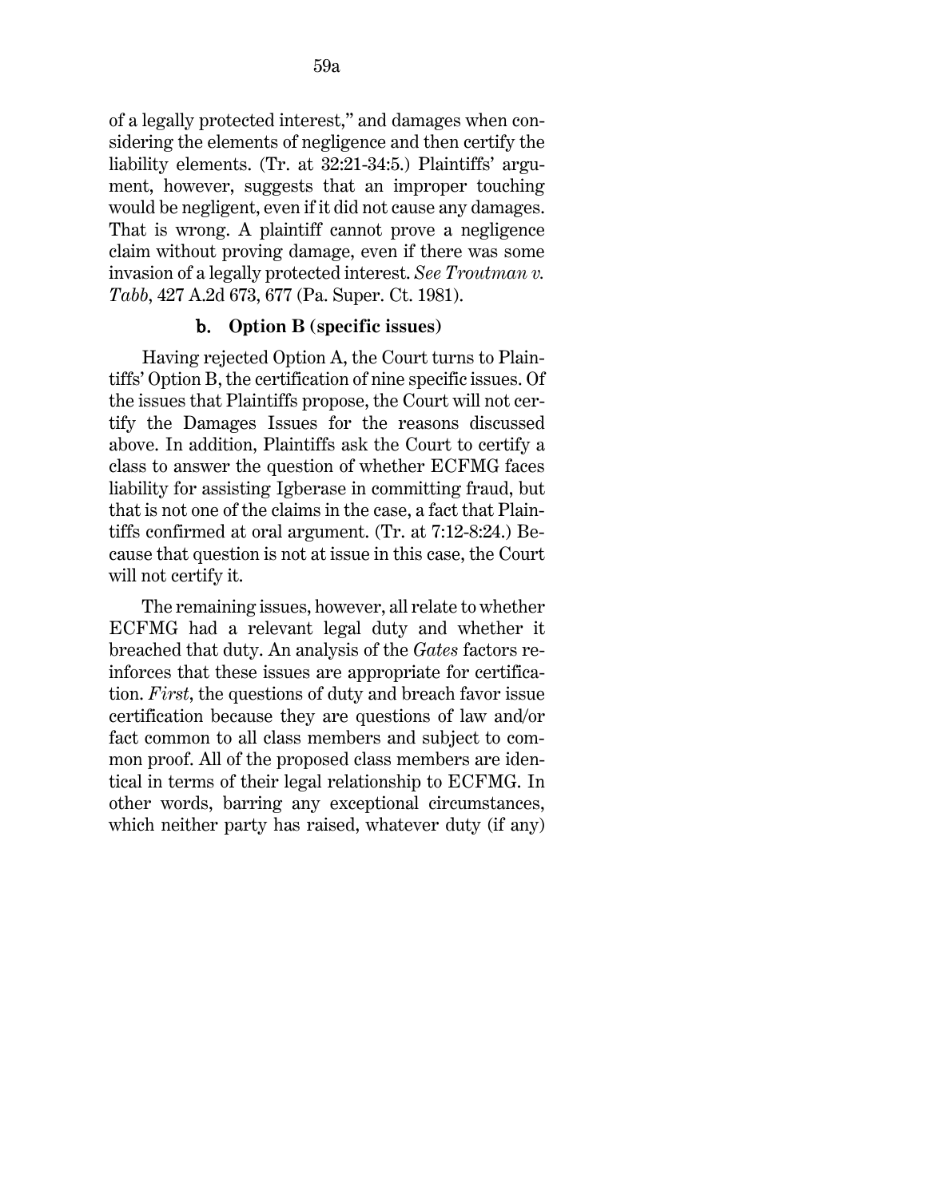of a legally protected interest," and damages when considering the elements of negligence and then certify the liability elements. (Tr. at 32:21-34:5.) Plaintiffs' argument, however, suggests that an improper touching would be negligent, even if it did not cause any damages. That is wrong. A plaintiff cannot prove a negligence claim without proving damage, even if there was some invasion of a legally protected interest. *See Troutman v. Tabb*, 427 A.2d 673, 677 (Pa. Super. Ct. 1981).

#### b. Option B (specific issues)

Having rejected Option A, the Court turns to Plaintiffs' Option B, the certification of nine specific issues. Of the issues that Plaintiffs propose, the Court will not certify the Damages Issues for the reasons discussed above. In addition, Plaintiffs ask the Court to certify a class to answer the question of whether ECFMG faces liability for assisting Igberase in committing fraud, but that is not one of the claims in the case, a fact that Plaintiffs confirmed at oral argument. (Tr. at 7:12-8:24.) Because that question is not at issue in this case, the Court will not certify it.

The remaining issues, however, all relate to whether ECFMG had a relevant legal duty and whether it breached that duty. An analysis of the *Gates* factors reinforces that these issues are appropriate for certification. *First*, the questions of duty and breach favor issue certification because they are questions of law and/or fact common to all class members and subject to common proof. All of the proposed class members are identical in terms of their legal relationship to ECFMG. In other words, barring any exceptional circumstances, which neither party has raised, whatever duty (if any)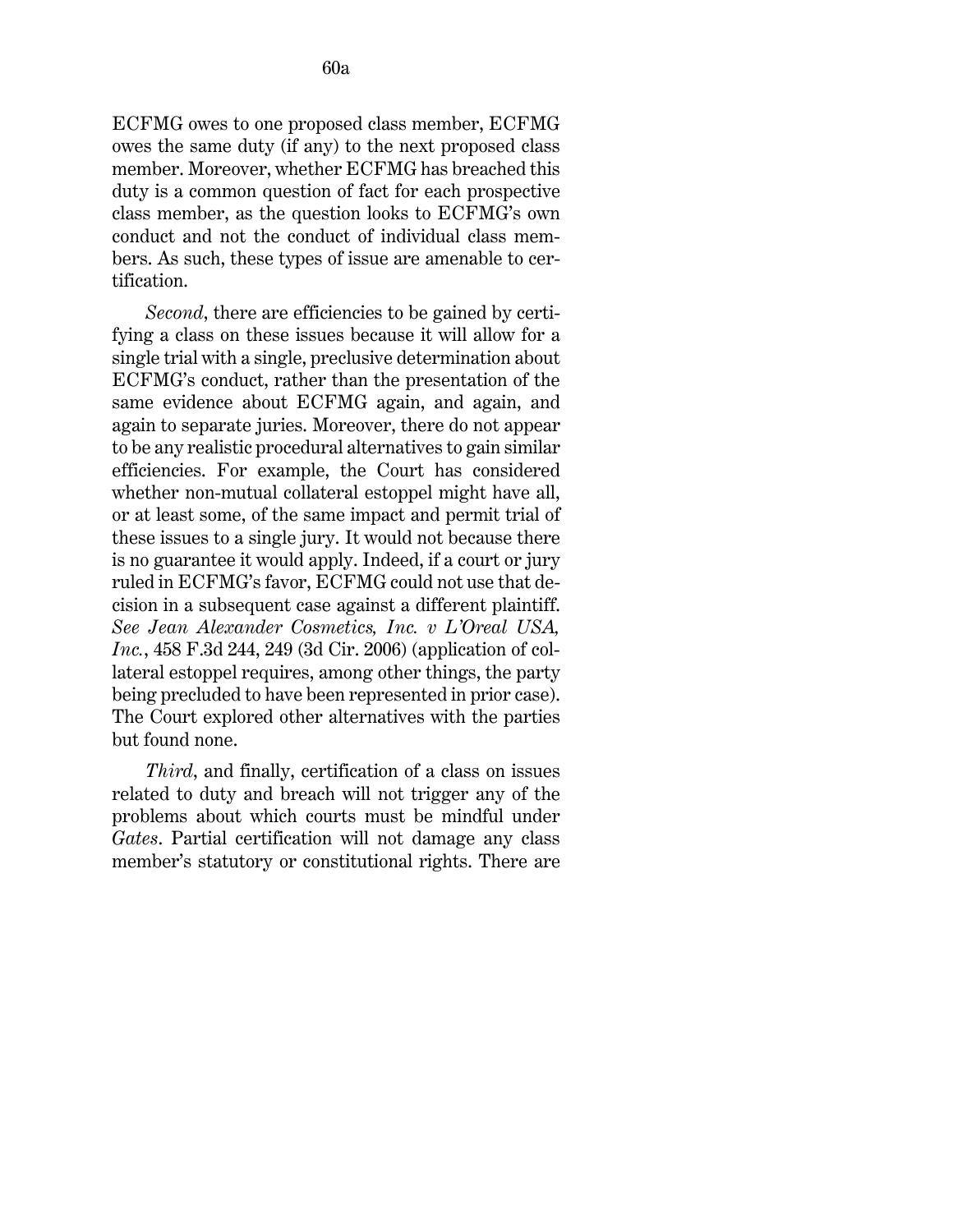ECFMG owes to one proposed class member, ECFMG owes the same duty (if any) to the next proposed class member. Moreover, whether ECFMG has breached this duty is a common question of fact for each prospective class member, as the question looks to ECFMG's own conduct and not the conduct of individual class members. As such, these types of issue are amenable to certification.

*Second*, there are efficiencies to be gained by certifying a class on these issues because it will allow for a single trial with a single, preclusive determination about ECFMG's conduct, rather than the presentation of the same evidence about ECFMG again, and again, and again to separate juries. Moreover, there do not appear to be any realistic procedural alternatives to gain similar efficiencies. For example, the Court has considered whether non-mutual collateral estoppel might have all, or at least some, of the same impact and permit trial of these issues to a single jury. It would not because there is no guarantee it would apply. Indeed, if a court or jury ruled in ECFMG's favor, ECFMG could not use that decision in a subsequent case against a different plaintiff. *See Jean Alexander Cosmetics, Inc. v L'Oreal USA, Inc.*, 458 F.3d 244, 249 (3d Cir. 2006) (application of collateral estoppel requires, among other things, the party being precluded to have been represented in prior case). The Court explored other alternatives with the parties but found none.

*Third*, and finally, certification of a class on issues related to duty and breach will not trigger any of the problems about which courts must be mindful under *Gates*. Partial certification will not damage any class member's statutory or constitutional rights. There are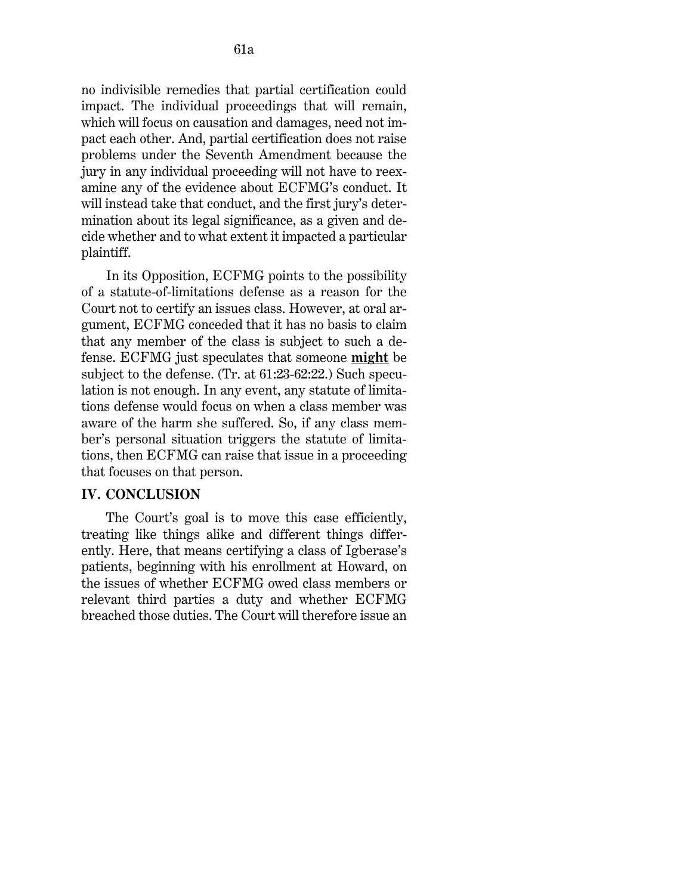no indivisible remedies that partial certification could impact. The individual proceedings that will remain, which will focus on causation and damages, need not impact each other. And, partial certification does not raise problems under the Seventh Amendment because the jury in any individual proceeding will not have to reexamine any of the evidence about ECFMG's conduct. It will instead take that conduct, and the first jury's determination about its legal significance, as a given and decide whether and to what extent it impacted a particular plaintiff.

In its Opposition, ECFMG points to the possibility of a statute-of-limitations defense as a reason for the Court not to certify an issues class. However, at oral argument, ECFMG conceded that it has no basis to claim that any member of the class is subject to such a defense. ECFMG just speculates that someone **<u>might</u>** be subject to the defense. (Tr. at 61:23-62:22.) Such speculation is not enough. In any event, any statute of limitations defense would focus on when a class member was aware of the harm she suffered. So, if any class member's personal situation triggers the statute of limitations, then ECFMG can raise that issue in a proceeding that focuses on that person.

## IV. CONCLUSION

The Court's goal is to move this case efficiently, treating like things alike and different things differently. Here, that means certifying a class of Igberase's patients, beginning with his enrollment at Howard, on the issues of whether ECFMG owed class members or relevant third parties a duty and whether ECFMG breached those duties. The Court will therefore issue an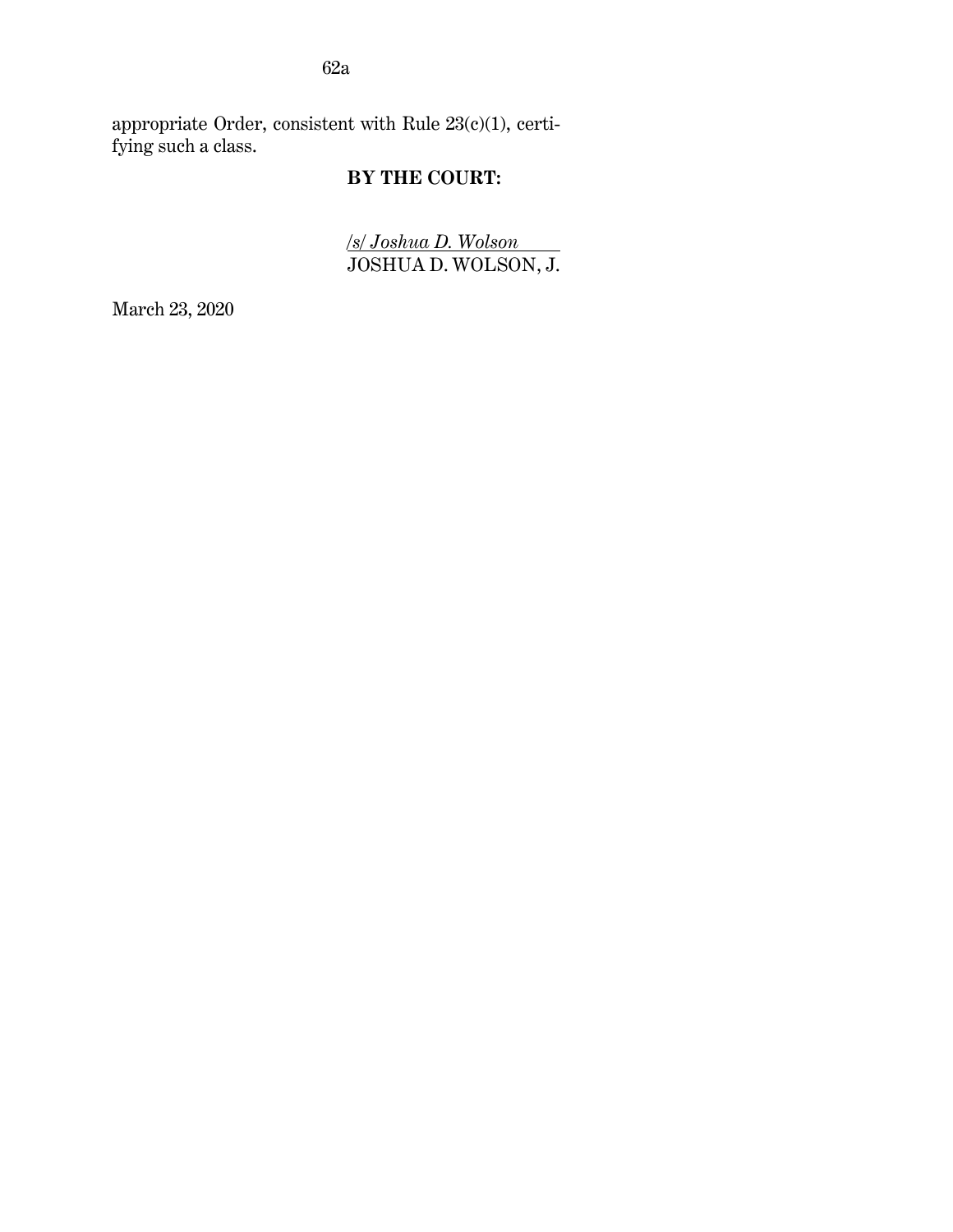appropriate Order, consistent with Rule 23(c)(1), certifying such a class.

**BY THE COURT:**

*/s/ Joshua D. Wolson*
JOSHUA D. WOLSON, J.

March 23, 2020